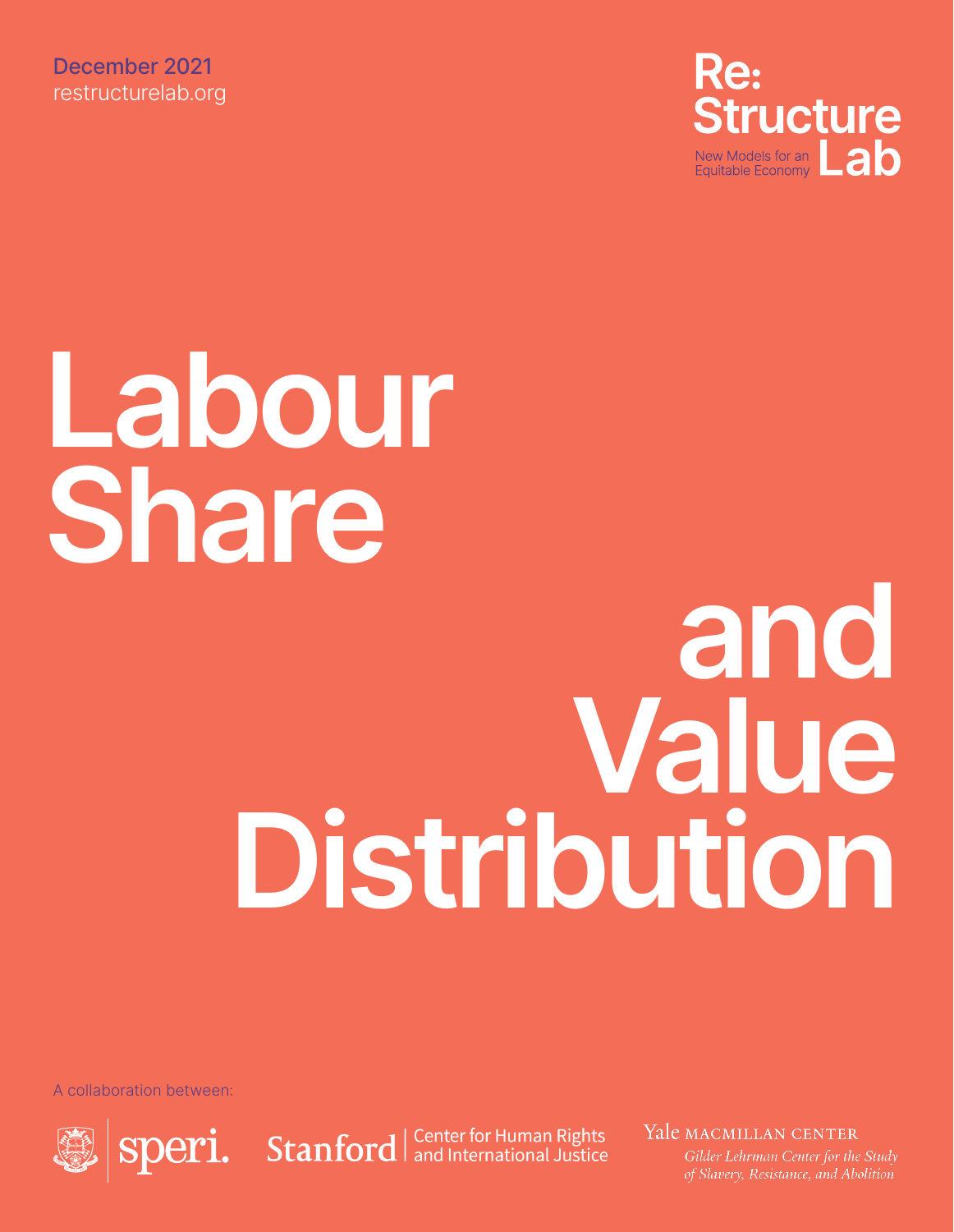December 2021
restructurelab.org

Re:
Structure
Lab
New Models for an Equitable Economy

# Labour Share and Value Distribution

A collaboration between:

speri.

Stanford | Center for Human Rights and International Justice

Yale MACMILLAN CENTER
Gilder Lehrman Center for the Study of Slavery, Resistance, and Abolition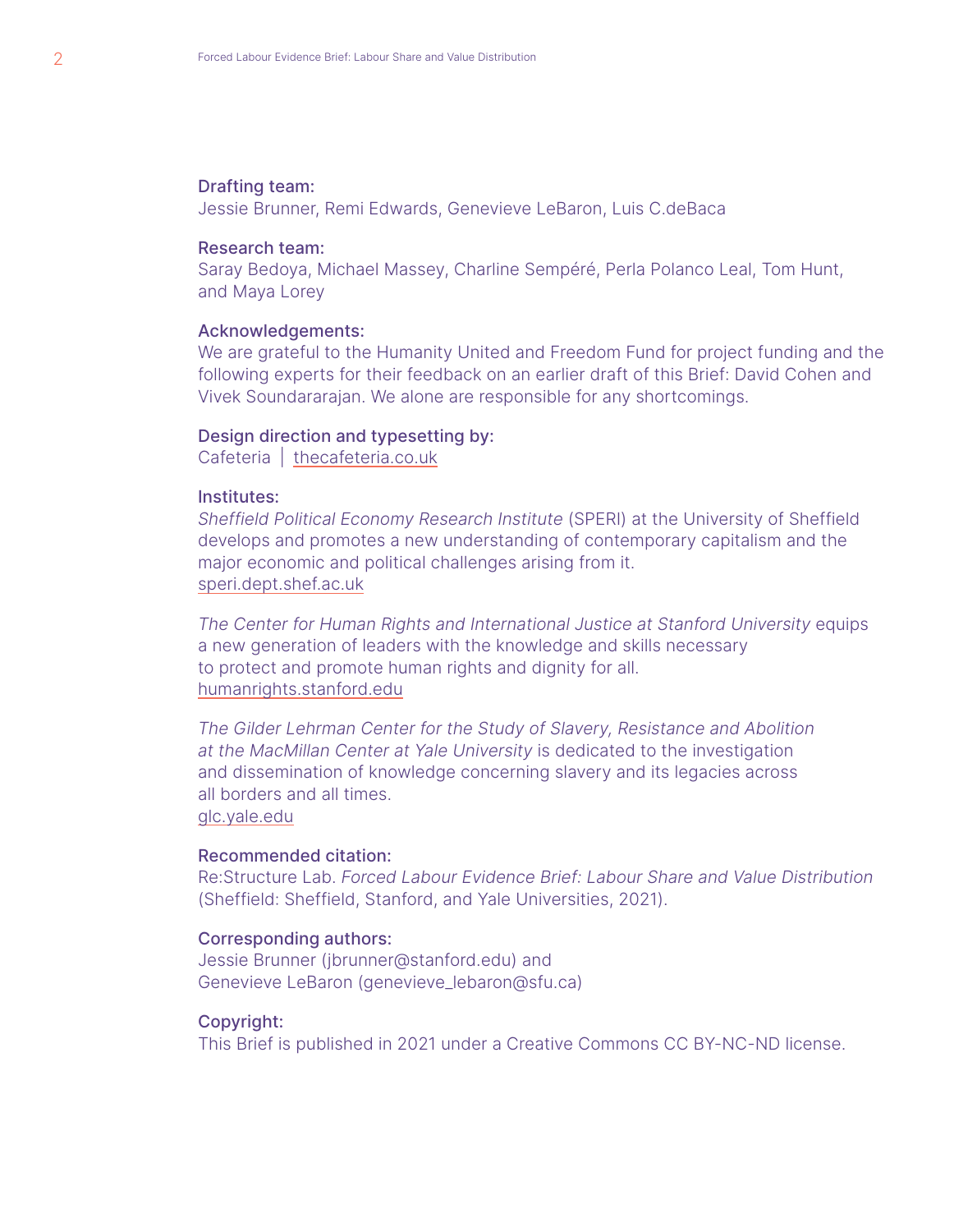**Drafting team:**
Jessie Brunner, Remi Edwards, Genevieve LeBaron, Luis C.deBaca

**Research team:**
Saray Bedoya, Michael Massey, Charline Sempéré, Perla Polanco Leal, Tom Hunt, and Maya Lorey

**Acknowledgements:**
We are grateful to the Humanity United and Freedom Fund for project funding and the following experts for their feedback on an earlier draft of this Brief: David Cohen and Vivek Soundararajan. We alone are responsible for any shortcomings.

**Design direction and typesetting by:**
Cafeteria | thecafeteria.co.uk

**Institutes:**
*Sheffield Political Economy Research Institute* (SPERI) at the University of Sheffield develops and promotes a new understanding of contemporary capitalism and the major economic and political challenges arising from it.
speri.dept.shef.ac.uk

*The Center for Human Rights and International Justice at Stanford University* equips a new generation of leaders with the knowledge and skills necessary to protect and promote human rights and dignity for all.
humanrights.stanford.edu

*The Gilder Lehrman Center for the Study of Slavery, Resistance and Abolition at the MacMillan Center at Yale University* is dedicated to the investigation and dissemination of knowledge concerning slavery and its legacies across all borders and all times.
glc.yale.edu

**Recommended citation:**
Re:Structure Lab. *Forced Labour Evidence Brief: Labour Share and Value Distribution* (Sheffield: Sheffield, Stanford, and Yale Universities, 2021).

**Corresponding authors:**
Jessie Brunner (jbrunner@stanford.edu) and
Genevieve LeBaron (genevieve_lebaron@sfu.ca)

**Copyright:**
This Brief is published in 2021 under a Creative Commons CC BY-NC-ND license.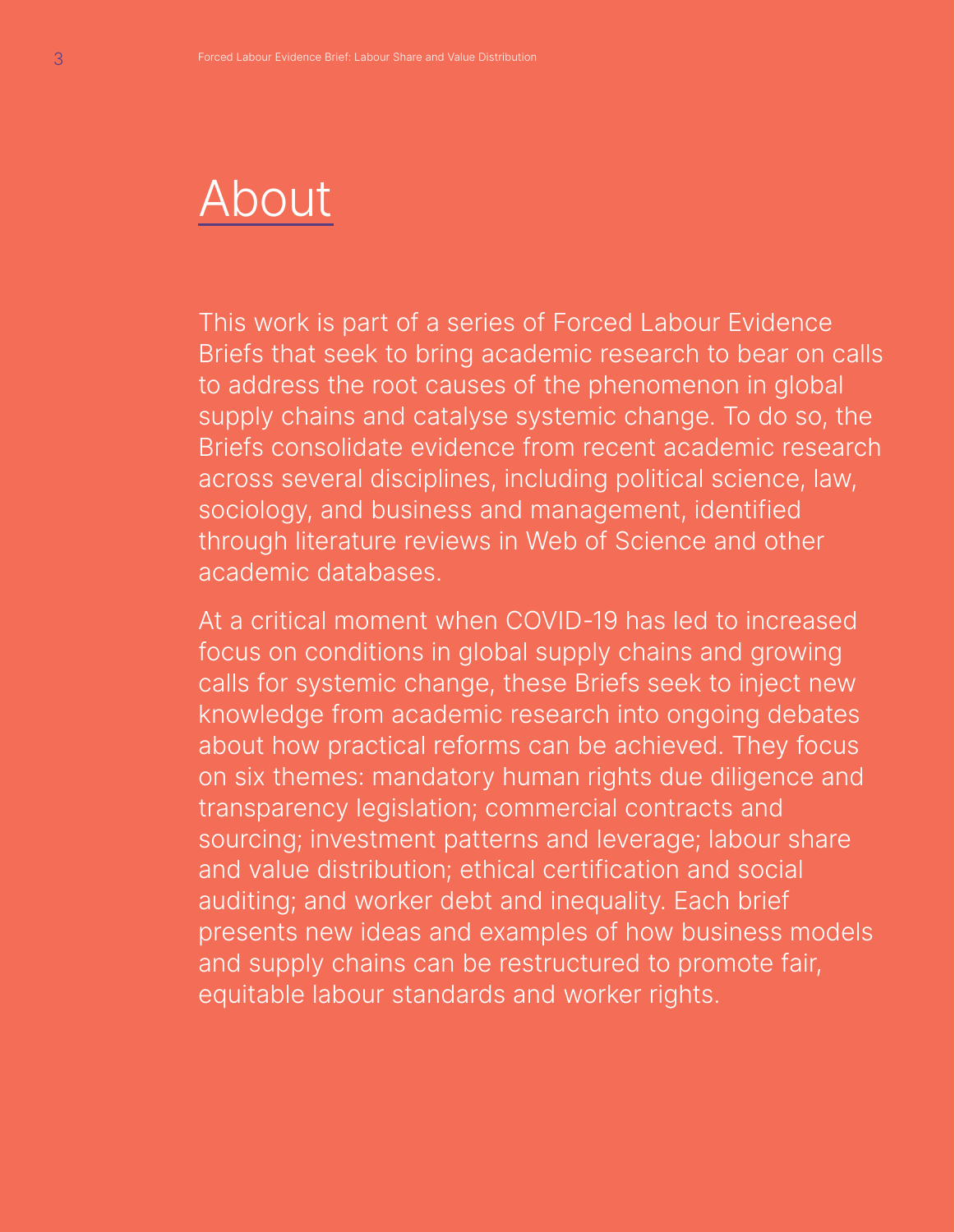# About

This work is part of a series of Forced Labour Evidence Briefs that seek to bring academic research to bear on calls to address the root causes of the phenomenon in global supply chains and catalyse systemic change. To do so, the Briefs consolidate evidence from recent academic research across several disciplines, including political science, law, sociology, and business and management, identified through literature reviews in Web of Science and other academic databases.

At a critical moment when COVID-19 has led to increased focus on conditions in global supply chains and growing calls for systemic change, these Briefs seek to inject new knowledge from academic research into ongoing debates about how practical reforms can be achieved. They focus on six themes: mandatory human rights due diligence and transparency legislation; commercial contracts and sourcing; investment patterns and leverage; labour share and value distribution; ethical certification and social auditing; and worker debt and inequality. Each brief presents new ideas and examples of how business models and supply chains can be restructured to promote fair, equitable labour standards and worker rights.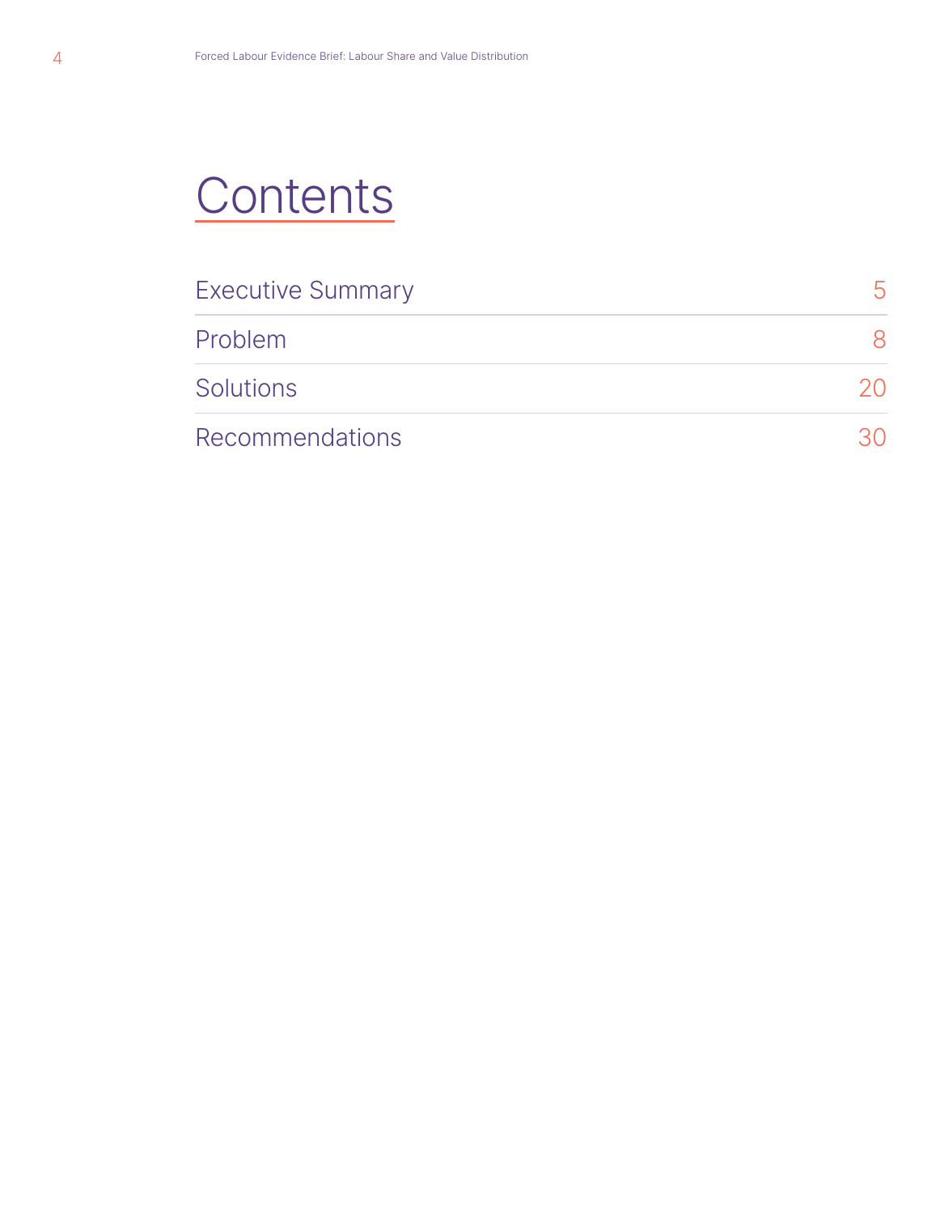# Contents

| | |
|---|---|
| Executive Summary | 5 |
| Problem | 8 |
| Solutions | 20 |
| Recommendations | 30 |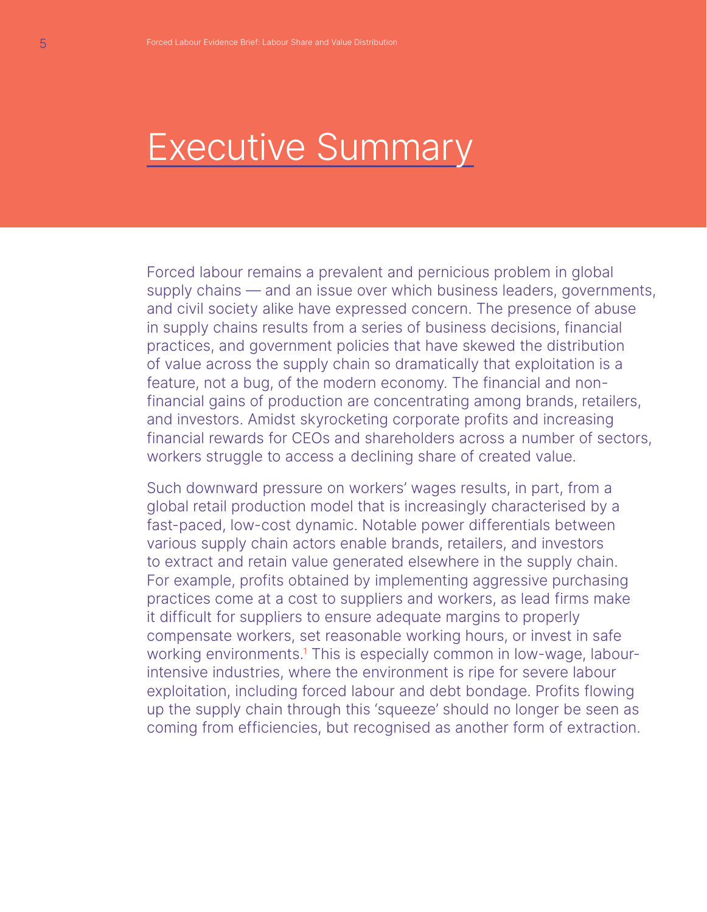# Executive Summary

Forced labour remains a prevalent and pernicious problem in global supply chains — and an issue over which business leaders, governments, and civil society alike have expressed concern. The presence of abuse in supply chains results from a series of business decisions, financial practices, and government policies that have skewed the distribution of value across the supply chain so dramatically that exploitation is a feature, not a bug, of the modern economy. The financial and non-financial gains of production are concentrating among brands, retailers, and investors. Amidst skyrocketing corporate profits and increasing financial rewards for CEOs and shareholders across a number of sectors, workers struggle to access a declining share of created value.

Such downward pressure on workers' wages results, in part, from a global retail production model that is increasingly characterised by a fast-paced, low-cost dynamic. Notable power differentials between various supply chain actors enable brands, retailers, and investors to extract and retain value generated elsewhere in the supply chain. For example, profits obtained by implementing aggressive purchasing practices come at a cost to suppliers and workers, as lead firms make it difficult for suppliers to ensure adequate margins to properly compensate workers, set reasonable working hours, or invest in safe working environments.[1] This is especially common in low-wage, labour-intensive industries, where the environment is ripe for severe labour exploitation, including forced labour and debt bondage. Profits flowing up the supply chain through this 'squeeze' should no longer be seen as coming from efficiencies, but recognised as another form of extraction.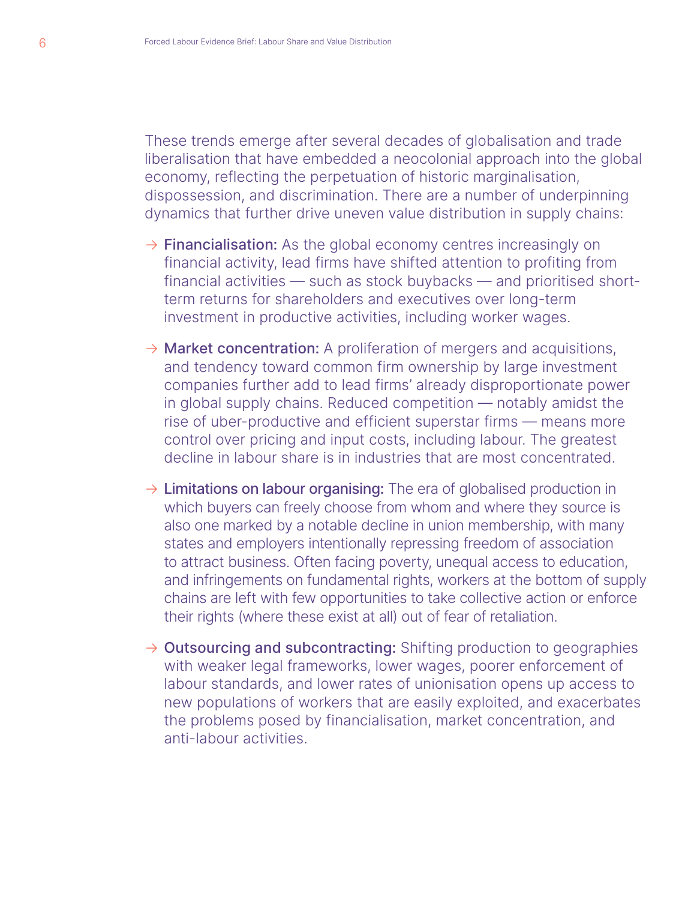These trends emerge after several decades of globalisation and trade liberalisation that have embedded a neocolonial approach into the global economy, reflecting the perpetuation of historic marginalisation, dispossession, and discrimination. There are a number of underpinning dynamics that further drive uneven value distribution in supply chains:

→ **Financialisation:** As the global economy centres increasingly on financial activity, lead firms have shifted attention to profiting from financial activities — such as stock buybacks — and prioritised short-term returns for shareholders and executives over long-term investment in productive activities, including worker wages.

→ **Market concentration:** A proliferation of mergers and acquisitions, and tendency toward common firm ownership by large investment companies further add to lead firms' already disproportionate power in global supply chains. Reduced competition — notably amidst the rise of uber-productive and efficient superstar firms — means more control over pricing and input costs, including labour. The greatest decline in labour share is in industries that are most concentrated.

→ **Limitations on labour organising:** The era of globalised production in which buyers can freely choose from whom and where they source is also one marked by a notable decline in union membership, with many states and employers intentionally repressing freedom of association to attract business. Often facing poverty, unequal access to education, and infringements on fundamental rights, workers at the bottom of supply chains are left with few opportunities to take collective action or enforce their rights (where these exist at all) out of fear of retaliation.

→ **Outsourcing and subcontracting:** Shifting production to geographies with weaker legal frameworks, lower wages, poorer enforcement of labour standards, and lower rates of unionisation opens up access to new populations of workers that are easily exploited, and exacerbates the problems posed by financialisation, market concentration, and anti-labour activities.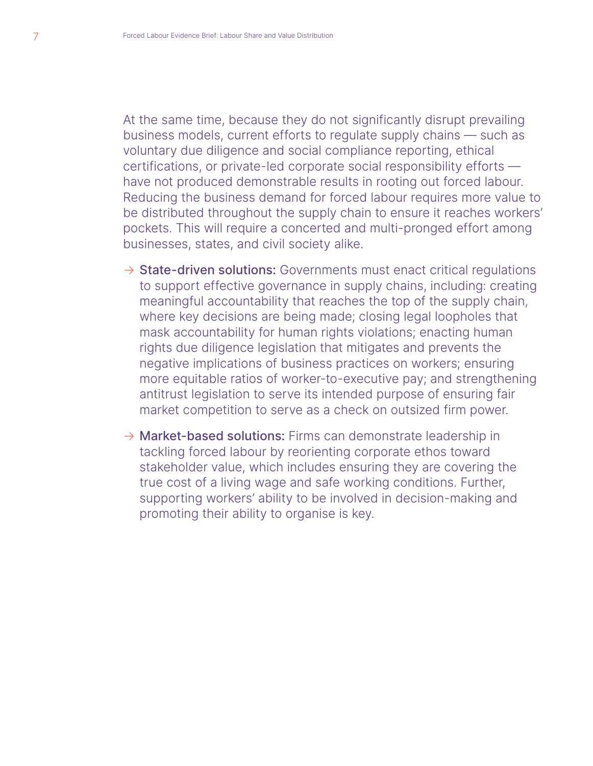At the same time, because they do not significantly disrupt prevailing business models, current efforts to regulate supply chains — such as voluntary due diligence and social compliance reporting, ethical certifications, or private-led corporate social responsibility efforts — have not produced demonstrable results in rooting out forced labour. Reducing the business demand for forced labour requires more value to be distributed throughout the supply chain to ensure it reaches workers' pockets. This will require a concerted and multi-pronged effort among businesses, states, and civil society alike.

- → **State-driven solutions:** Governments must enact critical regulations to support effective governance in supply chains, including: creating meaningful accountability that reaches the top of the supply chain, where key decisions are being made; closing legal loopholes that mask accountability for human rights violations; enacting human rights due diligence legislation that mitigates and prevents the negative implications of business practices on workers; ensuring more equitable ratios of worker-to-executive pay; and strengthening antitrust legislation to serve its intended purpose of ensuring fair market competition to serve as a check on outsized firm power.

- → **Market-based solutions:** Firms can demonstrate leadership in tackling forced labour by reorienting corporate ethos toward stakeholder value, which includes ensuring they are covering the true cost of a living wage and safe working conditions. Further, supporting workers' ability to be involved in decision-making and promoting their ability to organise is key.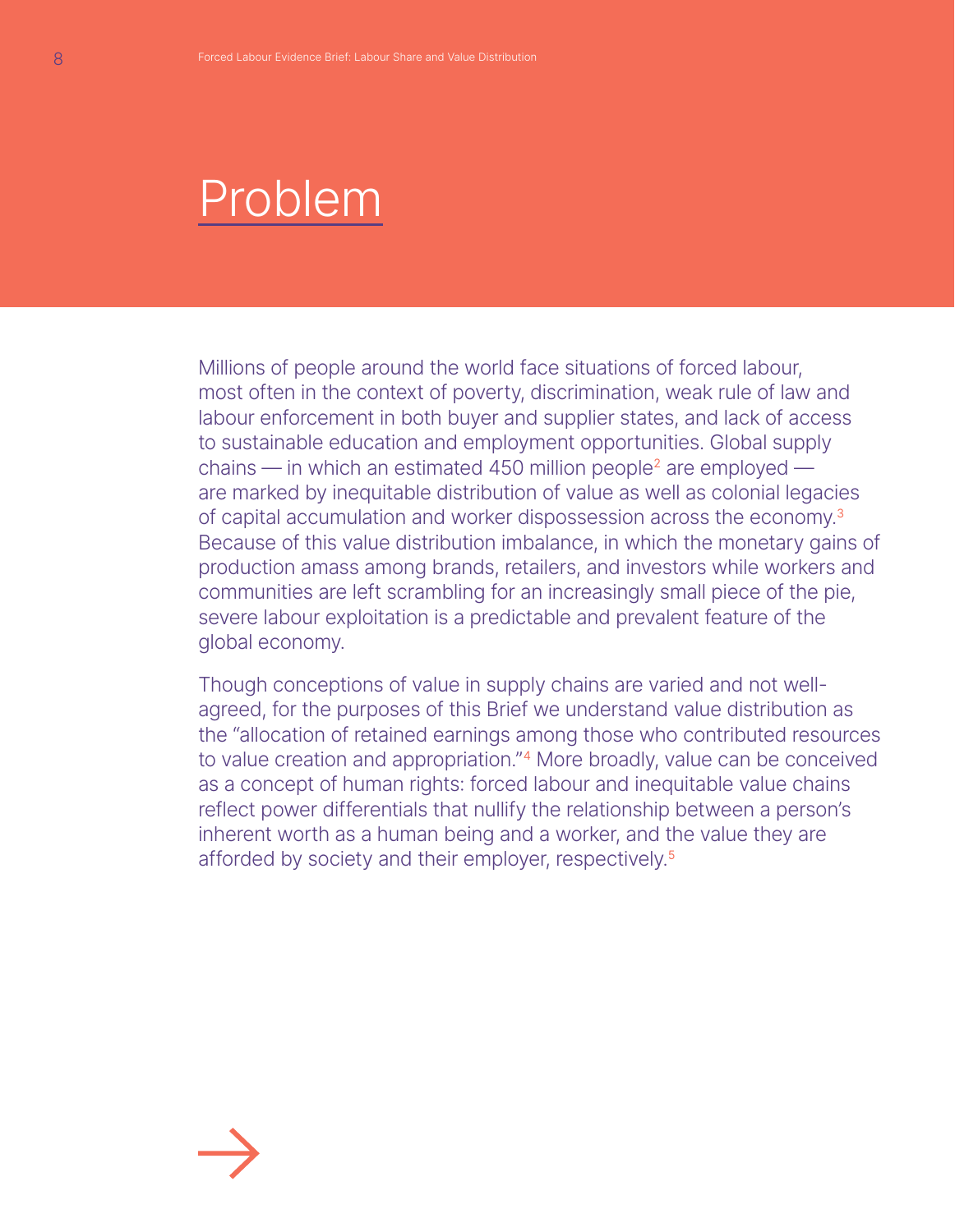# Problem

Millions of people around the world face situations of forced labour, most often in the context of poverty, discrimination, weak rule of law and labour enforcement in both buyer and supplier states, and lack of access to sustainable education and employment opportunities. Global supply chains — in which an estimated 450 million people[2] are employed — are marked by inequitable distribution of value as well as colonial legacies of capital accumulation and worker dispossession across the economy.[3] Because of this value distribution imbalance, in which the monetary gains of production amass among brands, retailers, and investors while workers and communities are left scrambling for an increasingly small piece of the pie, severe labour exploitation is a predictable and prevalent feature of the global economy.

Though conceptions of value in supply chains are varied and not well-agreed, for the purposes of this Brief we understand value distribution as the "allocation of retained earnings among those who contributed resources to value creation and appropriation."[4] More broadly, value can be conceived as a concept of human rights: forced labour and inequitable value chains reflect power differentials that nullify the relationship between a person's inherent worth as a human being and a worker, and the value they are afforded by society and their employer, respectively.[5]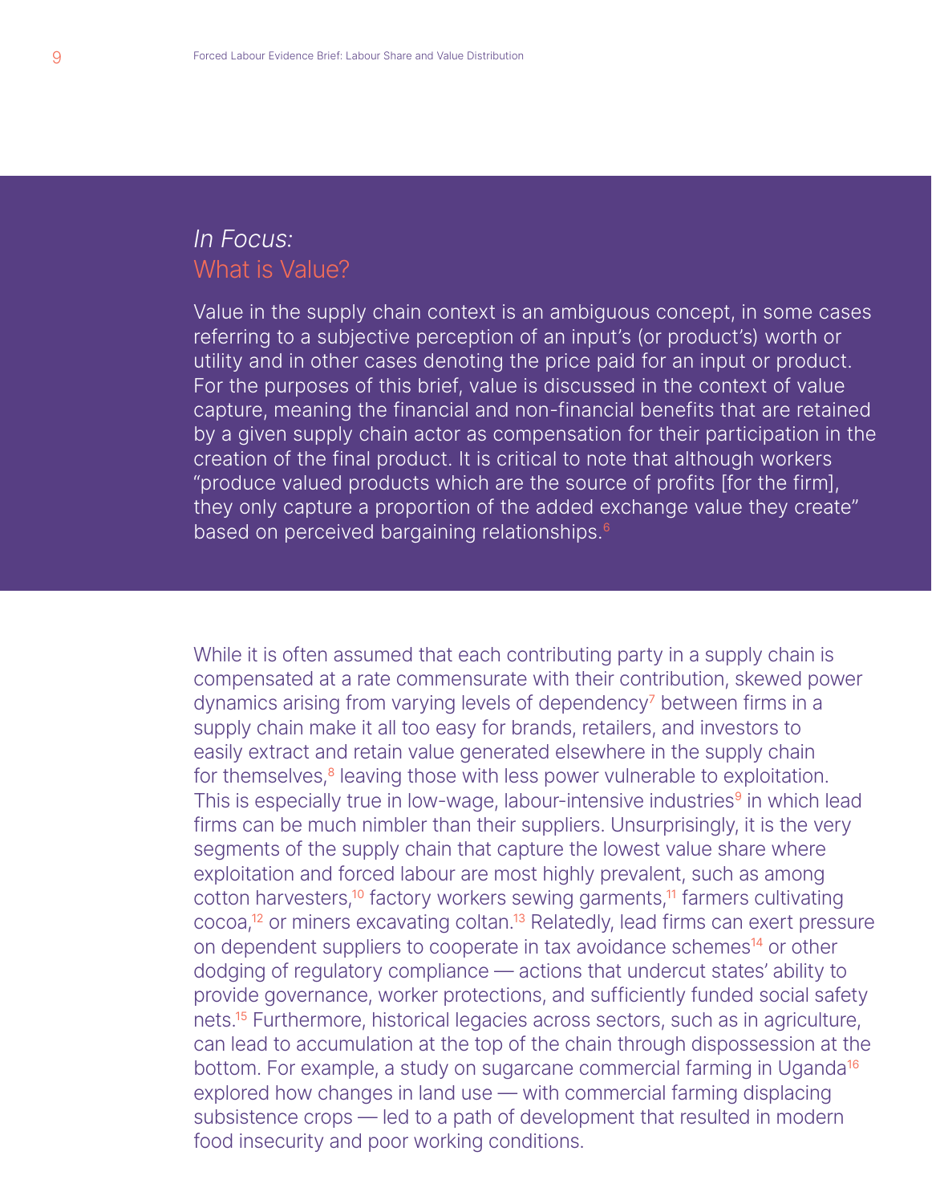## *In Focus:* What is Value?

Value in the supply chain context is an ambiguous concept, in some cases referring to a subjective perception of an input's (or product's) worth or utility and in other cases denoting the price paid for an input or product. For the purposes of this brief, value is discussed in the context of value capture, meaning the financial and non-financial benefits that are retained by a given supply chain actor as compensation for their participation in the creation of the final product. It is critical to note that although workers "produce valued products which are the source of profits [for the firm], they only capture a proportion of the added exchange value they create" based on perceived bargaining relationships.[6]

While it is often assumed that each contributing party in a supply chain is compensated at a rate commensurate with their contribution, skewed power dynamics arising from varying levels of dependency[7] between firms in a supply chain make it all too easy for brands, retailers, and investors to easily extract and retain value generated elsewhere in the supply chain for themselves,[8] leaving those with less power vulnerable to exploitation. This is especially true in low-wage, labour-intensive industries[9] in which lead firms can be much nimbler than their suppliers. Unsurprisingly, it is the very segments of the supply chain that capture the lowest value share where exploitation and forced labour are most highly prevalent, such as among cotton harvesters,[10] factory workers sewing garments,[11] farmers cultivating cocoa,[12] or miners excavating coltan.[13] Relatedly, lead firms can exert pressure on dependent suppliers to cooperate in tax avoidance schemes[14] or other dodging of regulatory compliance — actions that undercut states' ability to provide governance, worker protections, and sufficiently funded social safety nets.[15] Furthermore, historical legacies across sectors, such as in agriculture, can lead to accumulation at the top of the chain through dispossession at the bottom. For example, a study on sugarcane commercial farming in Uganda[16] explored how changes in land use — with commercial farming displacing subsistence crops — led to a path of development that resulted in modern food insecurity and poor working conditions.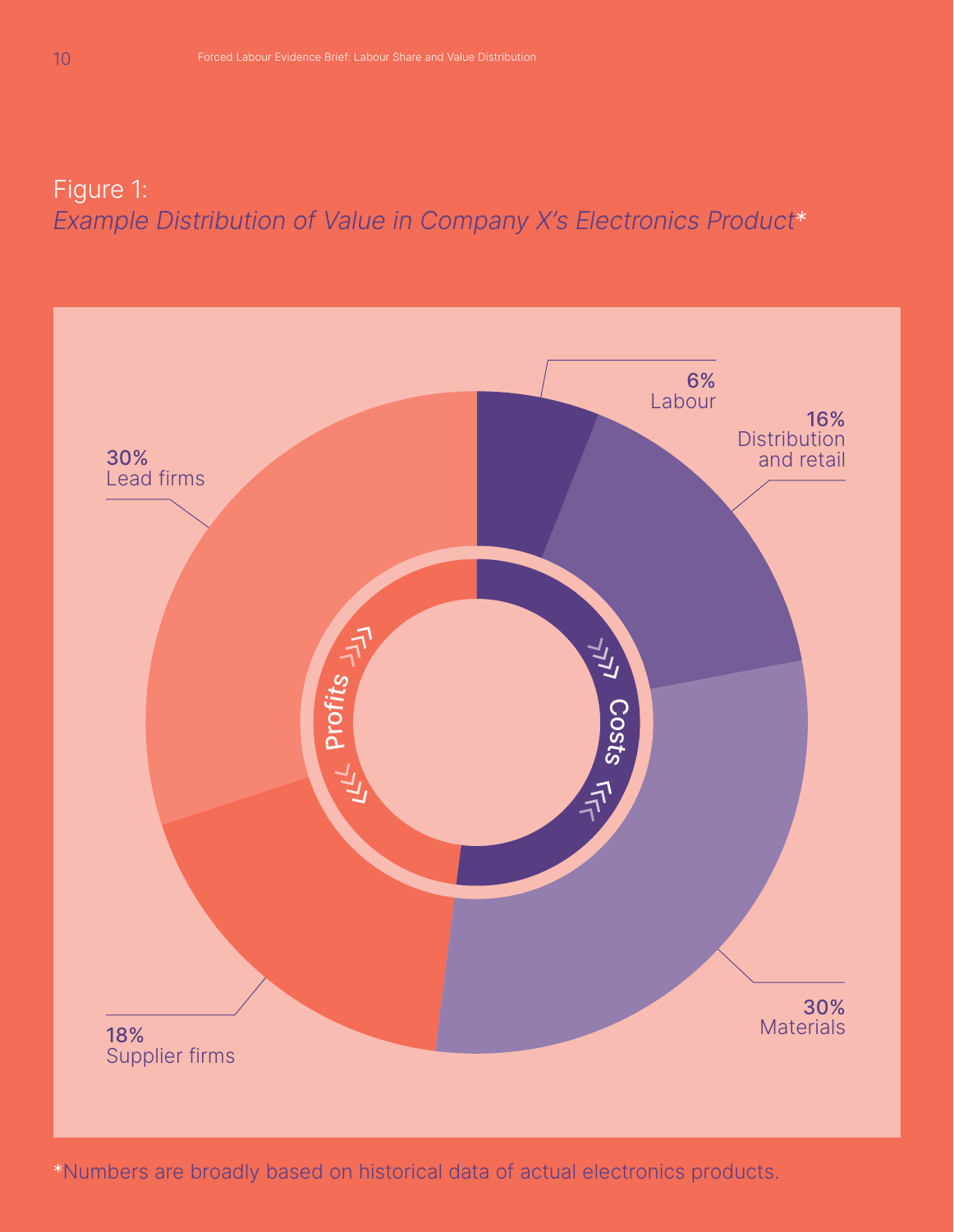Figure 1:
*Example Distribution of Value in Company X's Electronics Product**

6%
Labour

16%
Distribution and retail

30%
Materials

18%
Supplier firms

30%
Lead firms

Costs

Profits

*Numbers are broadly based on historical data of actual electronics products.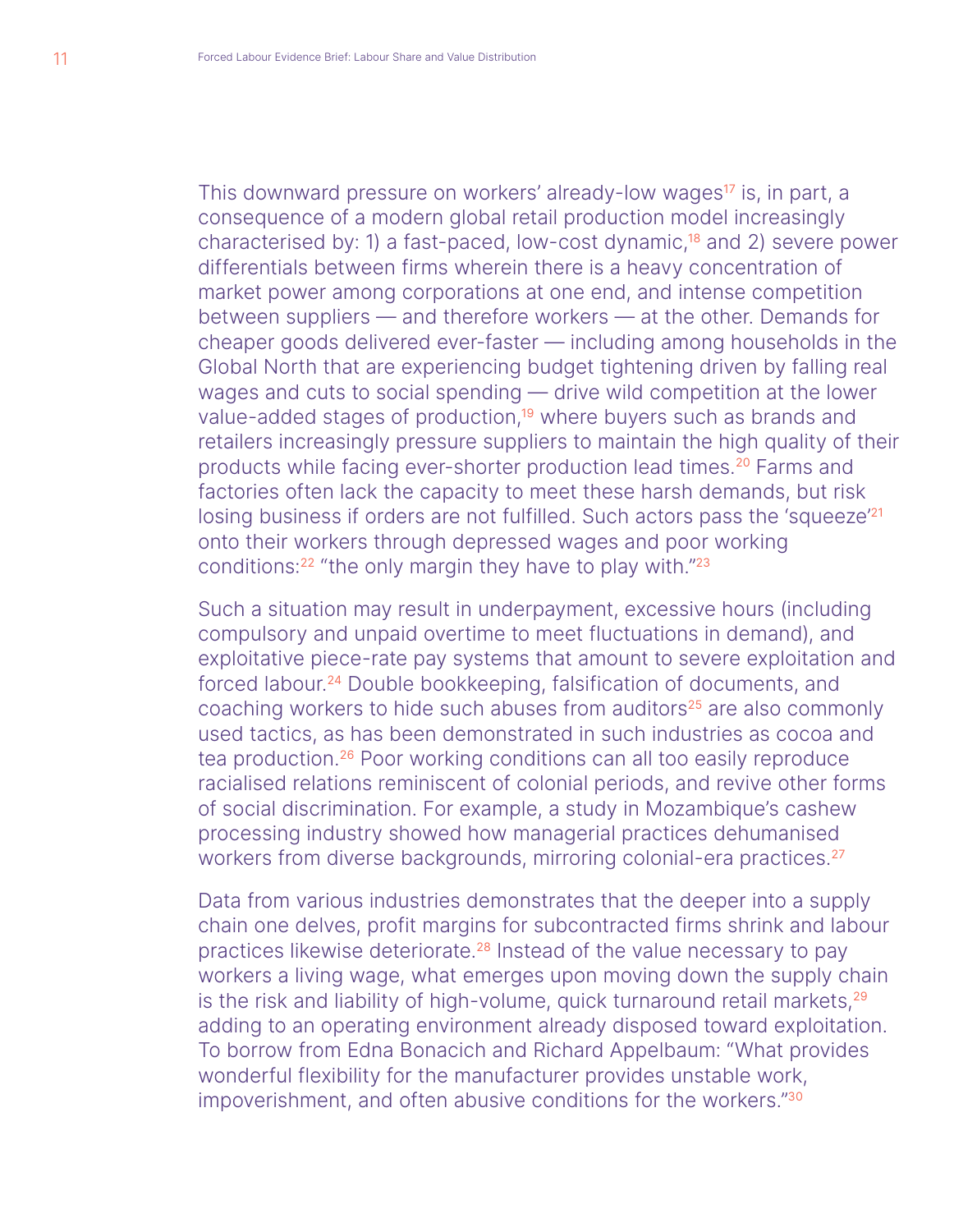This downward pressure on workers' already-low wages[17] is, in part, a consequence of a modern global retail production model increasingly characterised by: 1) a fast-paced, low-cost dynamic,[18] and 2) severe power differentials between firms wherein there is a heavy concentration of market power among corporations at one end, and intense competition between suppliers — and therefore workers — at the other. Demands for cheaper goods delivered ever-faster — including among households in the Global North that are experiencing budget tightening driven by falling real wages and cuts to social spending — drive wild competition at the lower value-added stages of production,[19] where buyers such as brands and retailers increasingly pressure suppliers to maintain the high quality of their products while facing ever-shorter production lead times.[20] Farms and factories often lack the capacity to meet these harsh demands, but risk losing business if orders are not fulfilled. Such actors pass the 'squeeze'[21] onto their workers through depressed wages and poor working conditions:[22] "the only margin they have to play with."[23]

Such a situation may result in underpayment, excessive hours (including compulsory and unpaid overtime to meet fluctuations in demand), and exploitative piece-rate pay systems that amount to severe exploitation and forced labour.[24] Double bookkeeping, falsification of documents, and coaching workers to hide such abuses from auditors[25] are also commonly used tactics, as has been demonstrated in such industries as cocoa and tea production.[26] Poor working conditions can all too easily reproduce racialised relations reminiscent of colonial periods, and revive other forms of social discrimination. For example, a study in Mozambique's cashew processing industry showed how managerial practices dehumanised workers from diverse backgrounds, mirroring colonial-era practices.[27]

Data from various industries demonstrates that the deeper into a supply chain one delves, profit margins for subcontracted firms shrink and labour practices likewise deteriorate.[28] Instead of the value necessary to pay workers a living wage, what emerges upon moving down the supply chain is the risk and liability of high-volume, quick turnaround retail markets,[29] adding to an operating environment already disposed toward exploitation. To borrow from Edna Bonacich and Richard Appelbaum: "What provides wonderful flexibility for the manufacturer provides unstable work, impoverishment, and often abusive conditions for the workers."[30]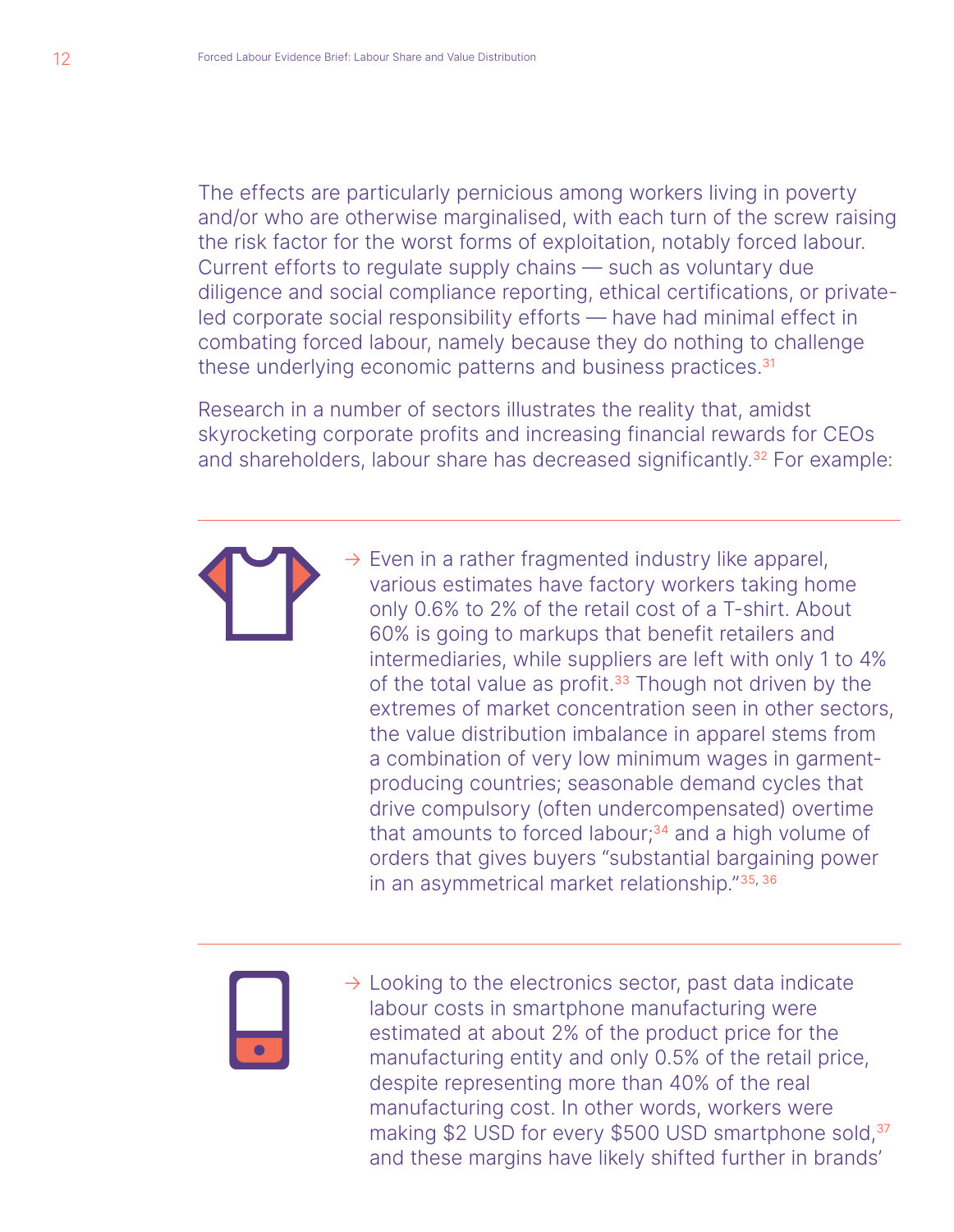The effects are particularly pernicious among workers living in poverty and/or who are otherwise marginalised, with each turn of the screw raising the risk factor for the worst forms of exploitation, notably forced labour. Current efforts to regulate supply chains — such as voluntary due diligence and social compliance reporting, ethical certifications, or private-led corporate social responsibility efforts — have had minimal effect in combating forced labour, namely because they do nothing to challenge these underlying economic patterns and business practices.[31]

Research in a number of sectors illustrates the reality that, amidst skyrocketing corporate profits and increasing financial rewards for CEOs and shareholders, labour share has decreased significantly.[32] For example:

---

→ Even in a rather fragmented industry like apparel, various estimates have factory workers taking home only 0.6% to 2% of the retail cost of a T-shirt. About 60% is going to markups that benefit retailers and intermediaries, while suppliers are left with only 1 to 4% of the total value as profit.[33] Though not driven by the extremes of market concentration seen in other sectors, the value distribution imbalance in apparel stems from a combination of very low minimum wages in garment-producing countries; seasonable demand cycles that drive compulsory (often undercompensated) overtime that amounts to forced labour;[34] and a high volume of orders that gives buyers "substantial bargaining power in an asymmetrical market relationship."[35, 36]

---

→ Looking to the electronics sector, past data indicate labour costs in smartphone manufacturing were estimated at about 2% of the product price for the manufacturing entity and only 0.5% of the retail price, despite representing more than 40% of the real manufacturing cost. In other words, workers were making $2 USD for every $500 USD smartphone sold,[37] and these margins have likely shifted further in brands'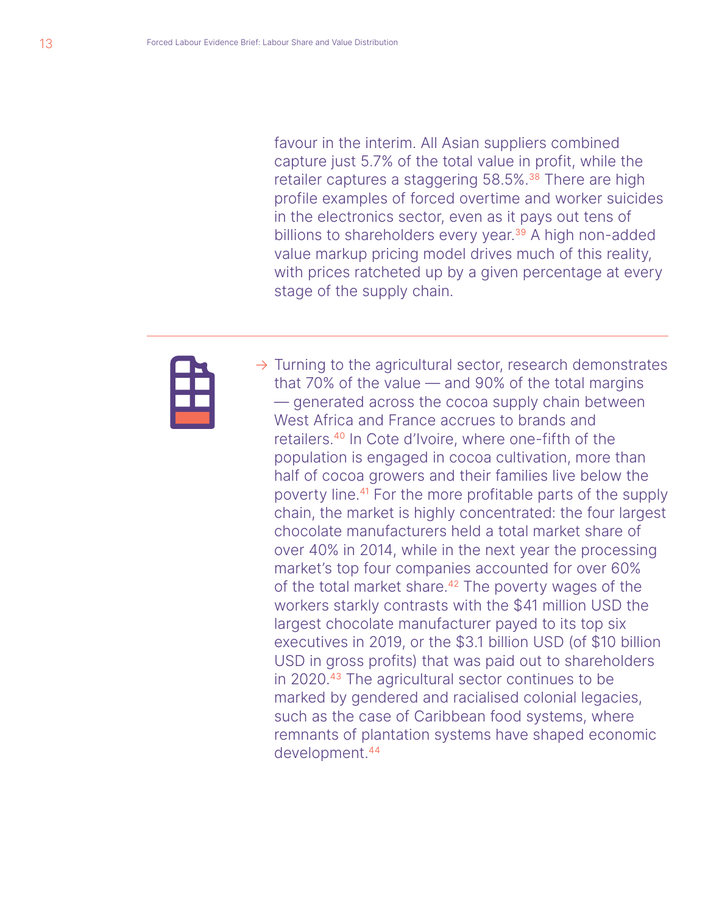favour in the interim. All Asian suppliers combined capture just 5.7% of the total value in profit, while the retailer captures a staggering 58.5%.[38] There are high profile examples of forced overtime and worker suicides in the electronics sector, even as it pays out tens of billions to shareholders every year.[39] A high non-added value markup pricing model drives much of this reality, with prices ratcheted up by a given percentage at every stage of the supply chain.

---

→ Turning to the agricultural sector, research demonstrates that 70% of the value — and 90% of the total margins — generated across the cocoa supply chain between West Africa and France accrues to brands and retailers.[40] In Cote d'Ivoire, where one-fifth of the population is engaged in cocoa cultivation, more than half of cocoa growers and their families live below the poverty line.[41] For the more profitable parts of the supply chain, the market is highly concentrated: the four largest chocolate manufacturers held a total market share of over 40% in 2014, while in the next year the processing market's top four companies accounted for over 60% of the total market share.[42] The poverty wages of the workers starkly contrasts with the $41 million USD the largest chocolate manufacturer payed to its top six executives in 2019, or the $3.1 billion USD (of $10 billion USD in gross profits) that was paid out to shareholders in 2020.[43] The agricultural sector continues to be marked by gendered and racialised colonial legacies, such as the case of Caribbean food systems, where remnants of plantation systems have shaped economic development.[44]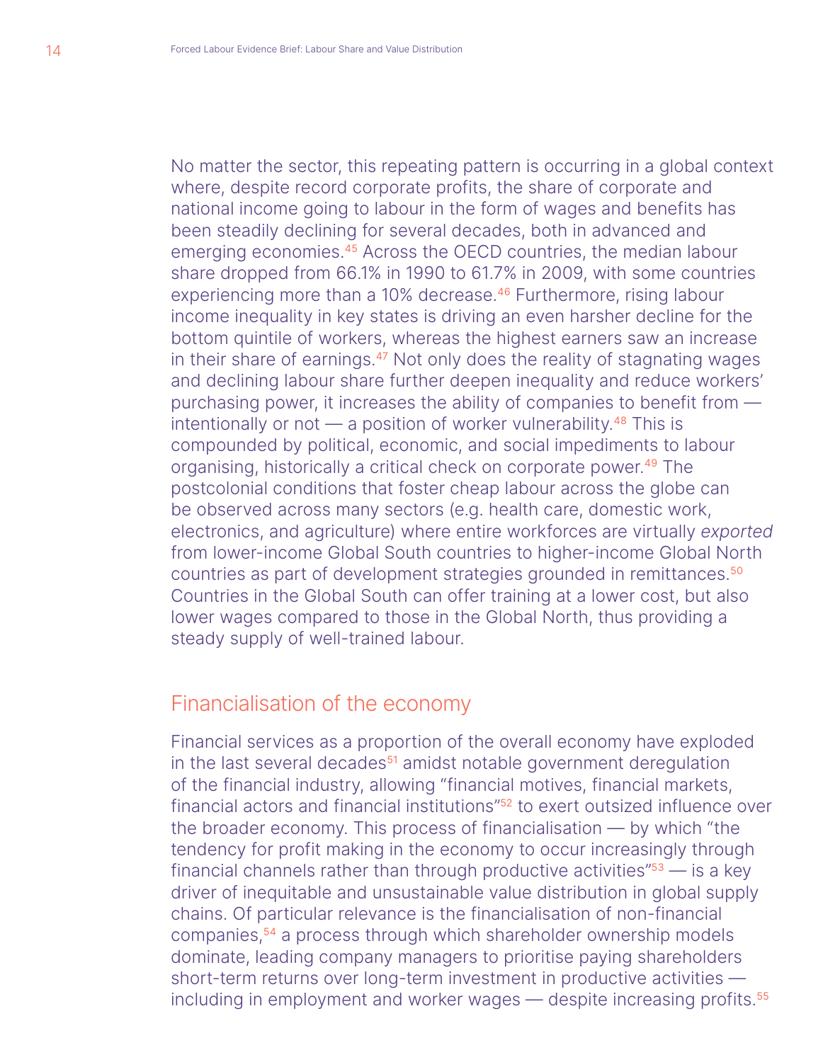No matter the sector, this repeating pattern is occurring in a global context where, despite record corporate profits, the share of corporate and national income going to labour in the form of wages and benefits has been steadily declining for several decades, both in advanced and emerging economies.[45] Across the OECD countries, the median labour share dropped from 66.1% in 1990 to 61.7% in 2009, with some countries experiencing more than a 10% decrease.[46] Furthermore, rising labour income inequality in key states is driving an even harsher decline for the bottom quintile of workers, whereas the highest earners saw an increase in their share of earnings.[47] Not only does the reality of stagnating wages and declining labour share further deepen inequality and reduce workers' purchasing power, it increases the ability of companies to benefit from — intentionally or not — a position of worker vulnerability.[48] This is compounded by political, economic, and social impediments to labour organising, historically a critical check on corporate power.[49] The postcolonial conditions that foster cheap labour across the globe can be observed across many sectors (e.g. health care, domestic work, electronics, and agriculture) where entire workforces are virtually *exported* from lower-income Global South countries to higher-income Global North countries as part of development strategies grounded in remittances.[50] Countries in the Global South can offer training at a lower cost, but also lower wages compared to those in the Global North, thus providing a steady supply of well-trained labour.

## Financialisation of the economy

Financial services as a proportion of the overall economy have exploded in the last several decades[51] amidst notable government deregulation of the financial industry, allowing "financial motives, financial markets, financial actors and financial institutions"[52] to exert outsized influence over the broader economy. This process of financialisation — by which "the tendency for profit making in the economy to occur increasingly through financial channels rather than through productive activities"[53] — is a key driver of inequitable and unsustainable value distribution in global supply chains. Of particular relevance is the financialisation of non-financial companies,[54] a process through which shareholder ownership models dominate, leading company managers to prioritise paying shareholders short-term returns over long-term investment in productive activities — including in employment and worker wages — despite increasing profits.[55]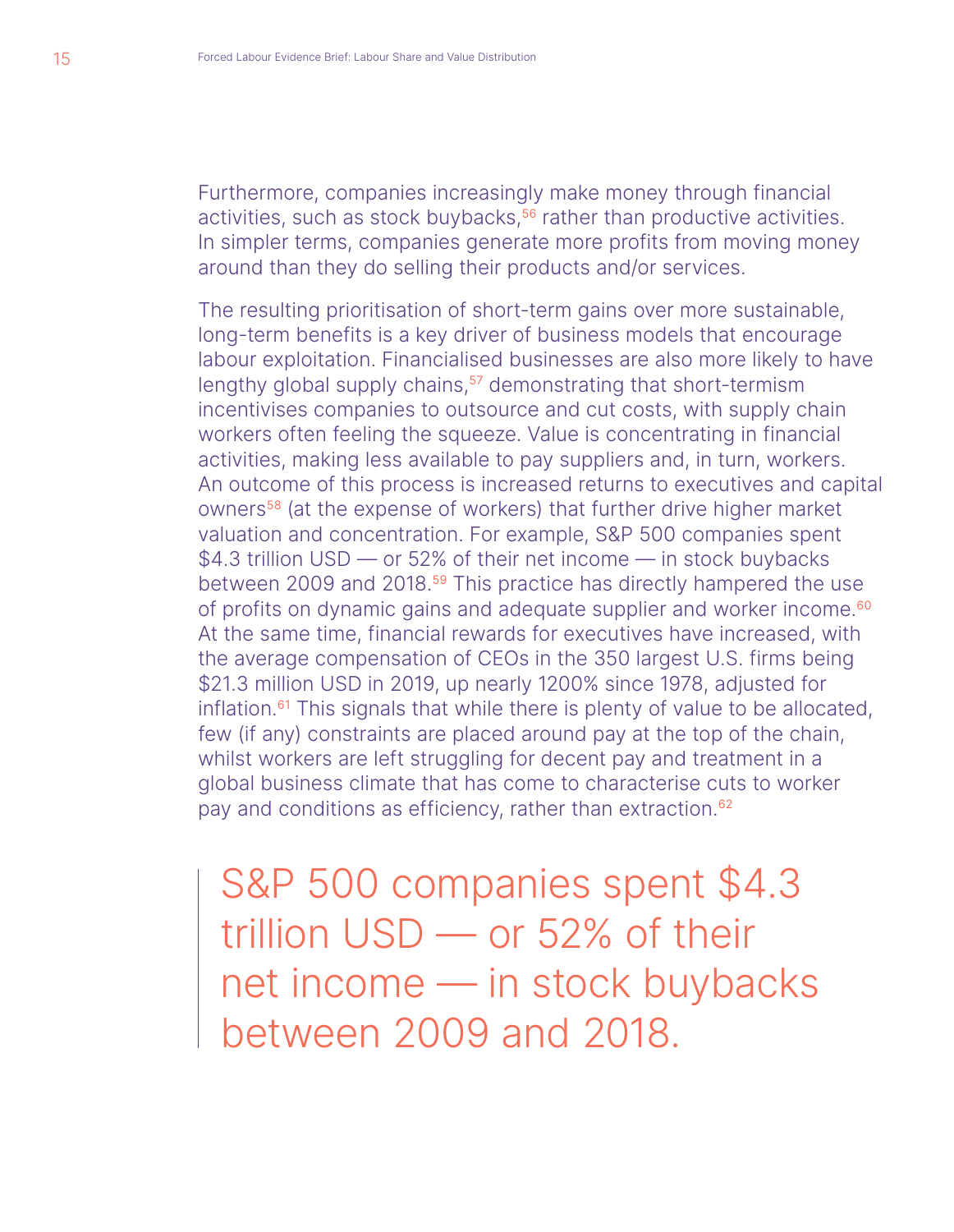Furthermore, companies increasingly make money through financial activities, such as stock buybacks,[56] rather than productive activities. In simpler terms, companies generate more profits from moving money around than they do selling their products and/or services.

The resulting prioritisation of short-term gains over more sustainable, long-term benefits is a key driver of business models that encourage labour exploitation. Financialised businesses are also more likely to have lengthy global supply chains,[57] demonstrating that short-termism incentivises companies to outsource and cut costs, with supply chain workers often feeling the squeeze. Value is concentrating in financial activities, making less available to pay suppliers and, in turn, workers. An outcome of this process is increased returns to executives and capital owners[58] (at the expense of workers) that further drive higher market valuation and concentration. For example, S&P 500 companies spent $4.3 trillion USD — or 52% of their net income — in stock buybacks between 2009 and 2018.[59] This practice has directly hampered the use of profits on dynamic gains and adequate supplier and worker income.[60] At the same time, financial rewards for executives have increased, with the average compensation of CEOs in the 350 largest U.S. firms being $21.3 million USD in 2019, up nearly 1200% since 1978, adjusted for inflation.[61] This signals that while there is plenty of value to be allocated, few (if any) constraints are placed around pay at the top of the chain, whilst workers are left struggling for decent pay and treatment in a global business climate that has come to characterise cuts to worker pay and conditions as efficiency, rather than extraction.[62]

> S&P 500 companies spent $4.3 trillion USD — or 52% of their net income — in stock buybacks between 2009 and 2018.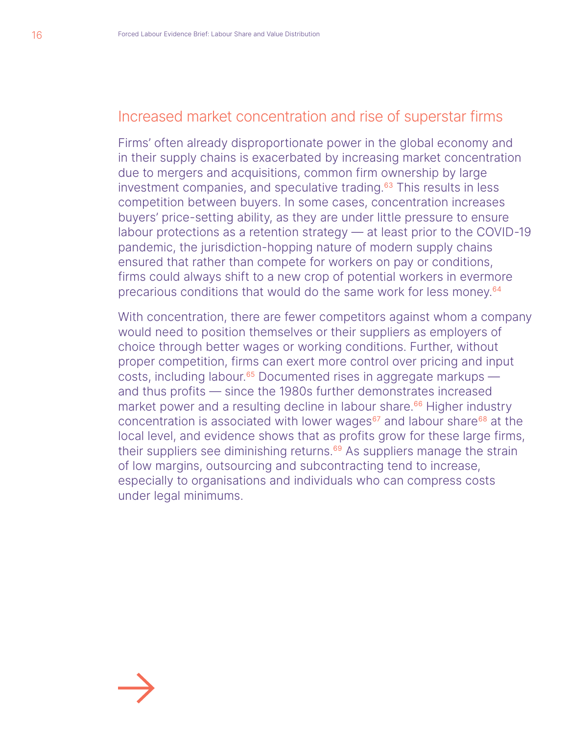## Increased market concentration and rise of superstar firms

Firms' often already disproportionate power in the global economy and in their supply chains is exacerbated by increasing market concentration due to mergers and acquisitions, common firm ownership by large investment companies, and speculative trading.[63] This results in less competition between buyers. In some cases, concentration increases buyers' price-setting ability, as they are under little pressure to ensure labour protections as a retention strategy — at least prior to the COVID-19 pandemic, the jurisdiction-hopping nature of modern supply chains ensured that rather than compete for workers on pay or conditions, firms could always shift to a new crop of potential workers in evermore precarious conditions that would do the same work for less money.[64]

With concentration, there are fewer competitors against whom a company would need to position themselves or their suppliers as employers of choice through better wages or working conditions. Further, without proper competition, firms can exert more control over pricing and input costs, including labour.[65] Documented rises in aggregate markups — and thus profits — since the 1980s further demonstrates increased market power and a resulting decline in labour share.[66] Higher industry concentration is associated with lower wages[67] and labour share[68] at the local level, and evidence shows that as profits grow for these large firms, their suppliers see diminishing returns.[69] As suppliers manage the strain of low margins, outsourcing and subcontracting tend to increase, especially to organisations and individuals who can compress costs under legal minimums.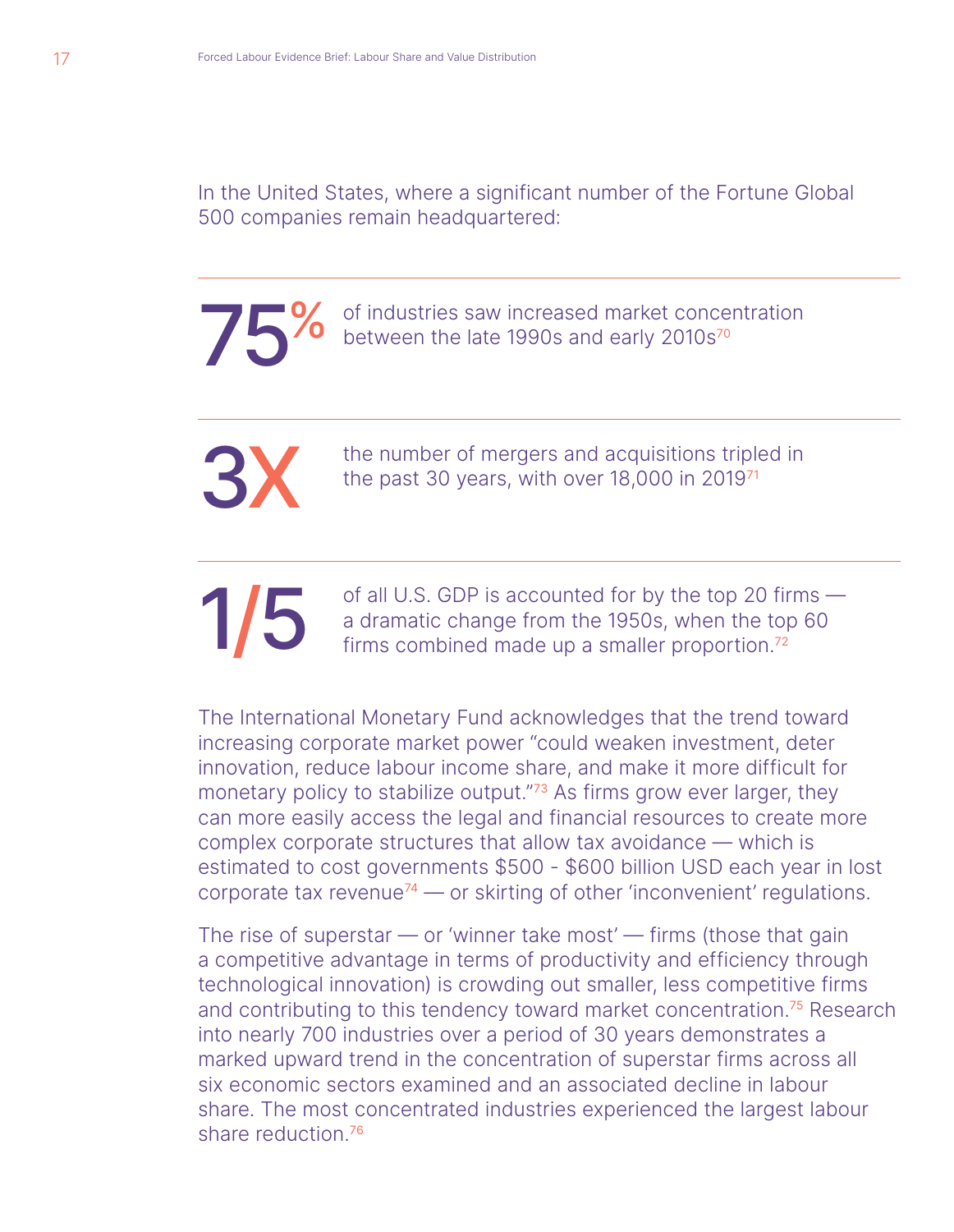In the United States, where a significant number of the Fortune Global 500 companies remain headquartered:

---

**75%** of industries saw increased market concentration between the late 1990s and early 2010s[70]

---

**3X** the number of mergers and acquisitions tripled in the past 30 years, with over 18,000 in 2019[71]

---

**1/5** of all U.S. GDP is accounted for by the top 20 firms — a dramatic change from the 1950s, when the top 60 firms combined made up a smaller proportion.[72]

The International Monetary Fund acknowledges that the trend toward increasing corporate market power "could weaken investment, deter innovation, reduce labour income share, and make it more difficult for monetary policy to stabilize output."[73] As firms grow ever larger, they can more easily access the legal and financial resources to create more complex corporate structures that allow tax avoidance — which is estimated to cost governments $500 - $600 billion USD each year in lost corporate tax revenue[74] — or skirting of other 'inconvenient' regulations.

The rise of superstar — or 'winner take most' — firms (those that gain a competitive advantage in terms of productivity and efficiency through technological innovation) is crowding out smaller, less competitive firms and contributing to this tendency toward market concentration.[75] Research into nearly 700 industries over a period of 30 years demonstrates a marked upward trend in the concentration of superstar firms across all six economic sectors examined and an associated decline in labour share. The most concentrated industries experienced the largest labour share reduction.[76]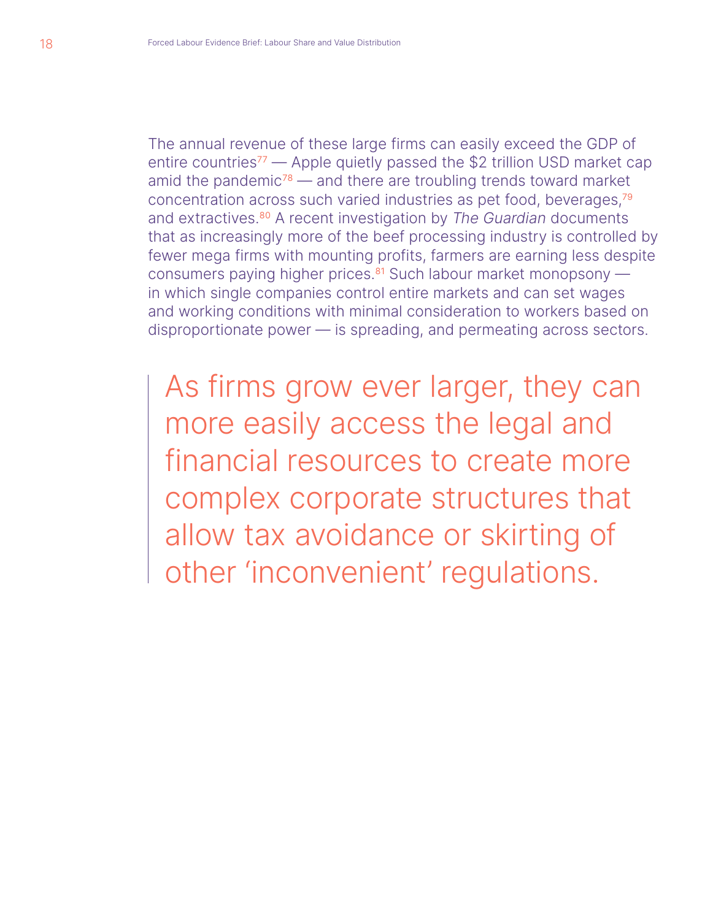The annual revenue of these large firms can easily exceed the GDP of entire countries[77] — Apple quietly passed the $2 trillion USD market cap amid the pandemic[78] — and there are troubling trends toward market concentration across such varied industries as pet food, beverages,[79] and extractives.[80] A recent investigation by *The Guardian* documents that as increasingly more of the beef processing industry is controlled by fewer mega firms with mounting profits, farmers are earning less despite consumers paying higher prices.[81] Such labour market monopsony — in which single companies control entire markets and can set wages and working conditions with minimal consideration to workers based on disproportionate power — is spreading, and permeating across sectors.

> As firms grow ever larger, they can more easily access the legal and financial resources to create more complex corporate structures that allow tax avoidance or skirting of other 'inconvenient' regulations.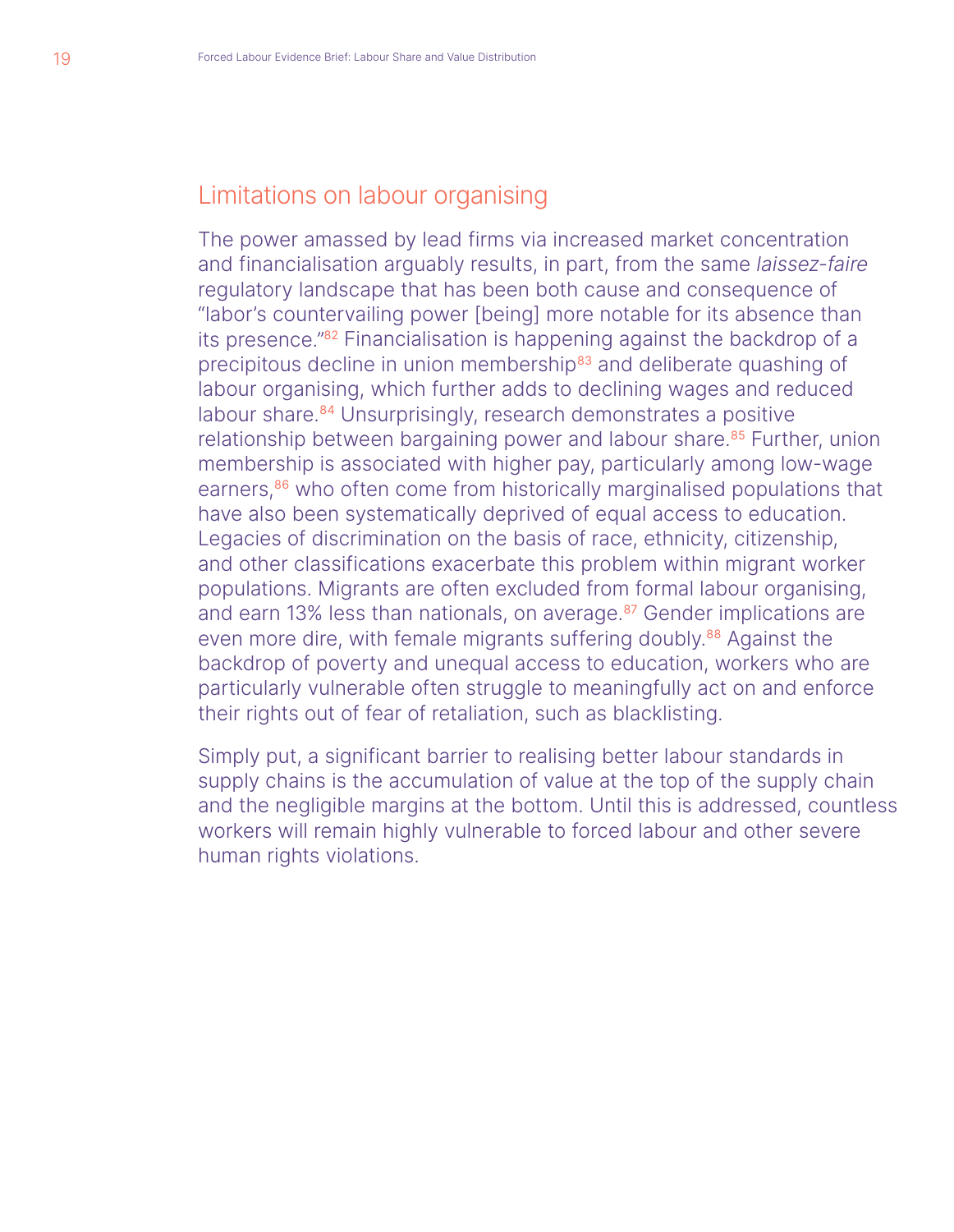## Limitations on labour organising

The power amassed by lead firms via increased market concentration and financialisation arguably results, in part, from the same *laissez-faire* regulatory landscape that has been both cause and consequence of "labor's countervailing power [being] more notable for its absence than its presence."[82] Financialisation is happening against the backdrop of a precipitous decline in union membership[83] and deliberate quashing of labour organising, which further adds to declining wages and reduced labour share.[84] Unsurprisingly, research demonstrates a positive relationship between bargaining power and labour share.[85] Further, union membership is associated with higher pay, particularly among low-wage earners,[86] who often come from historically marginalised populations that have also been systematically deprived of equal access to education. Legacies of discrimination on the basis of race, ethnicity, citizenship, and other classifications exacerbate this problem within migrant worker populations. Migrants are often excluded from formal labour organising, and earn 13% less than nationals, on average.[87] Gender implications are even more dire, with female migrants suffering doubly.[88] Against the backdrop of poverty and unequal access to education, workers who are particularly vulnerable often struggle to meaningfully act on and enforce their rights out of fear of retaliation, such as blacklisting.

Simply put, a significant barrier to realising better labour standards in supply chains is the accumulation of value at the top of the supply chain and the negligible margins at the bottom. Until this is addressed, countless workers will remain highly vulnerable to forced labour and other severe human rights violations.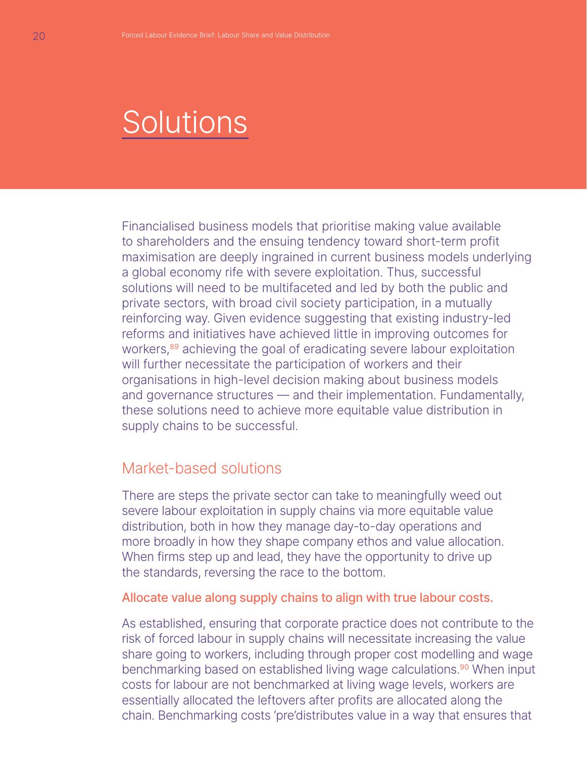# Solutions

Financialised business models that prioritise making value available to shareholders and the ensuing tendency toward short-term profit maximisation are deeply ingrained in current business models underlying a global economy rife with severe exploitation. Thus, successful solutions will need to be multifaceted and led by both the public and private sectors, with broad civil society participation, in a mutually reinforcing way. Given evidence suggesting that existing industry-led reforms and initiatives have achieved little in improving outcomes for workers,[89] achieving the goal of eradicating severe labour exploitation will further necessitate the participation of workers and their organisations in high-level decision making about business models and governance structures — and their implementation. Fundamentally, these solutions need to achieve more equitable value distribution in supply chains to be successful.

## Market-based solutions

There are steps the private sector can take to meaningfully weed out severe labour exploitation in supply chains via more equitable value distribution, both in how they manage day-to-day operations and more broadly in how they shape company ethos and value allocation. When firms step up and lead, they have the opportunity to drive up the standards, reversing the race to the bottom.

### Allocate value along supply chains to align with true labour costs.

As established, ensuring that corporate practice does not contribute to the risk of forced labour in supply chains will necessitate increasing the value share going to workers, including through proper cost modelling and wage benchmarking based on established living wage calculations.[90] When input costs for labour are not benchmarked at living wage levels, workers are essentially allocated the leftovers after profits are allocated along the chain. Benchmarking costs 'pre'distributes value in a way that ensures that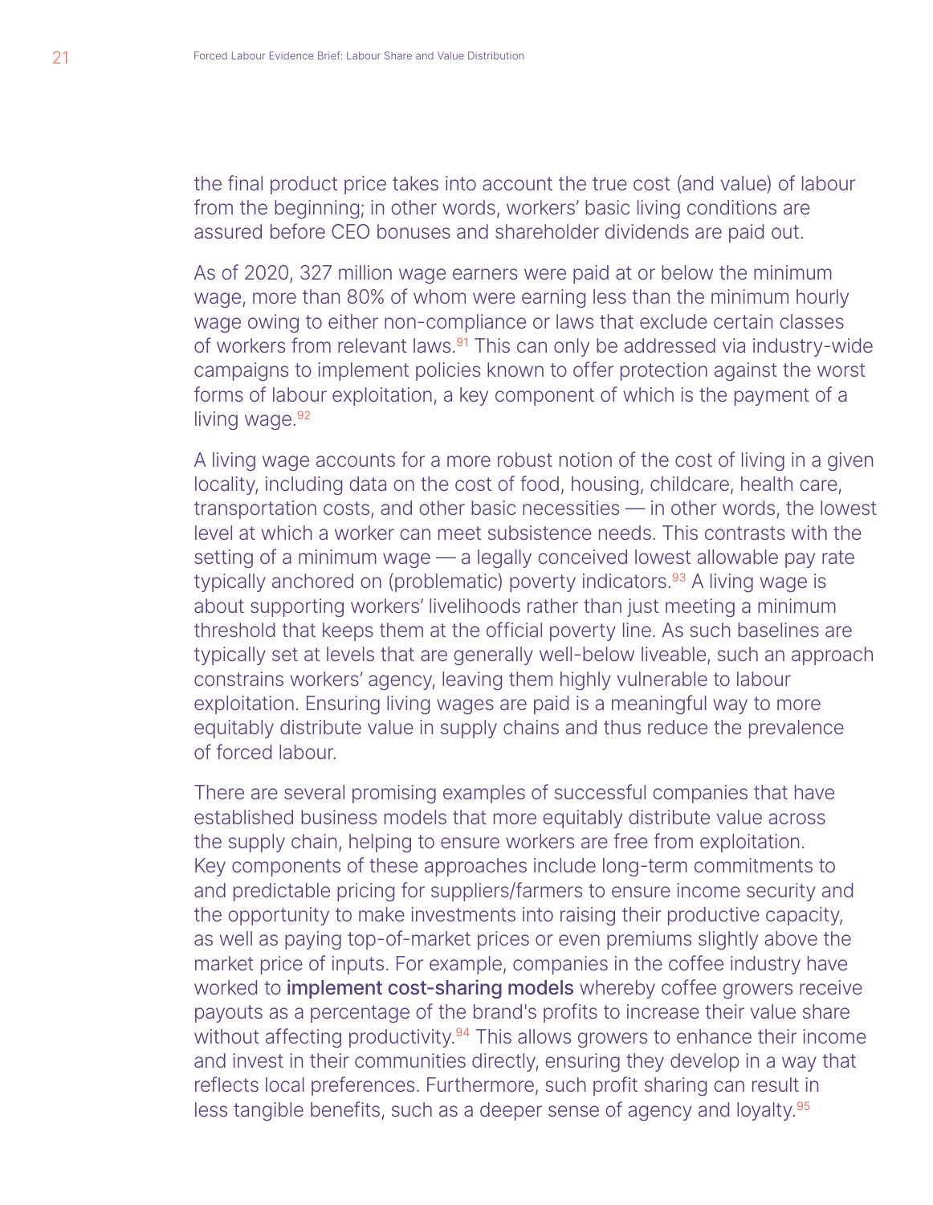the final product price takes into account the true cost (and value) of labour from the beginning; in other words, workers' basic living conditions are assured before CEO bonuses and shareholder dividends are paid out.

As of 2020, 327 million wage earners were paid at or below the minimum wage, more than 80% of whom were earning less than the minimum hourly wage owing to either non-compliance or laws that exclude certain classes of workers from relevant laws.[91] This can only be addressed via industry-wide campaigns to implement policies known to offer protection against the worst forms of labour exploitation, a key component of which is the payment of a living wage.[92]

A living wage accounts for a more robust notion of the cost of living in a given locality, including data on the cost of food, housing, childcare, health care, transportation costs, and other basic necessities — in other words, the lowest level at which a worker can meet subsistence needs. This contrasts with the setting of a minimum wage — a legally conceived lowest allowable pay rate typically anchored on (problematic) poverty indicators.[93] A living wage is about supporting workers' livelihoods rather than just meeting a minimum threshold that keeps them at the official poverty line. As such baselines are typically set at levels that are generally well-below liveable, such an approach constrains workers' agency, leaving them highly vulnerable to labour exploitation. Ensuring living wages are paid is a meaningful way to more equitably distribute value in supply chains and thus reduce the prevalence of forced labour.

There are several promising examples of successful companies that have established business models that more equitably distribute value across the supply chain, helping to ensure workers are free from exploitation. Key components of these approaches include long-term commitments to and predictable pricing for suppliers/farmers to ensure income security and the opportunity to make investments into raising their productive capacity, as well as paying top-of-market prices or even premiums slightly above the market price of inputs. For example, companies in the coffee industry have worked to **implement cost-sharing models** whereby coffee growers receive payouts as a percentage of the brand's profits to increase their value share without affecting productivity.[94] This allows growers to enhance their income and invest in their communities directly, ensuring they develop in a way that reflects local preferences. Furthermore, such profit sharing can result in less tangible benefits, such as a deeper sense of agency and loyalty.[95]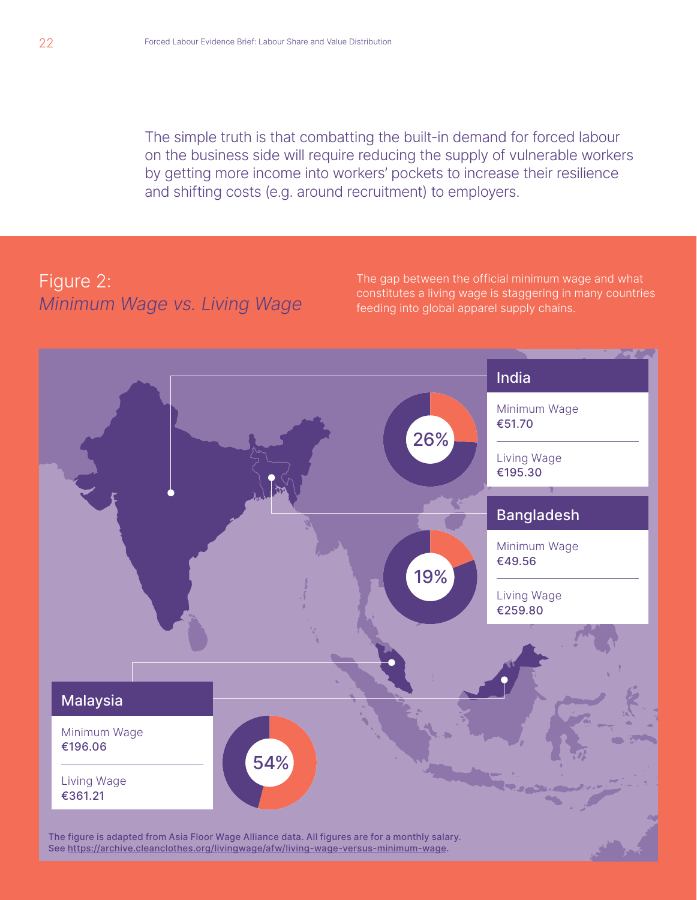The simple truth is that combatting the built-in demand for forced labour on the business side will require reducing the supply of vulnerable workers by getting more income into workers' pockets to increase their resilience and shifting costs (e.g. around recruitment) to employers.

## Figure 2: *Minimum Wage vs. Living Wage*

The gap between the official minimum wage and what constitutes a living wage is staggering in many countries feeding into global apparel supply chains.

**India**

Minimum Wage
**€51.70**

Living Wage
**€195.30**

26%

**Bangladesh**

Minimum Wage
**€49.56**

Living Wage
**€259.80**

19%

**Malaysia**

Minimum Wage
**€196.06**

Living Wage
**€361.21**

54%

The figure is adapted from Asia Floor Wage Alliance data. All figures are for a monthly salary. See https://archive.cleanclothes.org/livingwage/afw/living-wage-versus-minimum-wage.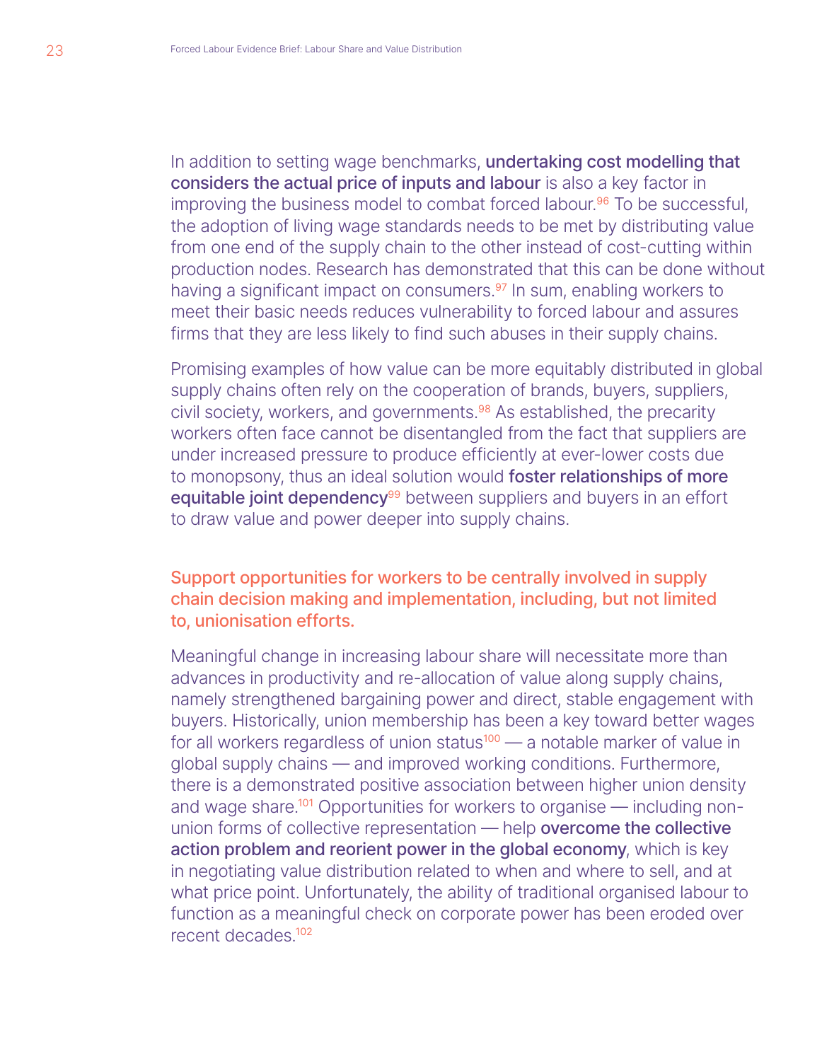In addition to setting wage benchmarks, **undertaking cost modelling that considers the actual price of inputs and labour** is also a key factor in improving the business model to combat forced labour.[96] To be successful, the adoption of living wage standards needs to be met by distributing value from one end of the supply chain to the other instead of cost-cutting within production nodes. Research has demonstrated that this can be done without having a significant impact on consumers.[97] In sum, enabling workers to meet their basic needs reduces vulnerability to forced labour and assures firms that they are less likely to find such abuses in their supply chains.

Promising examples of how value can be more equitably distributed in global supply chains often rely on the cooperation of brands, buyers, suppliers, civil society, workers, and governments.[98] As established, the precarity workers often face cannot be disentangled from the fact that suppliers are under increased pressure to produce efficiently at ever-lower costs due to monopsony, thus an ideal solution would **foster relationships of more equitable joint dependency**[99] between suppliers and buyers in an effort to draw value and power deeper into supply chains.

### Support opportunities for workers to be centrally involved in supply chain decision making and implementation, including, but not limited to, unionisation efforts.

Meaningful change in increasing labour share will necessitate more than advances in productivity and re-allocation of value along supply chains, namely strengthened bargaining power and direct, stable engagement with buyers. Historically, union membership has been a key toward better wages for all workers regardless of union status[100] — a notable marker of value in global supply chains — and improved working conditions. Furthermore, there is a demonstrated positive association between higher union density and wage share.[101] Opportunities for workers to organise — including non-union forms of collective representation — help **overcome the collective action problem and reorient power in the global economy**, which is key in negotiating value distribution related to when and where to sell, and at what price point. Unfortunately, the ability of traditional organised labour to function as a meaningful check on corporate power has been eroded over recent decades.[102]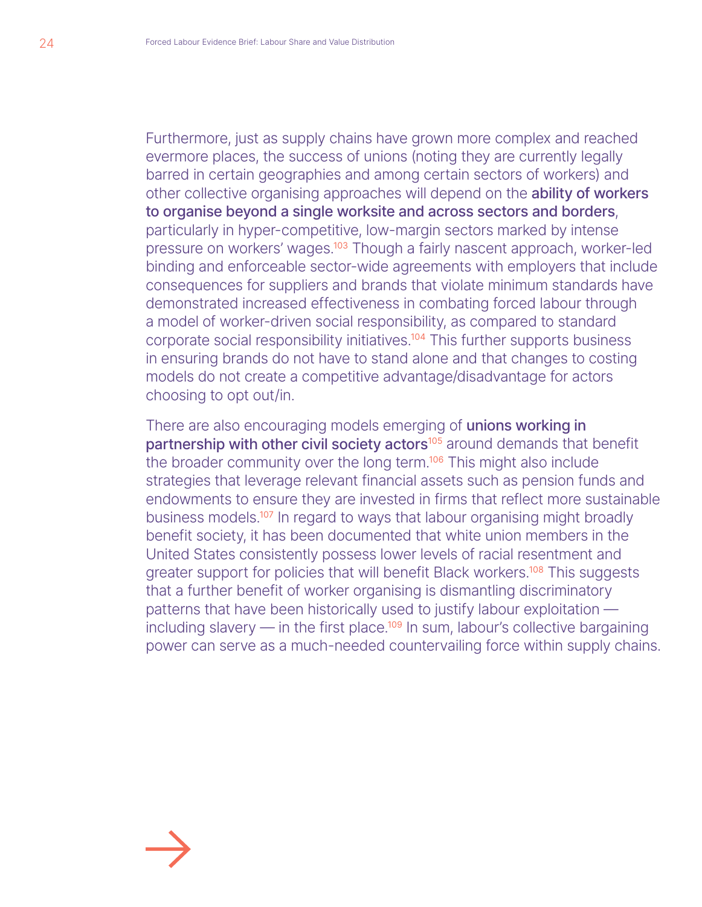Furthermore, just as supply chains have grown more complex and reached evermore places, the success of unions (noting they are currently legally barred in certain geographies and among certain sectors of workers) and other collective organising approaches will depend on the **ability of workers to organise beyond a single worksite and across sectors and borders**, particularly in hyper-competitive, low-margin sectors marked by intense pressure on workers' wages.[103] Though a fairly nascent approach, worker-led binding and enforceable sector-wide agreements with employers that include consequences for suppliers and brands that violate minimum standards have demonstrated increased effectiveness in combating forced labour through a model of worker-driven social responsibility, as compared to standard corporate social responsibility initiatives.[104] This further supports business in ensuring brands do not have to stand alone and that changes to costing models do not create a competitive advantage/disadvantage for actors choosing to opt out/in.

There are also encouraging models emerging of **unions working in partnership with other civil society actors**[105] around demands that benefit the broader community over the long term.[106] This might also include strategies that leverage relevant financial assets such as pension funds and endowments to ensure they are invested in firms that reflect more sustainable business models.[107] In regard to ways that labour organising might broadly benefit society, it has been documented that white union members in the United States consistently possess lower levels of racial resentment and greater support for policies that will benefit Black workers.[108] This suggests that a further benefit of worker organising is dismantling discriminatory patterns that have been historically used to justify labour exploitation — including slavery — in the first place.[109] In sum, labour's collective bargaining power can serve as a much-needed countervailing force within supply chains.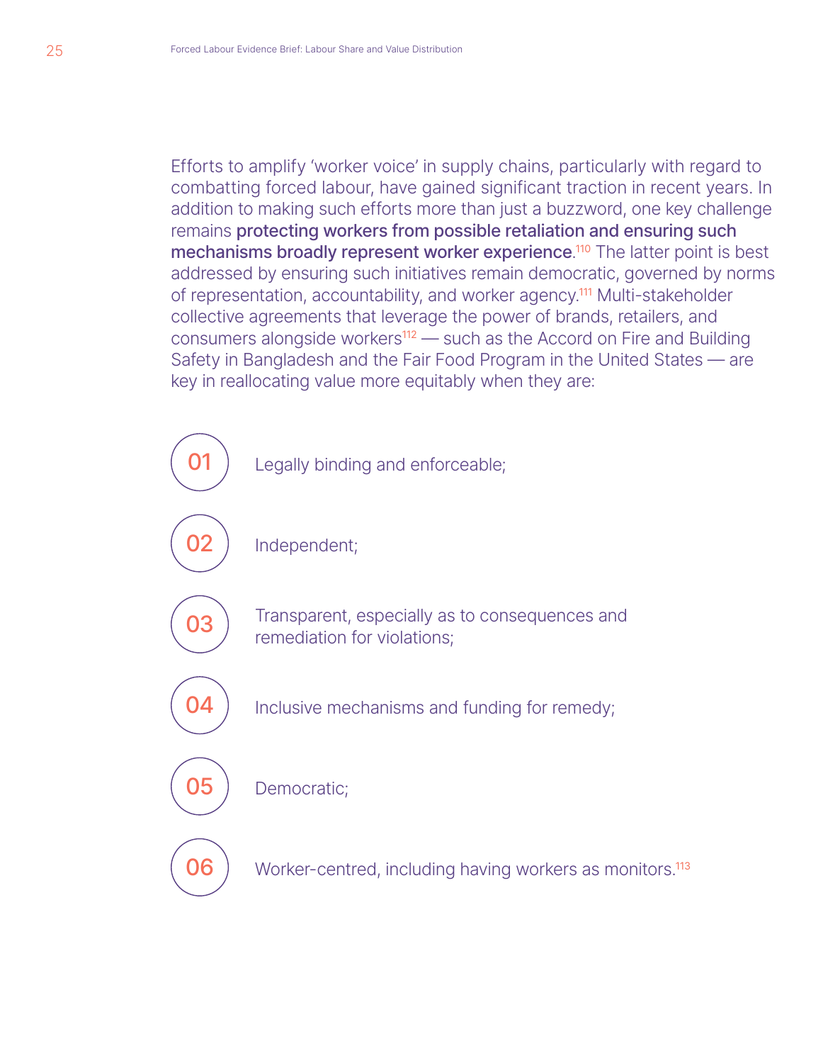Efforts to amplify 'worker voice' in supply chains, particularly with regard to combatting forced labour, have gained significant traction in recent years. In addition to making such efforts more than just a buzzword, one key challenge remains **protecting workers from possible retaliation and ensuring such mechanisms broadly represent worker experience**.[110] The latter point is best addressed by ensuring such initiatives remain democratic, governed by norms of representation, accountability, and worker agency.[111] Multi-stakeholder collective agreements that leverage the power of brands, retailers, and consumers alongside workers[112] — such as the Accord on Fire and Building Safety in Bangladesh and the Fair Food Program in the United States — are key in reallocating value more equitably when they are:

01. Legally binding and enforceable;
02. Independent;
03. Transparent, especially as to consequences and remediation for violations;
04. Inclusive mechanisms and funding for remedy;
05. Democratic;
06. Worker-centred, including having workers as monitors.[113]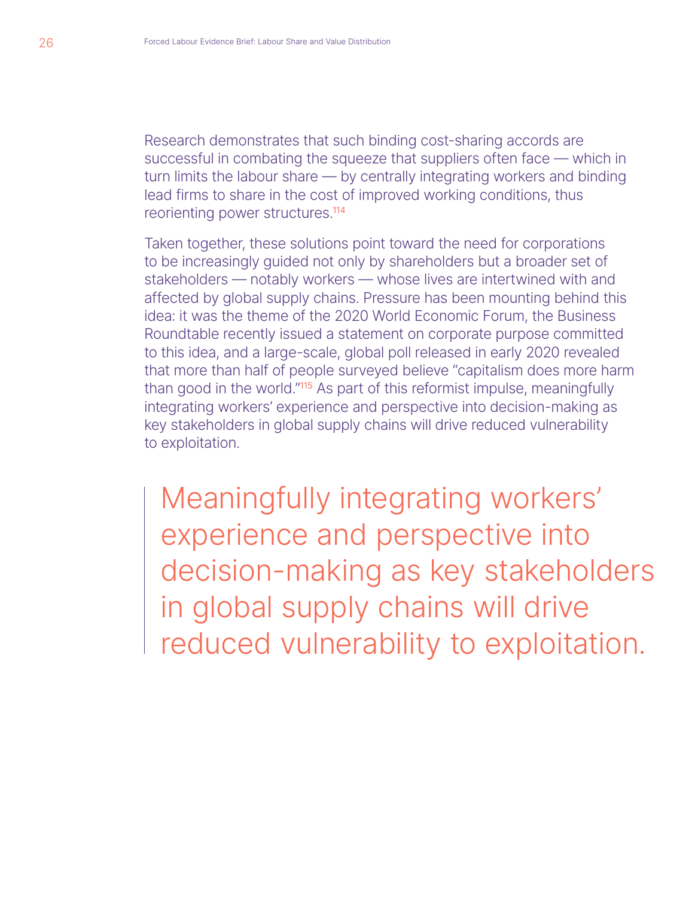Research demonstrates that such binding cost-sharing accords are successful in combating the squeeze that suppliers often face — which in turn limits the labour share — by centrally integrating workers and binding lead firms to share in the cost of improved working conditions, thus reorienting power structures.[114]

Taken together, these solutions point toward the need for corporations to be increasingly guided not only by shareholders but a broader set of stakeholders — notably workers — whose lives are intertwined with and affected by global supply chains. Pressure has been mounting behind this idea: it was the theme of the 2020 World Economic Forum, the Business Roundtable recently issued a statement on corporate purpose committed to this idea, and a large-scale, global poll released in early 2020 revealed that more than half of people surveyed believe "capitalism does more harm than good in the world."[115] As part of this reformist impulse, meaningfully integrating workers' experience and perspective into decision-making as key stakeholders in global supply chains will drive reduced vulnerability to exploitation.

> Meaningfully integrating workers' experience and perspective into decision-making as key stakeholders in global supply chains will drive reduced vulnerability to exploitation.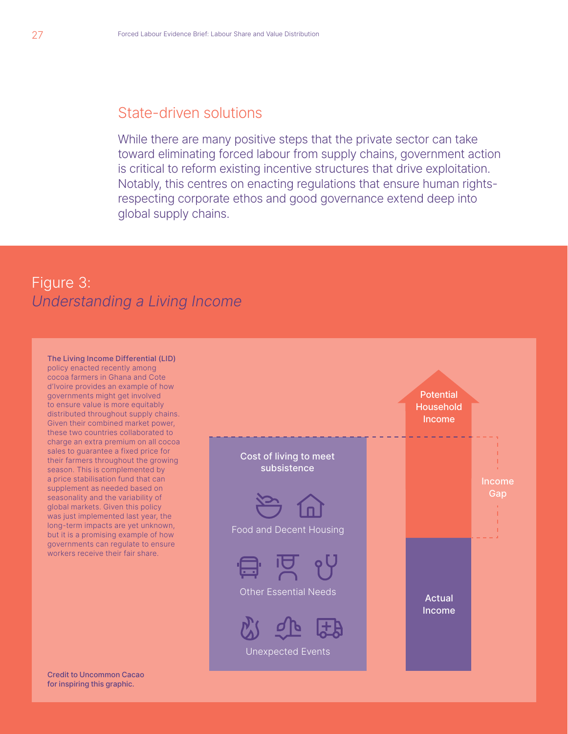## State-driven solutions

While there are many positive steps that the private sector can take toward eliminating forced labour from supply chains, government action is critical to reform existing incentive structures that drive exploitation. Notably, this centres on enacting regulations that ensure human rights-respecting corporate ethos and good governance extend deep into global supply chains.

## Figure 3:
### *Understanding a Living Income*

**The Living Income Differential (LID)** policy enacted recently among cocoa farmers in Ghana and Cote d'Ivoire provides an example of how governments might get involved to ensure value is more equitably distributed throughout supply chains. Given their combined market power, these two countries collaborated to charge an extra premium on all cocoa sales to guarantee a fixed price for their farmers throughout the growing season. This is complemented by a price stabilisation fund that can supplement as needed based on seasonality and the variability of global markets. Given this policy was just implemented last year, the long-term impacts are yet unknown, but it is a promising example of how governments can regulate to ensure workers receive their fair share.

Cost of living to meet subsistence

Food and Decent Housing

Other Essential Needs

Unexpected Events

Potential Household Income

Income Gap

Actual Income

**Credit to Uncommon Cacao for inspiring this graphic.**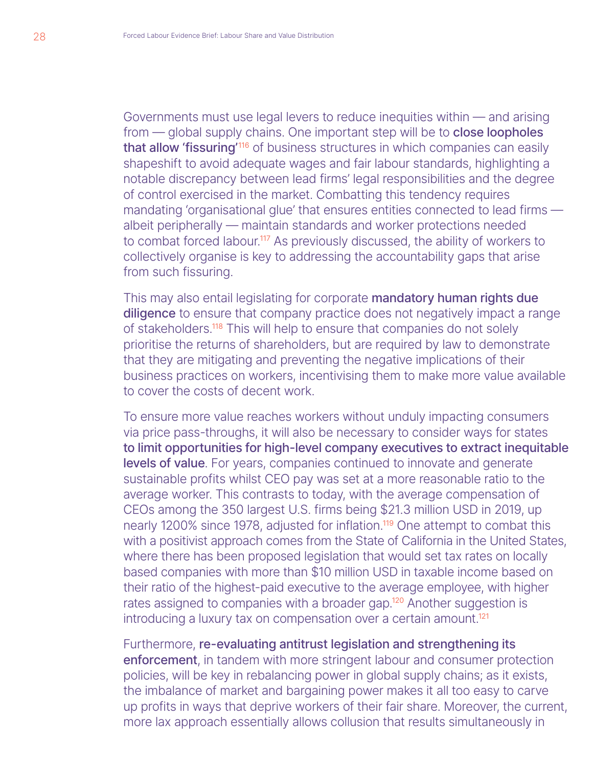Governments must use legal levers to reduce inequities within — and arising from — global supply chains. One important step will be to **close loopholes that allow 'fissuring'**[116] of business structures in which companies can easily shapeshift to avoid adequate wages and fair labour standards, highlighting a notable discrepancy between lead firms' legal responsibilities and the degree of control exercised in the market. Combatting this tendency requires mandating 'organisational glue' that ensures entities connected to lead firms — albeit peripherally — maintain standards and worker protections needed to combat forced labour.[117] As previously discussed, the ability of workers to collectively organise is key to addressing the accountability gaps that arise from such fissuring.

This may also entail legislating for corporate **mandatory human rights due diligence** to ensure that company practice does not negatively impact a range of stakeholders.[118] This will help to ensure that companies do not solely prioritise the returns of shareholders, but are required by law to demonstrate that they are mitigating and preventing the negative implications of their business practices on workers, incentivising them to make more value available to cover the costs of decent work.

To ensure more value reaches workers without unduly impacting consumers via price pass-throughs, it will also be necessary to consider ways for states **to limit opportunities for high-level company executives to extract inequitable levels of value**. For years, companies continued to innovate and generate sustainable profits whilst CEO pay was set at a more reasonable ratio to the average worker. This contrasts to today, with the average compensation of CEOs among the 350 largest U.S. firms being $21.3 million USD in 2019, up nearly 1200% since 1978, adjusted for inflation.[119] One attempt to combat this with a positivist approach comes from the State of California in the United States, where there has been proposed legislation that would set tax rates on locally based companies with more than $10 million USD in taxable income based on their ratio of the highest-paid executive to the average employee, with higher rates assigned to companies with a broader gap.[120] Another suggestion is introducing a luxury tax on compensation over a certain amount.[121]

Furthermore, **re-evaluating antitrust legislation and strengthening its enforcement**, in tandem with more stringent labour and consumer protection policies, will be key in rebalancing power in global supply chains; as it exists, the imbalance of market and bargaining power makes it all too easy to carve up profits in ways that deprive workers of their fair share. Moreover, the current, more lax approach essentially allows collusion that results simultaneously in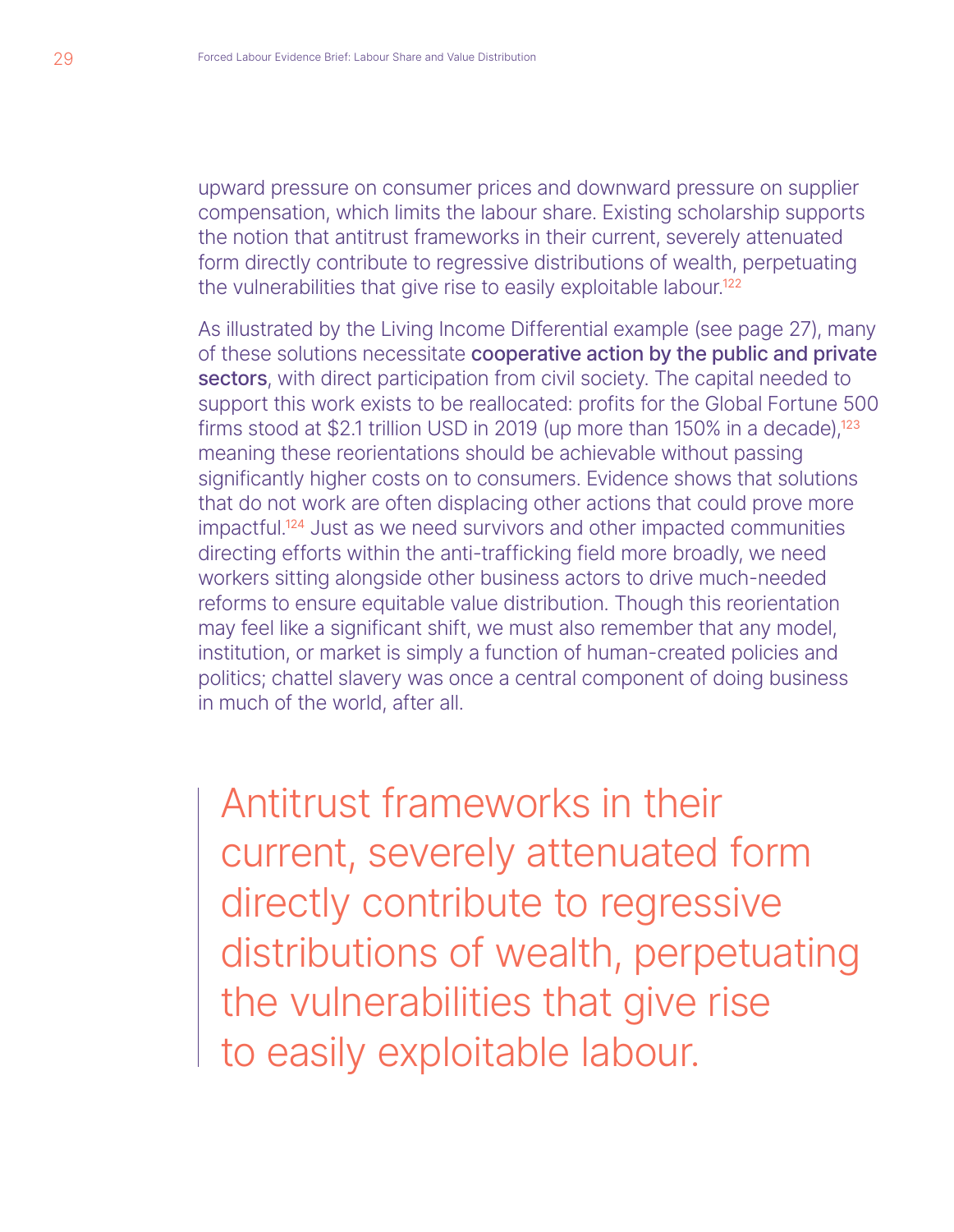upward pressure on consumer prices and downward pressure on supplier compensation, which limits the labour share. Existing scholarship supports the notion that antitrust frameworks in their current, severely attenuated form directly contribute to regressive distributions of wealth, perpetuating the vulnerabilities that give rise to easily exploitable labour.[122]

As illustrated by the Living Income Differential example (see page 27), many of these solutions necessitate **cooperative action by the public and private sectors**, with direct participation from civil society. The capital needed to support this work exists to be reallocated: profits for the Global Fortune 500 firms stood at $2.1 trillion USD in 2019 (up more than 150% in a decade),[123] meaning these reorientations should be achievable without passing significantly higher costs on to consumers. Evidence shows that solutions that do not work are often displacing other actions that could prove more impactful.[124] Just as we need survivors and other impacted communities directing efforts within the anti-trafficking field more broadly, we need workers sitting alongside other business actors to drive much-needed reforms to ensure equitable value distribution. Though this reorientation may feel like a significant shift, we must also remember that any model, institution, or market is simply a function of human-created policies and politics; chattel slavery was once a central component of doing business in much of the world, after all.

> Antitrust frameworks in their current, severely attenuated form directly contribute to regressive distributions of wealth, perpetuating the vulnerabilities that give rise to easily exploitable labour.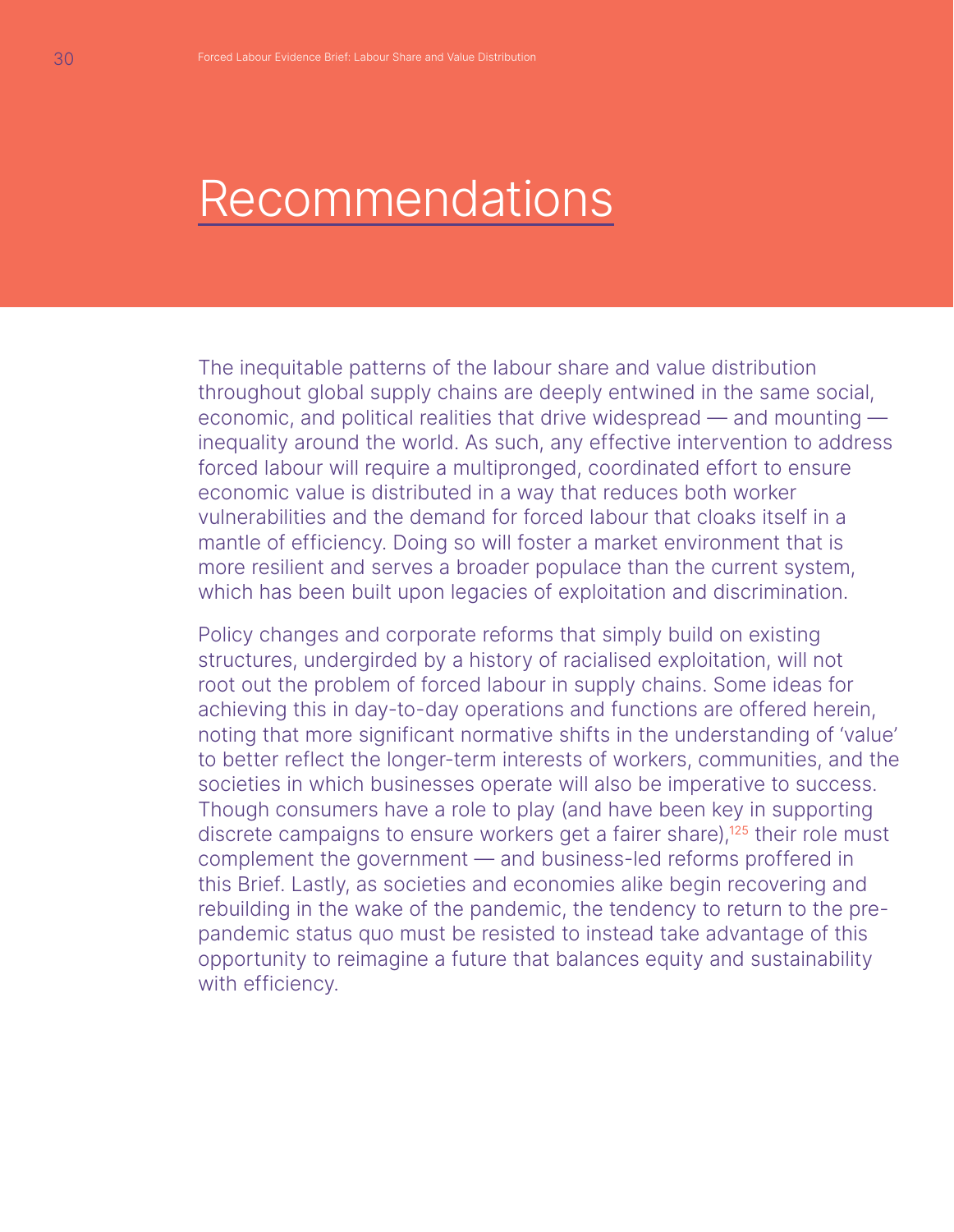# Recommendations

The inequitable patterns of the labour share and value distribution throughout global supply chains are deeply entwined in the same social, economic, and political realities that drive widespread — and mounting — inequality around the world. As such, any effective intervention to address forced labour will require a multipronged, coordinated effort to ensure economic value is distributed in a way that reduces both worker vulnerabilities and the demand for forced labour that cloaks itself in a mantle of efficiency. Doing so will foster a market environment that is more resilient and serves a broader populace than the current system, which has been built upon legacies of exploitation and discrimination.

Policy changes and corporate reforms that simply build on existing structures, undergirded by a history of racialised exploitation, will not root out the problem of forced labour in supply chains. Some ideas for achieving this in day-to-day operations and functions are offered herein, noting that more significant normative shifts in the understanding of 'value' to better reflect the longer-term interests of workers, communities, and the societies in which businesses operate will also be imperative to success. Though consumers have a role to play (and have been key in supporting discrete campaigns to ensure workers get a fairer share),[125] their role must complement the government — and business-led reforms proffered in this Brief. Lastly, as societies and economies alike begin recovering and rebuilding in the wake of the pandemic, the tendency to return to the pre-pandemic status quo must be resisted to instead take advantage of this opportunity to reimagine a future that balances equity and sustainability with efficiency.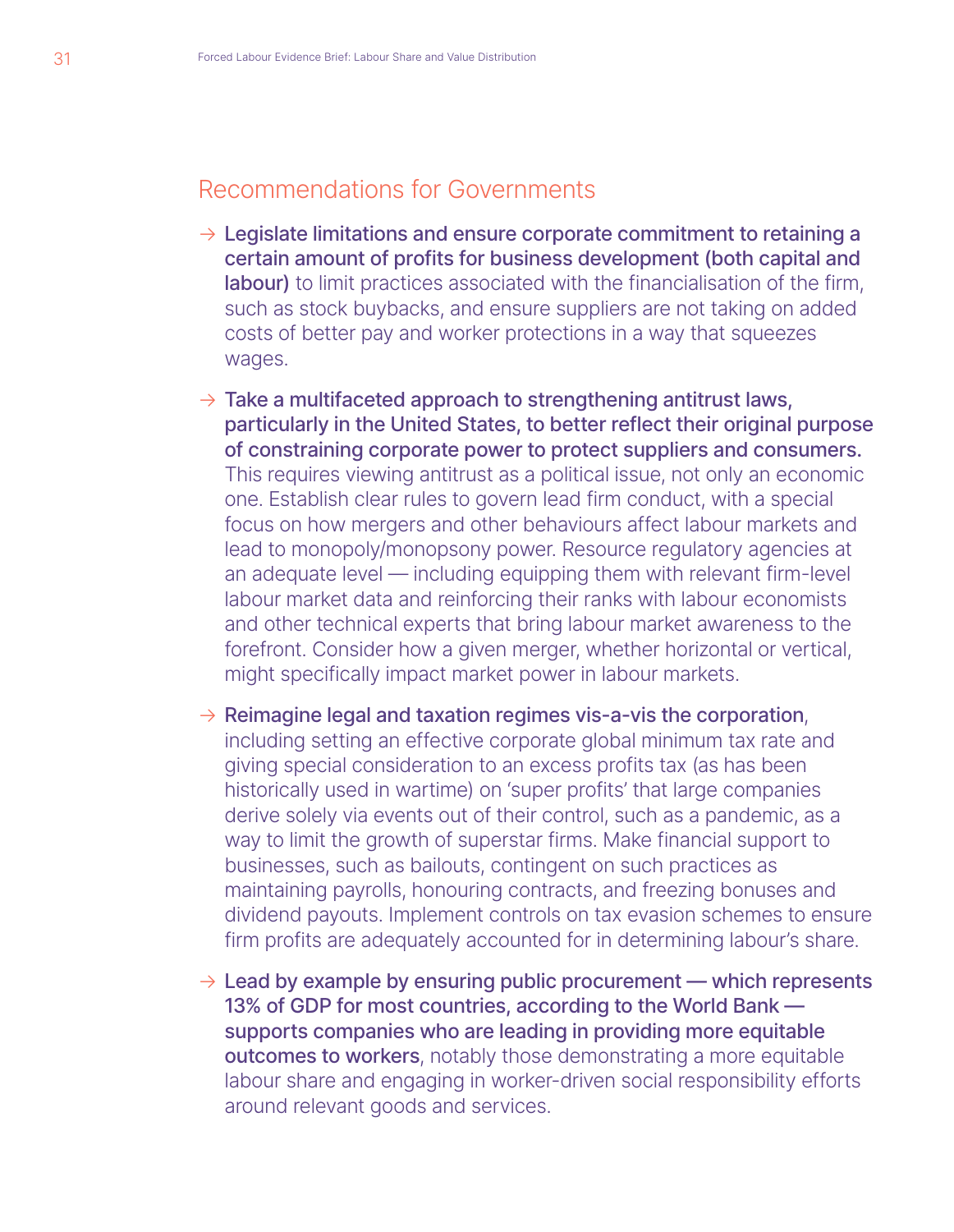## Recommendations for Governments

→ **Legislate limitations and ensure corporate commitment to retaining a certain amount of profits for business development (both capital and labour)** to limit practices associated with the financialisation of the firm, such as stock buybacks, and ensure suppliers are not taking on added costs of better pay and worker protections in a way that squeezes wages.

→ **Take a multifaceted approach to strengthening antitrust laws, particularly in the United States, to better reflect their original purpose of constraining corporate power to protect suppliers and consumers.** This requires viewing antitrust as a political issue, not only an economic one. Establish clear rules to govern lead firm conduct, with a special focus on how mergers and other behaviours affect labour markets and lead to monopoly/monopsony power. Resource regulatory agencies at an adequate level — including equipping them with relevant firm-level labour market data and reinforcing their ranks with labour economists and other technical experts that bring labour market awareness to the forefront. Consider how a given merger, whether horizontal or vertical, might specifically impact market power in labour markets.

→ **Reimagine legal and taxation regimes vis-a-vis the corporation**, including setting an effective corporate global minimum tax rate and giving special consideration to an excess profits tax (as has been historically used in wartime) on 'super profits' that large companies derive solely via events out of their control, such as a pandemic, as a way to limit the growth of superstar firms. Make financial support to businesses, such as bailouts, contingent on such practices as maintaining payrolls, honouring contracts, and freezing bonuses and dividend payouts. Implement controls on tax evasion schemes to ensure firm profits are adequately accounted for in determining labour's share.

→ **Lead by example by ensuring public procurement — which represents 13% of GDP for most countries, according to the World Bank — supports companies who are leading in providing more equitable outcomes to workers**, notably those demonstrating a more equitable labour share and engaging in worker-driven social responsibility efforts around relevant goods and services.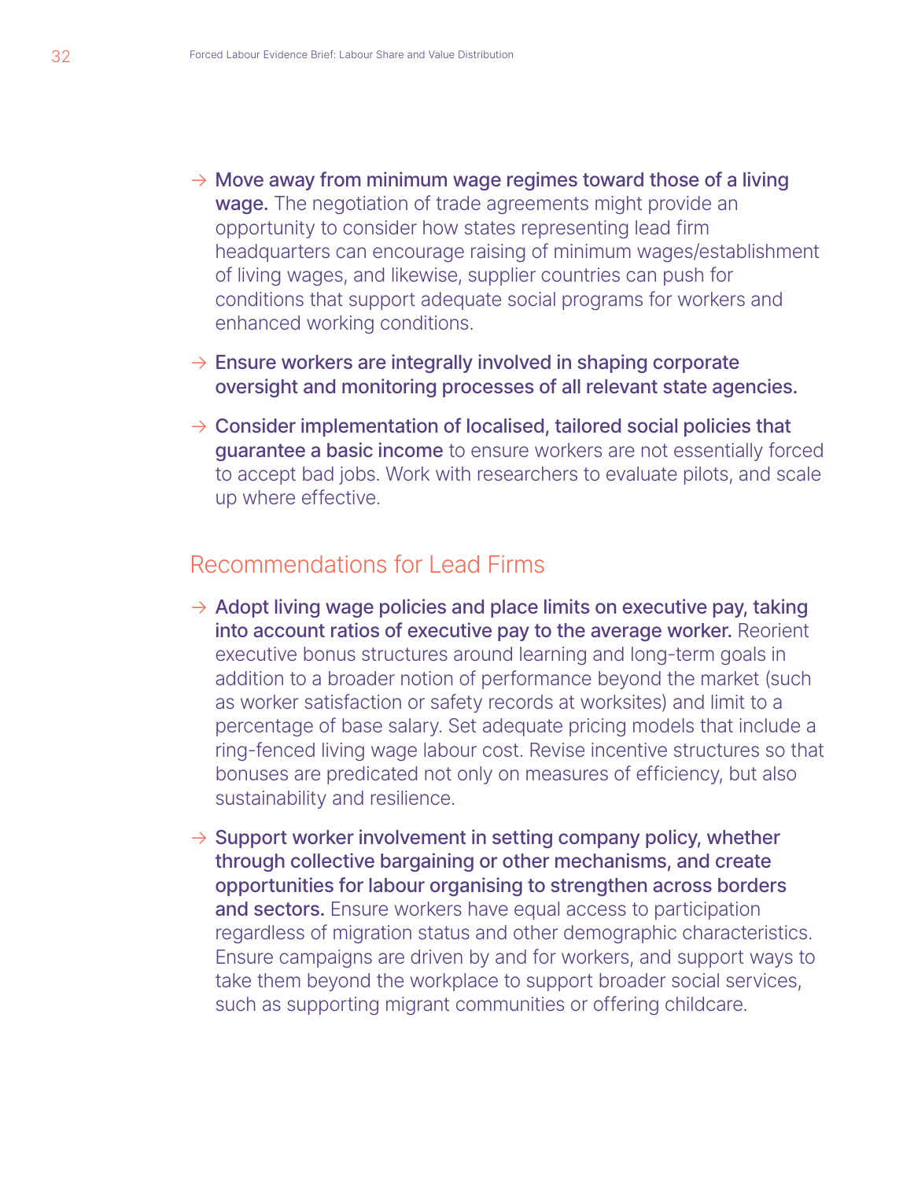- **Move away from minimum wage regimes toward those of a living wage.** The negotiation of trade agreements might provide an opportunity to consider how states representing lead firm headquarters can encourage raising of minimum wages/establishment of living wages, and likewise, supplier countries can push for conditions that support adequate social programs for workers and enhanced working conditions.

- **Ensure workers are integrally involved in shaping corporate oversight and monitoring processes of all relevant state agencies.**

- **Consider implementation of localised, tailored social policies that guarantee a basic income** to ensure workers are not essentially forced to accept bad jobs. Work with researchers to evaluate pilots, and scale up where effective.

## Recommendations for Lead Firms

- **Adopt living wage policies and place limits on executive pay, taking into account ratios of executive pay to the average worker.** Reorient executive bonus structures around learning and long-term goals in addition to a broader notion of performance beyond the market (such as worker satisfaction or safety records at worksites) and limit to a percentage of base salary. Set adequate pricing models that include a ring-fenced living wage labour cost. Revise incentive structures so that bonuses are predicated not only on measures of efficiency, but also sustainability and resilience.

- **Support worker involvement in setting company policy, whether through collective bargaining or other mechanisms, and create opportunities for labour organising to strengthen across borders and sectors.** Ensure workers have equal access to participation regardless of migration status and other demographic characteristics. Ensure campaigns are driven by and for workers, and support ways to take them beyond the workplace to support broader social services, such as supporting migrant communities or offering childcare.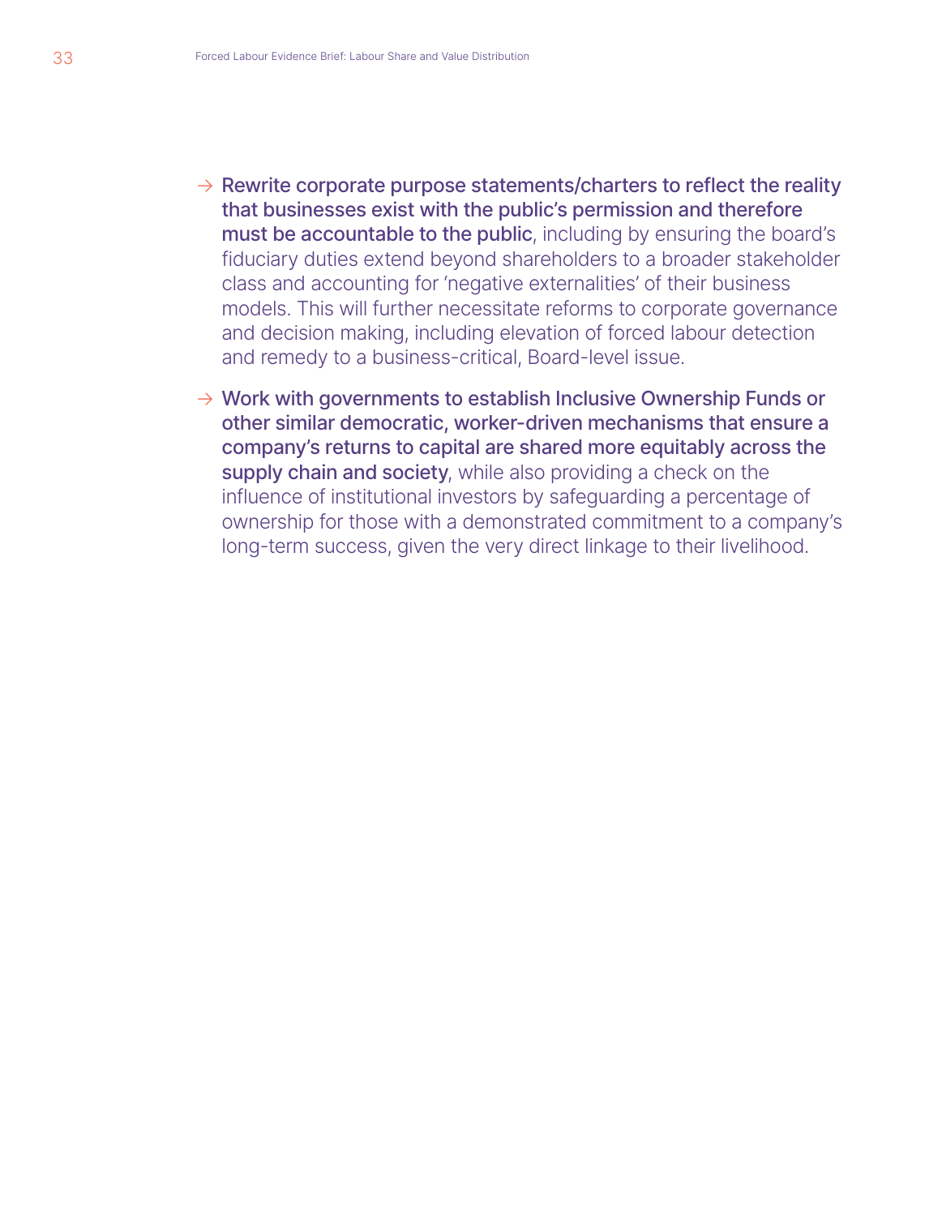- **Rewrite corporate purpose statements/charters to reflect the reality that businesses exist with the public's permission and therefore must be accountable to the public**, including by ensuring the board's fiduciary duties extend beyond shareholders to a broader stakeholder class and accounting for 'negative externalities' of their business models. This will further necessitate reforms to corporate governance and decision making, including elevation of forced labour detection and remedy to a business-critical, Board-level issue.

- **Work with governments to establish Inclusive Ownership Funds or other similar democratic, worker-driven mechanisms that ensure a company's returns to capital are shared more equitably across the supply chain and society**, while also providing a check on the influence of institutional investors by safeguarding a percentage of ownership for those with a demonstrated commitment to a company's long-term success, given the very direct linkage to their livelihood.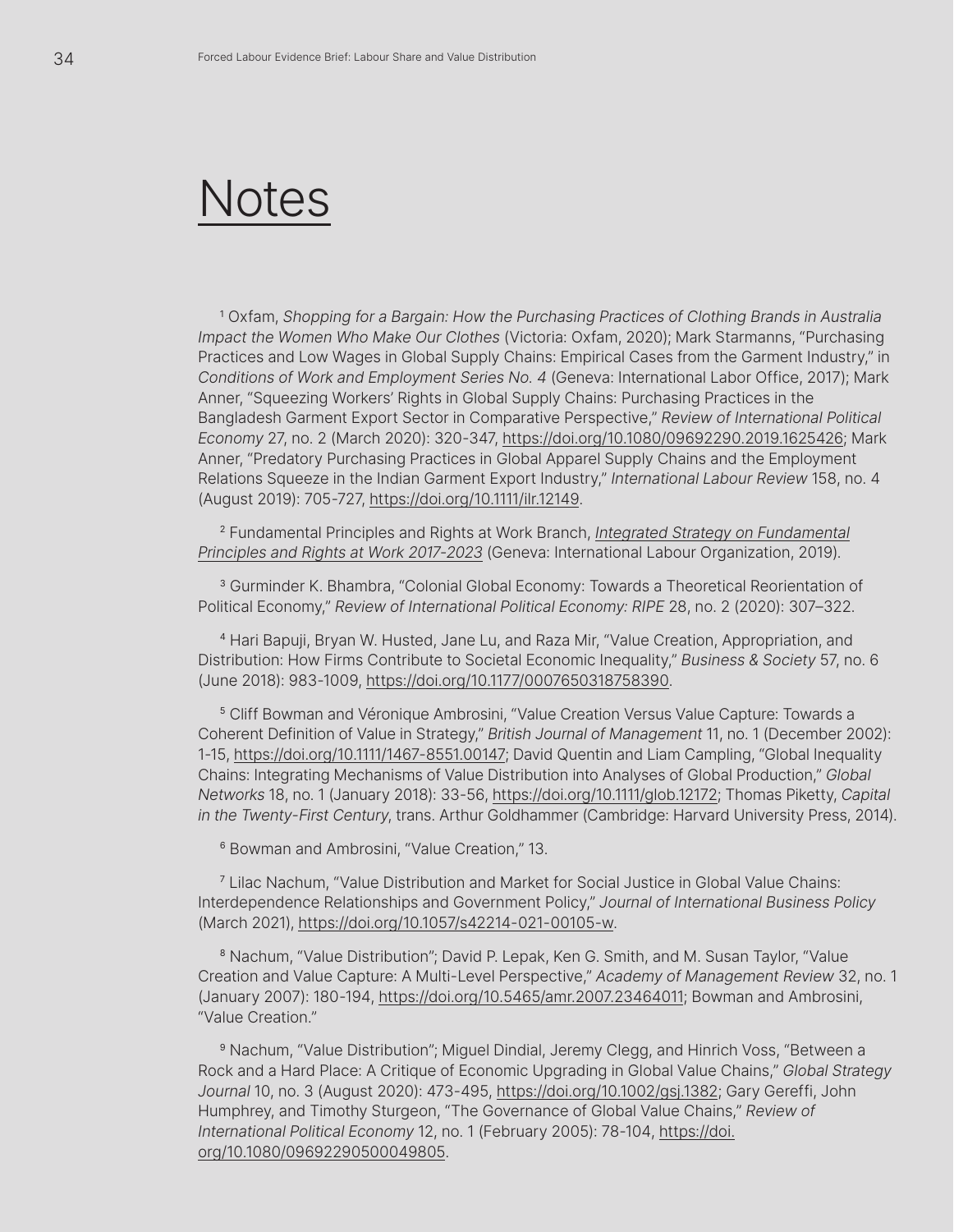# Notes

[1] Oxfam, *Shopping for a Bargain: How the Purchasing Practices of Clothing Brands in Australia Impact the Women Who Make Our Clothes* (Victoria: Oxfam, 2020); Mark Starmanns, "Purchasing Practices and Low Wages in Global Supply Chains: Empirical Cases from the Garment Industry," in *Conditions of Work and Employment Series No. 4* (Geneva: International Labor Office, 2017); Mark Anner, "Squeezing Workers' Rights in Global Supply Chains: Purchasing Practices in the Bangladesh Garment Export Sector in Comparative Perspective," *Review of International Political Economy* 27, no. 2 (March 2020): 320-347, https://doi.org/10.1080/09692290.2019.1625426; Mark Anner, "Predatory Purchasing Practices in Global Apparel Supply Chains and the Employment Relations Squeeze in the Indian Garment Export Industry," *International Labour Review* 158, no. 4 (August 2019): 705-727, https://doi.org/10.1111/ilr.12149.

[2] Fundamental Principles and Rights at Work Branch, *Integrated Strategy on Fundamental Principles and Rights at Work 2017-2023* (Geneva: International Labour Organization, 2019).

[3] Gurminder K. Bhambra, "Colonial Global Economy: Towards a Theoretical Reorientation of Political Economy," *Review of International Political Economy: RIPE* 28, no. 2 (2020): 307–322.

[4] Hari Bapuji, Bryan W. Husted, Jane Lu, and Raza Mir, "Value Creation, Appropriation, and Distribution: How Firms Contribute to Societal Economic Inequality," *Business & Society* 57, no. 6 (June 2018): 983-1009, https://doi.org/10.1177/0007650318758390.

[5] Cliff Bowman and Véronique Ambrosini, "Value Creation Versus Value Capture: Towards a Coherent Definition of Value in Strategy," *British Journal of Management* 11, no. 1 (December 2002): 1-15, https://doi.org/10.1111/1467-8551.00147; David Quentin and Liam Campling, "Global Inequality Chains: Integrating Mechanisms of Value Distribution into Analyses of Global Production," *Global Networks* 18, no. 1 (January 2018): 33-56, https://doi.org/10.1111/glob.12172; Thomas Piketty, *Capital in the Twenty-First Century*, trans. Arthur Goldhammer (Cambridge: Harvard University Press, 2014).

[6] Bowman and Ambrosini, "Value Creation," 13.

[7] Lilac Nachum, "Value Distribution and Market for Social Justice in Global Value Chains: Interdependence Relationships and Government Policy," *Journal of International Business Policy* (March 2021), https://doi.org/10.1057/s42214-021-00105-w.

[8] Nachum, "Value Distribution"; David P. Lepak, Ken G. Smith, and M. Susan Taylor, "Value Creation and Value Capture: A Multi-Level Perspective," *Academy of Management Review* 32, no. 1 (January 2007): 180-194, https://doi.org/10.5465/amr.2007.23464011; Bowman and Ambrosini, "Value Creation."

[9] Nachum, "Value Distribution"; Miguel Dindial, Jeremy Clegg, and Hinrich Voss, "Between a Rock and a Hard Place: A Critique of Economic Upgrading in Global Value Chains," *Global Strategy Journal* 10, no. 3 (August 2020): 473-495, https://doi.org/10.1002/gsj.1382; Gary Gereffi, John Humphrey, and Timothy Sturgeon, "The Governance of Global Value Chains," *Review of International Political Economy* 12, no. 1 (February 2005): 78-104, https://doi.org/10.1080/09692290500049805.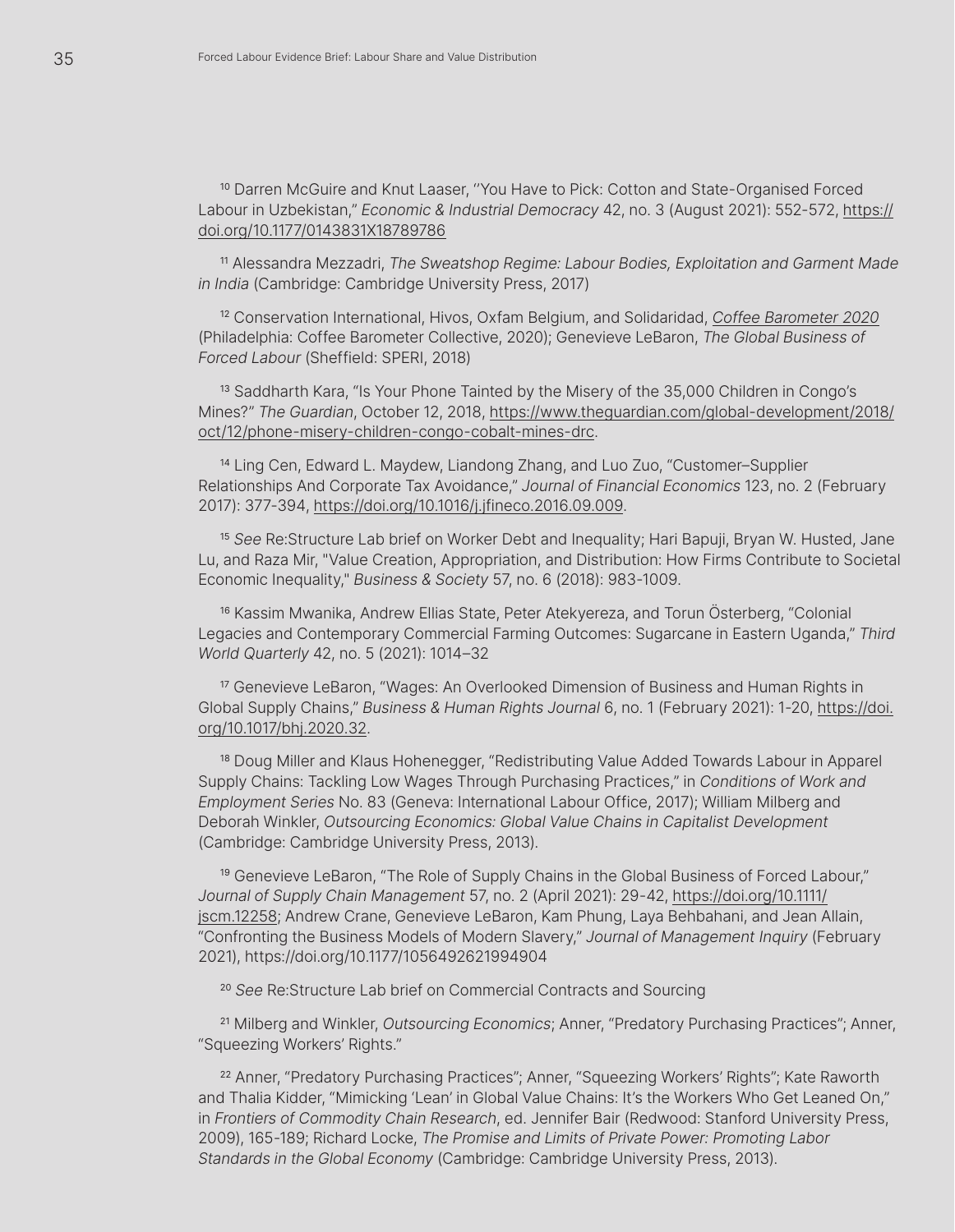[10] Darren McGuire and Knut Laaser, ''You Have to Pick: Cotton and State-Organised Forced Labour in Uzbekistan," *Economic & Industrial Democracy* 42, no. 3 (August 2021): 552-572, https://doi.org/10.1177/0143831X18789786

[11] Alessandra Mezzadri, *The Sweatshop Regime: Labour Bodies, Exploitation and Garment Made in India* (Cambridge: Cambridge University Press, 2017)

[12] Conservation International, Hivos, Oxfam Belgium, and Solidaridad, *Coffee Barometer 2020* (Philadelphia: Coffee Barometer Collective, 2020); Genevieve LeBaron, *The Global Business of Forced Labour* (Sheffield: SPERI, 2018)

[13] Saddharth Kara, "Is Your Phone Tainted by the Misery of the 35,000 Children in Congo's Mines?" *The Guardian*, October 12, 2018, https://www.theguardian.com/global-development/2018/oct/12/phone-misery-children-congo-cobalt-mines-drc.

[14] Ling Cen, Edward L. Maydew, Liandong Zhang, and Luo Zuo, "Customer–Supplier Relationships And Corporate Tax Avoidance," *Journal of Financial Economics* 123, no. 2 (February 2017): 377-394, https://doi.org/10.1016/j.jfineco.2016.09.009.

[15] *See* Re:Structure Lab brief on Worker Debt and Inequality; Hari Bapuji, Bryan W. Husted, Jane Lu, and Raza Mir, "Value Creation, Appropriation, and Distribution: How Firms Contribute to Societal Economic Inequality," *Business & Society* 57, no. 6 (2018): 983-1009.

[16] Kassim Mwanika, Andrew Ellias State, Peter Atekyereza, and Torun Österberg, "Colonial Legacies and Contemporary Commercial Farming Outcomes: Sugarcane in Eastern Uganda," *Third World Quarterly* 42, no. 5 (2021): 1014–32

[17] Genevieve LeBaron, "Wages: An Overlooked Dimension of Business and Human Rights in Global Supply Chains," *Business & Human Rights Journal* 6, no. 1 (February 2021): 1-20, https://doi.org/10.1017/bhj.2020.32.

[18] Doug Miller and Klaus Hohenegger, "Redistributing Value Added Towards Labour in Apparel Supply Chains: Tackling Low Wages Through Purchasing Practices," in *Conditions of Work and Employment Series* No. 83 (Geneva: International Labour Office, 2017); William Milberg and Deborah Winkler, *Outsourcing Economics: Global Value Chains in Capitalist Development* (Cambridge: Cambridge University Press, 2013).

[19] Genevieve LeBaron, "The Role of Supply Chains in the Global Business of Forced Labour," *Journal of Supply Chain Management* 57, no. 2 (April 2021): 29-42, https://doi.org/10.1111/jscm.12258; Andrew Crane, Genevieve LeBaron, Kam Phung, Laya Behbahani, and Jean Allain, "Confronting the Business Models of Modern Slavery," *Journal of Management Inquiry* (February 2021), https://doi.org/10.1177/1056492621994904

[20] *See* Re:Structure Lab brief on Commercial Contracts and Sourcing

[21] Milberg and Winkler, *Outsourcing Economics*; Anner, "Predatory Purchasing Practices"; Anner, "Squeezing Workers' Rights."

[22] Anner, "Predatory Purchasing Practices"; Anner, "Squeezing Workers' Rights"; Kate Raworth and Thalia Kidder, "Mimicking 'Lean' in Global Value Chains: It's the Workers Who Get Leaned On," in *Frontiers of Commodity Chain Research*, ed. Jennifer Bair (Redwood: Stanford University Press, 2009), 165-189; Richard Locke, *The Promise and Limits of Private Power: Promoting Labor Standards in the Global Economy* (Cambridge: Cambridge University Press, 2013).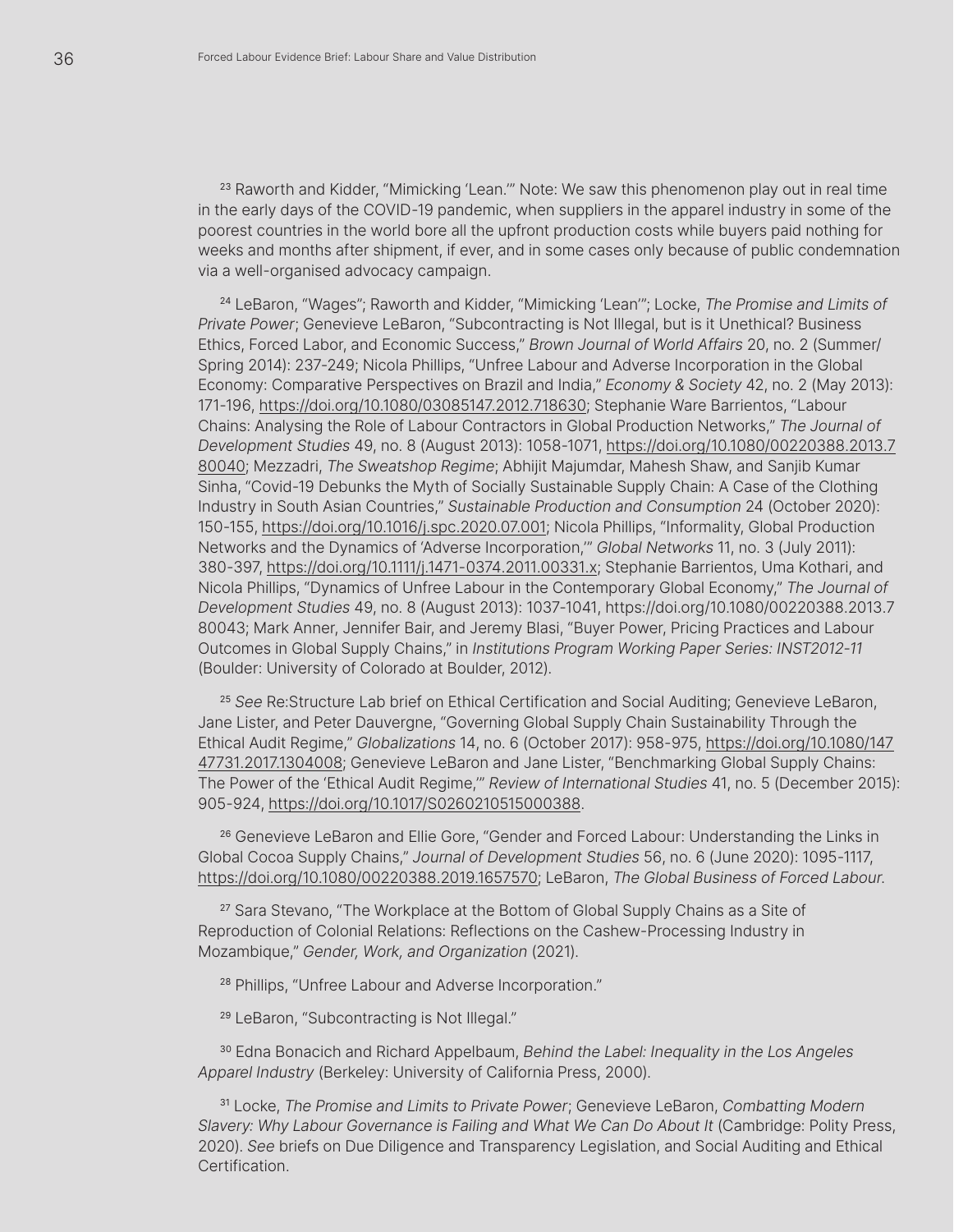[23] Raworth and Kidder, "Mimicking 'Lean.'" Note: We saw this phenomenon play out in real time in the early days of the COVID-19 pandemic, when suppliers in the apparel industry in some of the poorest countries in the world bore all the upfront production costs while buyers paid nothing for weeks and months after shipment, if ever, and in some cases only because of public condemnation via a well-organised advocacy campaign.

[24] LeBaron, "Wages"; Raworth and Kidder, "Mimicking 'Lean'"; Locke, *The Promise and Limits of Private Power*; Genevieve LeBaron, "Subcontracting is Not Illegal, but is it Unethical? Business Ethics, Forced Labor, and Economic Success," *Brown Journal of World Affairs* 20, no. 2 (Summer/Spring 2014): 237-249; Nicola Phillips, "Unfree Labour and Adverse Incorporation in the Global Economy: Comparative Perspectives on Brazil and India," *Economy & Society* 42, no. 2 (May 2013): 171-196, https://doi.org/10.1080/03085147.2012.718630; Stephanie Ware Barrientos, "Labour Chains: Analysing the Role of Labour Contractors in Global Production Networks," *The Journal of Development Studies* 49, no. 8 (August 2013): 1058-1071, https://doi.org/10.1080/00220388.2013.780040; Mezzadri, *The Sweatshop Regime*; Abhijit Majumdar, Mahesh Shaw, and Sanjib Kumar Sinha, "Covid-19 Debunks the Myth of Socially Sustainable Supply Chain: A Case of the Clothing Industry in South Asian Countries," *Sustainable Production and Consumption* 24 (October 2020): 150-155, https://doi.org/10.1016/j.spc.2020.07.001; Nicola Phillips, "Informality, Global Production Networks and the Dynamics of 'Adverse Incorporation,'" *Global Networks* 11, no. 3 (July 2011): 380-397, https://doi.org/10.1111/j.1471-0374.2011.00331.x; Stephanie Barrientos, Uma Kothari, and Nicola Phillips, "Dynamics of Unfree Labour in the Contemporary Global Economy," *The Journal of Development Studies* 49, no. 8 (August 2013): 1037-1041, https://doi.org/10.1080/00220388.2013.780043; Mark Anner, Jennifer Bair, and Jeremy Blasi, "Buyer Power, Pricing Practices and Labour Outcomes in Global Supply Chains," in *Institutions Program Working Paper Series: INST2012-11* (Boulder: University of Colorado at Boulder, 2012).

[25] *See* Re:Structure Lab brief on Ethical Certification and Social Auditing; Genevieve LeBaron, Jane Lister, and Peter Dauvergne, "Governing Global Supply Chain Sustainability Through the Ethical Audit Regime," *Globalizations* 14, no. 6 (October 2017): 958-975, https://doi.org/10.1080/14747731.2017.1304008; Genevieve LeBaron and Jane Lister, "Benchmarking Global Supply Chains: The Power of the 'Ethical Audit Regime,'" *Review of International Studies* 41, no. 5 (December 2015): 905-924, https://doi.org/10.1017/S0260210515000388.

[26] Genevieve LeBaron and Ellie Gore, "Gender and Forced Labour: Understanding the Links in Global Cocoa Supply Chains," *Journal of Development Studies* 56, no. 6 (June 2020): 1095-1117, https://doi.org/10.1080/00220388.2019.1657570; LeBaron, *The Global Business of Forced Labour*.

[27] Sara Stevano, "The Workplace at the Bottom of Global Supply Chains as a Site of Reproduction of Colonial Relations: Reflections on the Cashew-Processing Industry in Mozambique," *Gender, Work, and Organization* (2021).

[28] Phillips, "Unfree Labour and Adverse Incorporation."

[29] LeBaron, "Subcontracting is Not Illegal."

[30] Edna Bonacich and Richard Appelbaum, *Behind the Label: Inequality in the Los Angeles Apparel Industry* (Berkeley: University of California Press, 2000).

[31] Locke, *The Promise and Limits to Private Power*; Genevieve LeBaron, *Combatting Modern Slavery: Why Labour Governance is Failing and What We Can Do About It* (Cambridge: Polity Press, 2020). *See* briefs on Due Diligence and Transparency Legislation, and Social Auditing and Ethical Certification.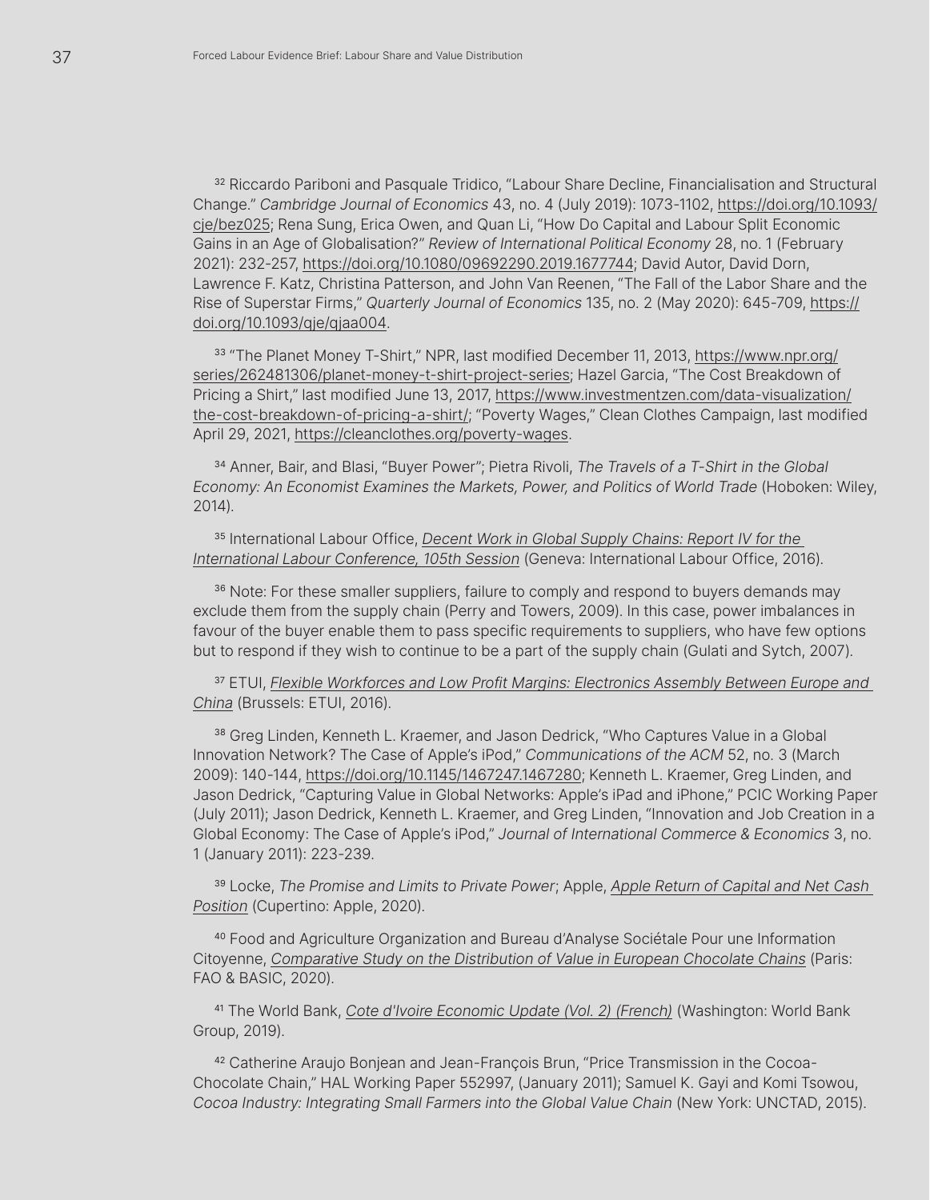[32] Riccardo Pariboni and Pasquale Tridico, "Labour Share Decline, Financialisation and Structural Change." *Cambridge Journal of Economics* 43, no. 4 (July 2019): 1073-1102, https://doi.org/10.1093/cje/bez025; Rena Sung, Erica Owen, and Quan Li, "How Do Capital and Labour Split Economic Gains in an Age of Globalisation?" *Review of International Political Economy* 28, no. 1 (February 2021): 232-257, https://doi.org/10.1080/09692290.2019.1677744; David Autor, David Dorn, Lawrence F. Katz, Christina Patterson, and John Van Reenen, "The Fall of the Labor Share and the Rise of Superstar Firms," *Quarterly Journal of Economics* 135, no. 2 (May 2020): 645-709, https://doi.org/10.1093/qje/qjaa004.

[33] "The Planet Money T-Shirt," NPR, last modified December 11, 2013, https://www.npr.org/series/262481306/planet-money-t-shirt-project-series; Hazel Garcia, "The Cost Breakdown of Pricing a Shirt," last modified June 13, 2017, https://www.investmentzen.com/data-visualization/the-cost-breakdown-of-pricing-a-shirt/; "Poverty Wages," Clean Clothes Campaign, last modified April 29, 2021, https://cleanclothes.org/poverty-wages.

[34] Anner, Bair, and Blasi, "Buyer Power"; Pietra Rivoli, *The Travels of a T-Shirt in the Global Economy: An Economist Examines the Markets, Power, and Politics of World Trade* (Hoboken: Wiley, 2014).

[35] International Labour Office, *Decent Work in Global Supply Chains: Report IV for the International Labour Conference, 105th Session* (Geneva: International Labour Office, 2016).

[36] Note: For these smaller suppliers, failure to comply and respond to buyers demands may exclude them from the supply chain (Perry and Towers, 2009). In this case, power imbalances in favour of the buyer enable them to pass specific requirements to suppliers, who have few options but to respond if they wish to continue to be a part of the supply chain (Gulati and Sytch, 2007).

[37] ETUI, *Flexible Workforces and Low Profit Margins: Electronics Assembly Between Europe and China* (Brussels: ETUI, 2016).

[38] Greg Linden, Kenneth L. Kraemer, and Jason Dedrick, "Who Captures Value in a Global Innovation Network? The Case of Apple's iPod," *Communications of the ACM* 52, no. 3 (March 2009): 140-144, https://doi.org/10.1145/1467247.1467280; Kenneth L. Kraemer, Greg Linden, and Jason Dedrick, "Capturing Value in Global Networks: Apple's iPad and iPhone," PCIC Working Paper (July 2011); Jason Dedrick, Kenneth L. Kraemer, and Greg Linden, "Innovation and Job Creation in a Global Economy: The Case of Apple's iPod," *Journal of International Commerce & Economics* 3, no. 1 (January 2011): 223-239.

[39] Locke, *The Promise and Limits to Private Power*; Apple, *Apple Return of Capital and Net Cash Position* (Cupertino: Apple, 2020).

[40] Food and Agriculture Organization and Bureau d'Analyse Sociétale Pour une Information Citoyenne, *Comparative Study on the Distribution of Value in European Chocolate Chains* (Paris: FAO & BASIC, 2020).

[41] The World Bank, *Cote d'Ivoire Economic Update (Vol. 2) (French)* (Washington: World Bank Group, 2019).

[42] Catherine Araujo Bonjean and Jean-François Brun, "Price Transmission in the Cocoa-Chocolate Chain," HAL Working Paper 552997, (January 2011); Samuel K. Gayi and Komi Tsowou, *Cocoa Industry: Integrating Small Farmers into the Global Value Chain* (New York: UNCTAD, 2015).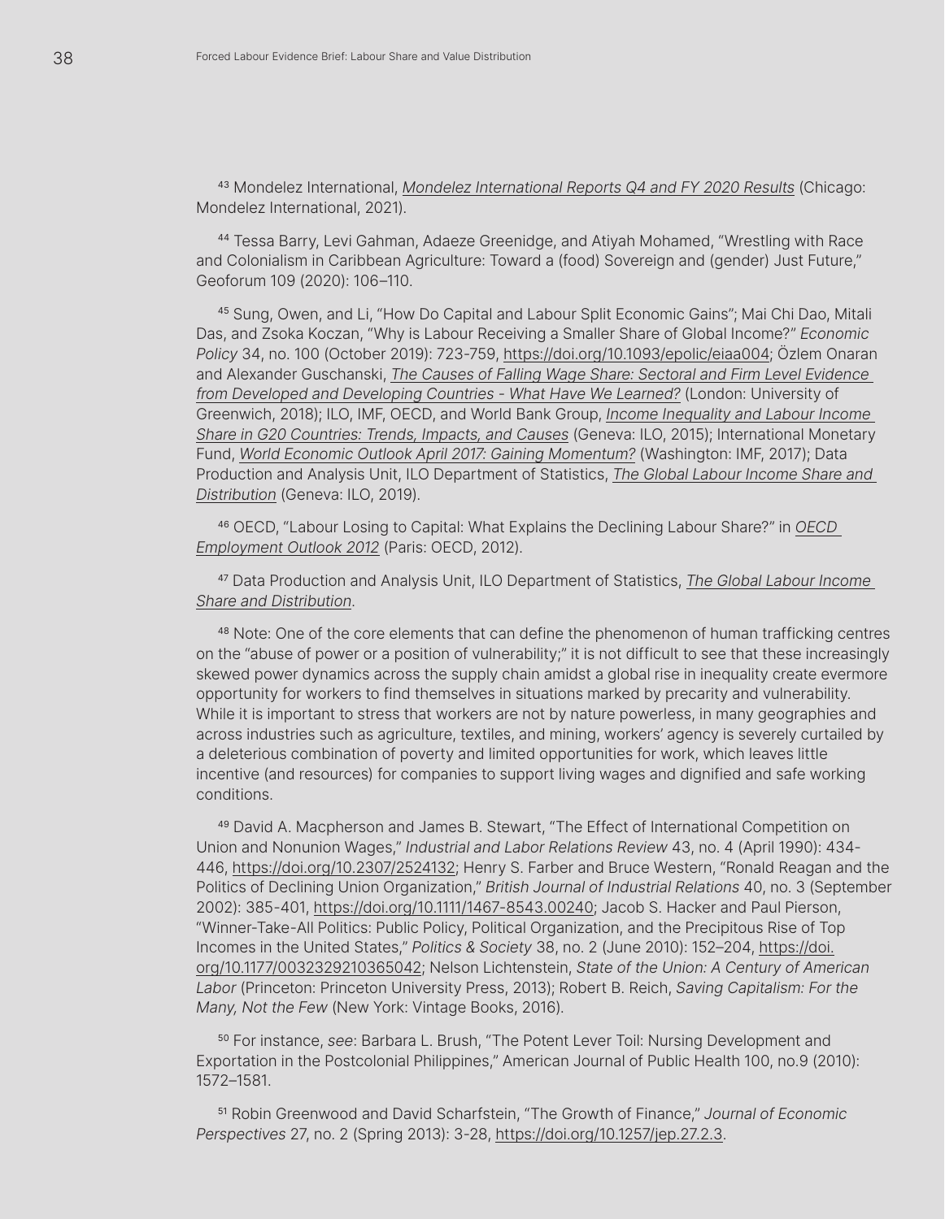[43] Mondelez International, *Mondelez International Reports Q4 and FY 2020 Results* (Chicago: Mondelez International, 2021).

[44] Tessa Barry, Levi Gahman, Adaeze Greenidge, and Atiyah Mohamed, "Wrestling with Race and Colonialism in Caribbean Agriculture: Toward a (food) Sovereign and (gender) Just Future," Geoforum 109 (2020): 106–110.

[45] Sung, Owen, and Li, "How Do Capital and Labour Split Economic Gains"; Mai Chi Dao, Mitali Das, and Zsoka Koczan, "Why is Labour Receiving a Smaller Share of Global Income?" *Economic Policy* 34, no. 100 (October 2019): 723-759, https://doi.org/10.1093/epolic/eiaa004; Özlem Onaran and Alexander Guschanski, *The Causes of Falling Wage Share: Sectoral and Firm Level Evidence from Developed and Developing Countries - What Have We Learned?* (London: University of Greenwich, 2018); ILO, IMF, OECD, and World Bank Group, *Income Inequality and Labour Income Share in G20 Countries: Trends, Impacts, and Causes* (Geneva: ILO, 2015); International Monetary Fund, *World Economic Outlook April 2017: Gaining Momentum?* (Washington: IMF, 2017); Data Production and Analysis Unit, ILO Department of Statistics, *The Global Labour Income Share and Distribution* (Geneva: ILO, 2019).

[46] OECD, "Labour Losing to Capital: What Explains the Declining Labour Share?" in *OECD Employment Outlook 2012* (Paris: OECD, 2012).

[47] Data Production and Analysis Unit, ILO Department of Statistics, *The Global Labour Income Share and Distribution*.

[48] Note: One of the core elements that can define the phenomenon of human trafficking centres on the "abuse of power or a position of vulnerability;" it is not difficult to see that these increasingly skewed power dynamics across the supply chain amidst a global rise in inequality create evermore opportunity for workers to find themselves in situations marked by precarity and vulnerability. While it is important to stress that workers are not by nature powerless, in many geographies and across industries such as agriculture, textiles, and mining, workers' agency is severely curtailed by a deleterious combination of poverty and limited opportunities for work, which leaves little incentive (and resources) for companies to support living wages and dignified and safe working conditions.

[49] David A. Macpherson and James B. Stewart, "The Effect of International Competition on Union and Nonunion Wages," *Industrial and Labor Relations Review* 43, no. 4 (April 1990): 434-446, https://doi.org/10.2307/2524132; Henry S. Farber and Bruce Western, "Ronald Reagan and the Politics of Declining Union Organization," *British Journal of Industrial Relations* 40, no. 3 (September 2002): 385-401, https://doi.org/10.1111/1467-8543.00240; Jacob S. Hacker and Paul Pierson, "Winner-Take-All Politics: Public Policy, Political Organization, and the Precipitous Rise of Top Incomes in the United States," *Politics & Society* 38, no. 2 (June 2010): 152–204, https://doi.org/10.1177/0032329210365042; Nelson Lichtenstein, *State of the Union: A Century of American Labor* (Princeton: Princeton University Press, 2013); Robert B. Reich, *Saving Capitalism: For the Many, Not the Few* (New York: Vintage Books, 2016).

[50] For instance, *see*: Barbara L. Brush, "The Potent Lever Toil: Nursing Development and Exportation in the Postcolonial Philippines," American Journal of Public Health 100, no.9 (2010): 1572–1581.

[51] Robin Greenwood and David Scharfstein, "The Growth of Finance," *Journal of Economic Perspectives* 27, no. 2 (Spring 2013): 3-28, https://doi.org/10.1257/jep.27.2.3.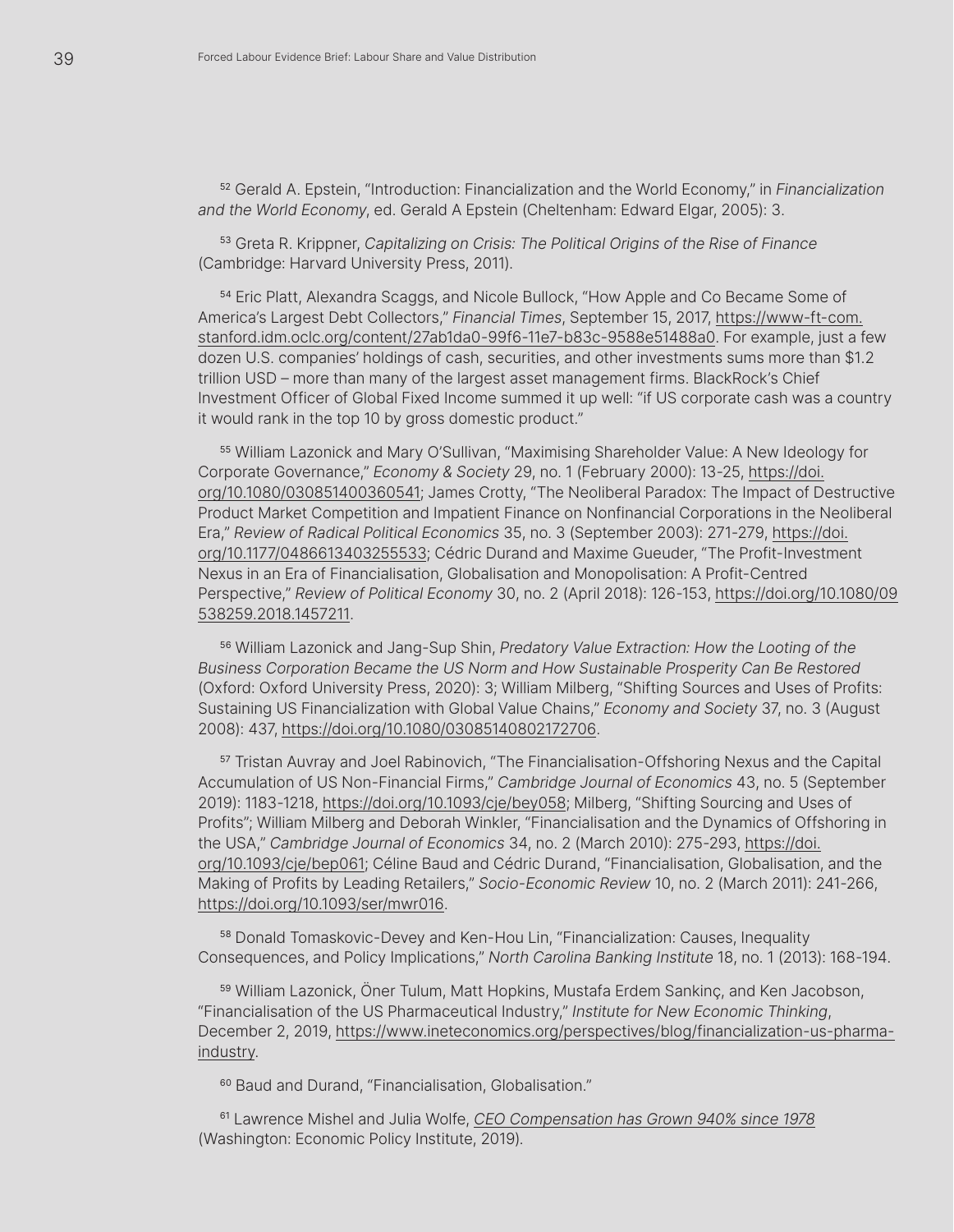[52] Gerald A. Epstein, "Introduction: Financialization and the World Economy," in *Financialization and the World Economy*, ed. Gerald A Epstein (Cheltenham: Edward Elgar, 2005): 3.

[53] Greta R. Krippner, *Capitalizing on Crisis: The Political Origins of the Rise of Finance* (Cambridge: Harvard University Press, 2011).

[54] Eric Platt, Alexandra Scaggs, and Nicole Bullock, "How Apple and Co Became Some of America's Largest Debt Collectors," *Financial Times*, September 15, 2017, https://www-ft-com.stanford.idm.oclc.org/content/27ab1da0-99f6-11e7-b83c-9588e51488a0. For example, just a few dozen U.S. companies' holdings of cash, securities, and other investments sums more than $1.2 trillion USD – more than many of the largest asset management firms. BlackRock's Chief Investment Officer of Global Fixed Income summed it up well: "if US corporate cash was a country it would rank in the top 10 by gross domestic product."

[55] William Lazonick and Mary O'Sullivan, "Maximising Shareholder Value: A New Ideology for Corporate Governance," *Economy & Society* 29, no. 1 (February 2000): 13-25, https://doi.org/10.1080/030851400360541; James Crotty, "The Neoliberal Paradox: The Impact of Destructive Product Market Competition and Impatient Finance on Nonfinancial Corporations in the Neoliberal Era," *Review of Radical Political Economics* 35, no. 3 (September 2003): 271-279, https://doi.org/10.1177/0486613403255533; Cédric Durand and Maxime Gueuder, "The Profit-Investment Nexus in an Era of Financialisation, Globalisation and Monopolisation: A Profit-Centred Perspective," *Review of Political Economy* 30, no. 2 (April 2018): 126-153, https://doi.org/10.1080/09538259.2018.1457211.

[56] William Lazonick and Jang-Sup Shin, *Predatory Value Extraction: How the Looting of the Business Corporation Became the US Norm and How Sustainable Prosperity Can Be Restored* (Oxford: Oxford University Press, 2020): 3; William Milberg, "Shifting Sources and Uses of Profits: Sustaining US Financialization with Global Value Chains," *Economy and Society* 37, no. 3 (August 2008): 437, https://doi.org/10.1080/03085140802172706.

[57] Tristan Auvray and Joel Rabinovich, "The Financialisation-Offshoring Nexus and the Capital Accumulation of US Non-Financial Firms," *Cambridge Journal of Economics* 43, no. 5 (September 2019): 1183-1218, https://doi.org/10.1093/cje/bey058; Milberg, "Shifting Sourcing and Uses of Profits"; William Milberg and Deborah Winkler, "Financialisation and the Dynamics of Offshoring in the USA," *Cambridge Journal of Economics* 34, no. 2 (March 2010): 275-293, https://doi.org/10.1093/cje/bep061; Céline Baud and Cédric Durand, "Financialisation, Globalisation, and the Making of Profits by Leading Retailers," *Socio-Economic Review* 10, no. 2 (March 2011): 241-266, https://doi.org/10.1093/ser/mwr016.

[58] Donald Tomaskovic-Devey and Ken-Hou Lin, "Financialization: Causes, Inequality Consequences, and Policy Implications," *North Carolina Banking Institute* 18, no. 1 (2013): 168-194.

[59] William Lazonick, Öner Tulum, Matt Hopkins, Mustafa Erdem Sankinç, and Ken Jacobson, "Financialisation of the US Pharmaceutical Industry," *Institute for New Economic Thinking*, December 2, 2019, https://www.ineteconomics.org/perspectives/blog/financialization-us-pharma-industry.

[60] Baud and Durand, "Financialisation, Globalisation."

[61] Lawrence Mishel and Julia Wolfe, *CEO Compensation has Grown 940% since 1978* (Washington: Economic Policy Institute, 2019).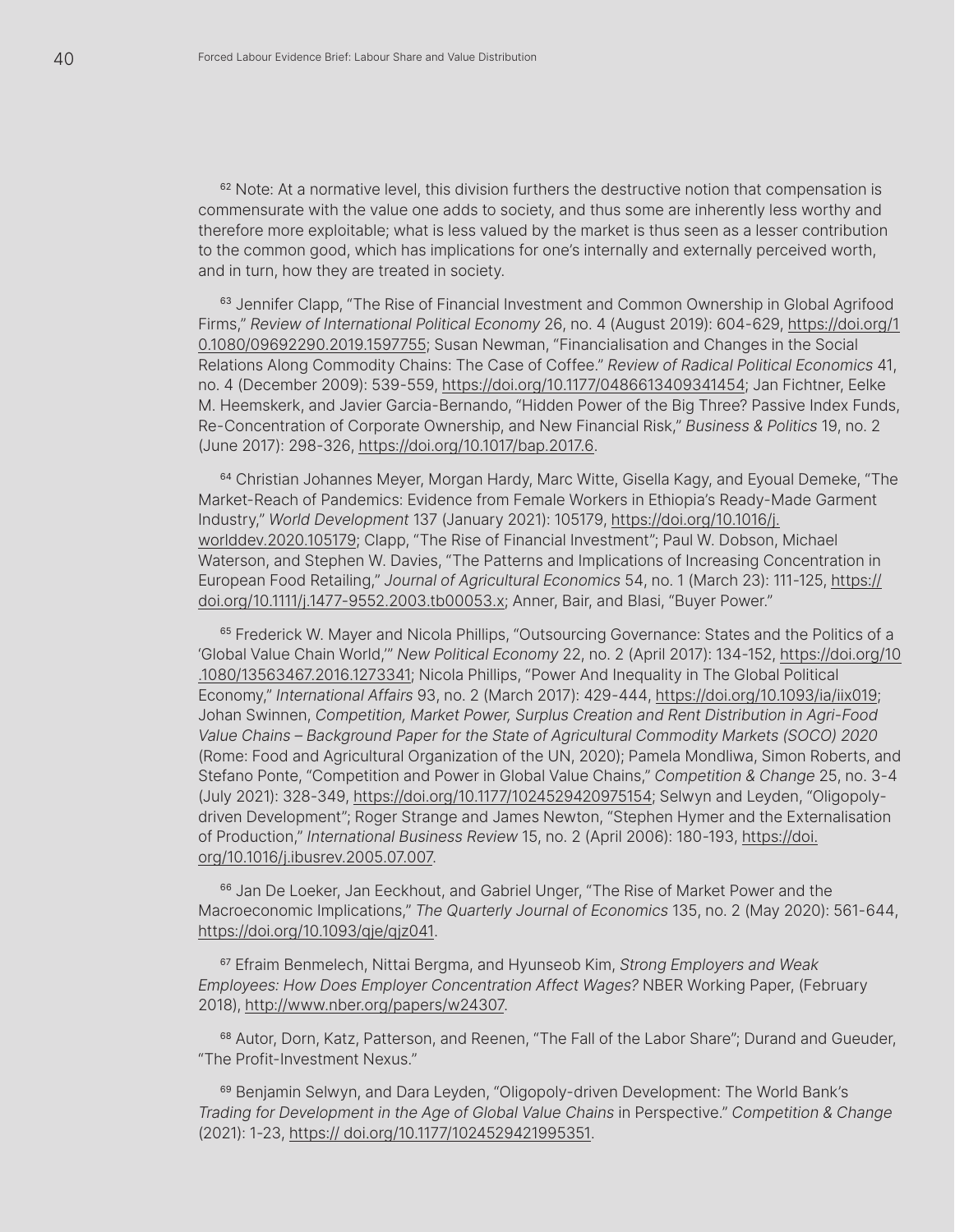[62] Note: At a normative level, this division furthers the destructive notion that compensation is commensurate with the value one adds to society, and thus some are inherently less worthy and therefore more exploitable; what is less valued by the market is thus seen as a lesser contribution to the common good, which has implications for one's internally and externally perceived worth, and in turn, how they are treated in society.

[63] Jennifer Clapp, "The Rise of Financial Investment and Common Ownership in Global Agrifood Firms," *Review of International Political Economy* 26, no. 4 (August 2019): 604-629, https://doi.org/10.1080/09692290.2019.1597755; Susan Newman, "Financialisation and Changes in the Social Relations Along Commodity Chains: The Case of Coffee." *Review of Radical Political Economics* 41, no. 4 (December 2009): 539-559, https://doi.org/10.1177/0486613409341454; Jan Fichtner, Eelke M. Heemskerk, and Javier Garcia-Bernando, "Hidden Power of the Big Three? Passive Index Funds, Re-Concentration of Corporate Ownership, and New Financial Risk," *Business & Politics* 19, no. 2 (June 2017): 298-326, https://doi.org/10.1017/bap.2017.6.

[64] Christian Johannes Meyer, Morgan Hardy, Marc Witte, Gisella Kagy, and Eyoual Demeke, "The Market-Reach of Pandemics: Evidence from Female Workers in Ethiopia's Ready-Made Garment Industry," *World Development* 137 (January 2021): 105179, https://doi.org/10.1016/j.worlddev.2020.105179; Clapp, "The Rise of Financial Investment"; Paul W. Dobson, Michael Waterson, and Stephen W. Davies, "The Patterns and Implications of Increasing Concentration in European Food Retailing," *Journal of Agricultural Economics* 54, no. 1 (March 23): 111-125, https://doi.org/10.1111/j.1477-9552.2003.tb00053.x; Anner, Bair, and Blasi, "Buyer Power."

[65] Frederick W. Mayer and Nicola Phillips, "Outsourcing Governance: States and the Politics of a 'Global Value Chain World,'" *New Political Economy* 22, no. 2 (April 2017): 134-152, https://doi.org/10.1080/13563467.2016.1273341; Nicola Phillips, "Power And Inequality in The Global Political Economy," *International Affairs* 93, no. 2 (March 2017): 429-444, https://doi.org/10.1093/ia/iix019; Johan Swinnen, *Competition, Market Power, Surplus Creation and Rent Distribution in Agri-Food Value Chains – Background Paper for the State of Agricultural Commodity Markets (SOCO) 2020* (Rome: Food and Agricultural Organization of the UN, 2020); Pamela Mondliwa, Simon Roberts, and Stefano Ponte, "Competition and Power in Global Value Chains," *Competition & Change* 25, no. 3-4 (July 2021): 328-349, https://doi.org/10.1177/1024529420975154; Selwyn and Leyden, "Oligopoly-driven Development"; Roger Strange and James Newton, "Stephen Hymer and the Externalisation of Production," *International Business Review* 15, no. 2 (April 2006): 180-193, https://doi.org/10.1016/j.ibusrev.2005.07.007.

[66] Jan De Loeker, Jan Eeckhout, and Gabriel Unger, "The Rise of Market Power and the Macroeconomic Implications," *The Quarterly Journal of Economics* 135, no. 2 (May 2020): 561-644, https://doi.org/10.1093/qje/qjz041.

[67] Efraim Benmelech, Nittai Bergma, and Hyunseob Kim, *Strong Employers and Weak Employees: How Does Employer Concentration Affect Wages?* NBER Working Paper, (February 2018), http://www.nber.org/papers/w24307.

[68] Autor, Dorn, Katz, Patterson, and Reenen, "The Fall of the Labor Share"; Durand and Gueuder, "The Profit-Investment Nexus."

[69] Benjamin Selwyn, and Dara Leyden, "Oligopoly-driven Development: The World Bank's *Trading for Development in the Age of Global Value Chains* in Perspective." *Competition & Change* (2021): 1-23, https:// doi.org/10.1177/1024529421995351.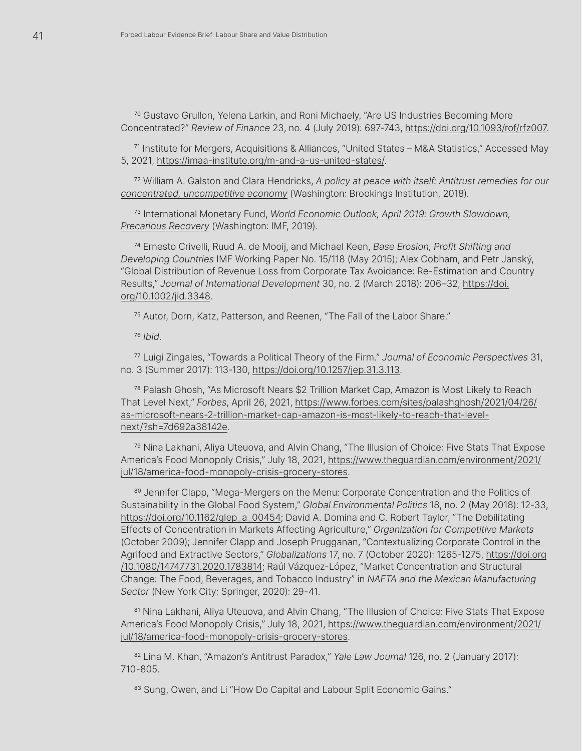[70] Gustavo Grullon, Yelena Larkin, and Roni Michaely, "Are US Industries Becoming More Concentrated?" *Review of Finance* 23, no. 4 (July 2019): 697-743, https://doi.org/10.1093/rof/rfz007.

[71] Institute for Mergers, Acquisitions & Alliances, "United States – M&A Statistics," Accessed May 5, 2021, https://imaa-institute.org/m-and-a-us-united-states/.

[72] William A. Galston and Clara Hendricks, *A policy at peace with itself: Antitrust remedies for our concentrated, uncompetitive economy* (Washington: Brookings Institution, 2018).

[73] International Monetary Fund, *World Economic Outlook, April 2019: Growth Slowdown, Precarious Recovery* (Washington: IMF, 2019).

[74] Ernesto Crivelli, Ruud A. de Mooij, and Michael Keen, *Base Erosion, Profit Shifting and Developing Countries* IMF Working Paper No. 15/118 (May 2015); Alex Cobham, and Petr Janský, "Global Distribution of Revenue Loss from Corporate Tax Avoidance: Re-Estimation and Country Results," *Journal of International Development* 30, no. 2 (March 2018): 206–32, https://doi.org/10.1002/jid.3348.

[75] Autor, Dorn, Katz, Patterson, and Reenen, "The Fall of the Labor Share."

[76] *Ibid*.

[77] Luigi Zingales, "Towards a Political Theory of the Firm." *Journal of Economic Perspectives* 31, no. 3 (Summer 2017): 113-130, https://doi.org/10.1257/jep.31.3.113.

[78] Palash Ghosh, "As Microsoft Nears $2 Trillion Market Cap, Amazon is Most Likely to Reach That Level Next," *Forbes*, April 26, 2021, https://www.forbes.com/sites/palashghosh/2021/04/26/as-microsoft-nears-2-trillion-market-cap-amazon-is-most-likely-to-reach-that-level-next/?sh=7d692a38142e.

[79] Nina Lakhani, Aliya Uteuova, and Alvin Chang, "The Illusion of Choice: Five Stats That Expose America's Food Monopoly Crisis," July 18, 2021, https://www.theguardian.com/environment/2021/jul/18/america-food-monopoly-crisis-grocery-stores.

[80] Jennifer Clapp, "Mega-Mergers on the Menu: Corporate Concentration and the Politics of Sustainability in the Global Food System," *Global Environmental Politics* 18, no. 2 (May 2018): 12-33, https://doi.org/10.1162/glep_a_00454; David A. Domina and C. Robert Taylor, "The Debilitating Effects of Concentration in Markets Affecting Agriculture," *Organization for Competitive Markets* (October 2009); Jennifer Clapp and Joseph Prugganan, "Contextualizing Corporate Control in the Agrifood and Extractive Sectors," *Globalizations* 17, no. 7 (October 2020): 1265-1275, https://doi.org/10.1080/14747731.2020.1783814; Raúl Vázquez-López, "Market Concentration and Structural Change: The Food, Beverages, and Tobacco Industry" in *NAFTA and the Mexican Manufacturing Sector* (New York City: Springer, 2020): 29-41.

[81] Nina Lakhani, Aliya Uteuova, and Alvin Chang, "The Illusion of Choice: Five Stats That Expose America's Food Monopoly Crisis," July 18, 2021, https://www.theguardian.com/environment/2021/jul/18/america-food-monopoly-crisis-grocery-stores.

[82] Lina M. Khan, "Amazon's Antitrust Paradox," *Yale Law Journal* 126, no. 2 (January 2017): 710-805.

[83] Sung, Owen, and Li "How Do Capital and Labour Split Economic Gains."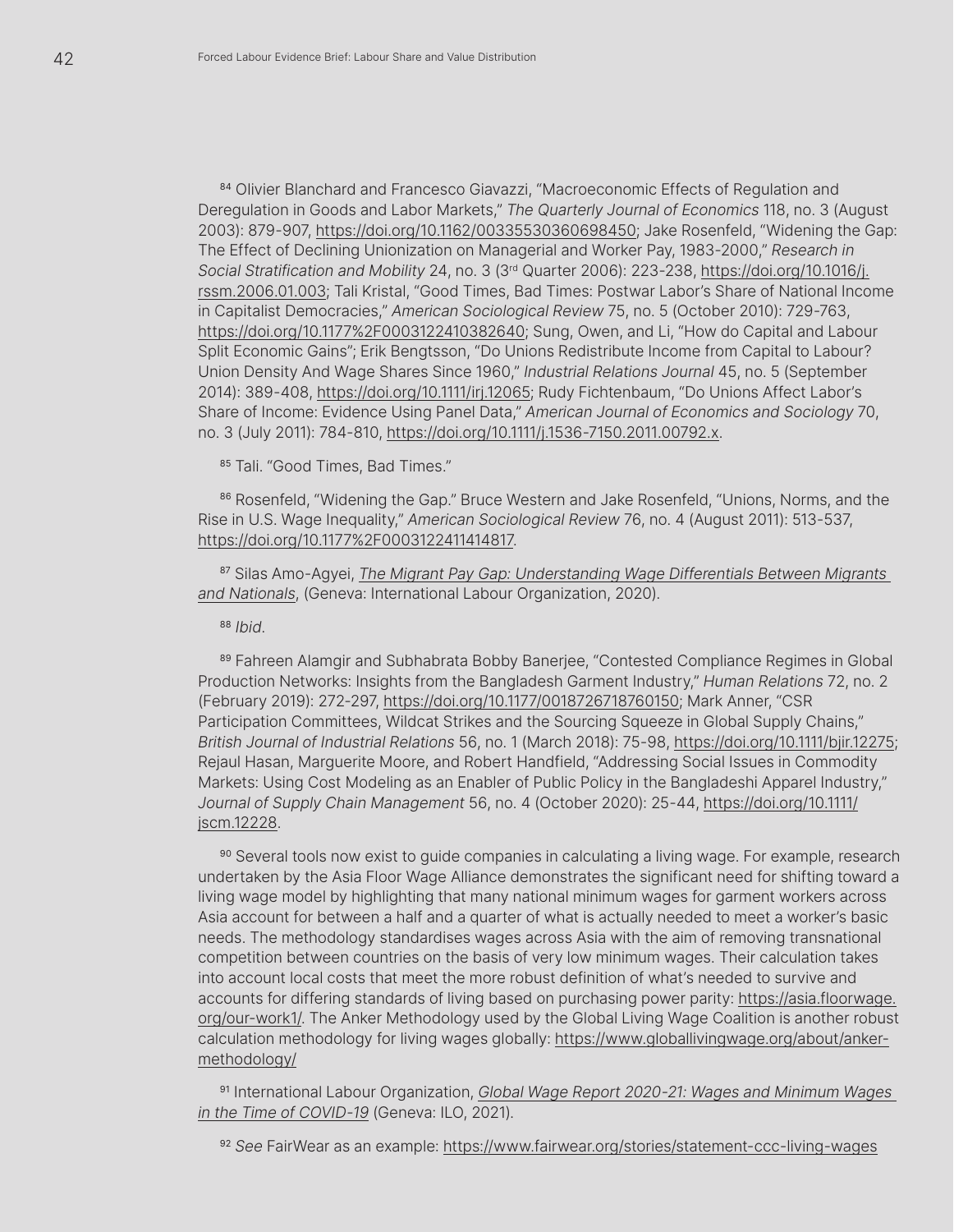[84] Olivier Blanchard and Francesco Giavazzi, "Macroeconomic Effects of Regulation and Deregulation in Goods and Labor Markets," *The Quarterly Journal of Economics* 118, no. 3 (August 2003): 879-907, https://doi.org/10.1162/00335530360698450; Jake Rosenfeld, "Widening the Gap: The Effect of Declining Unionization on Managerial and Worker Pay, 1983-2000," *Research in Social Stratification and Mobility* 24, no. 3 (3rd Quarter 2006): 223-238, https://doi.org/10.1016/j.rssm.2006.01.003; Tali Kristal, "Good Times, Bad Times: Postwar Labor's Share of National Income in Capitalist Democracies," *American Sociological Review* 75, no. 5 (October 2010): 729-763, https://doi.org/10.1177%2F0003122410382640; Sung, Owen, and Li, "How do Capital and Labour Split Economic Gains"; Erik Bengtsson, "Do Unions Redistribute Income from Capital to Labour? Union Density And Wage Shares Since 1960," *Industrial Relations Journal* 45, no. 5 (September 2014): 389-408, https://doi.org/10.1111/irj.12065; Rudy Fichtenbaum, "Do Unions Affect Labor's Share of Income: Evidence Using Panel Data," *American Journal of Economics and Sociology* 70, no. 3 (July 2011): 784-810, https://doi.org/10.1111/j.1536-7150.2011.00792.x.

[85] Tali. "Good Times, Bad Times."

[86] Rosenfeld, "Widening the Gap." Bruce Western and Jake Rosenfeld, "Unions, Norms, and the Rise in U.S. Wage Inequality," *American Sociological Review* 76, no. 4 (August 2011): 513-537, https://doi.org/10.1177%2F0003122411414817.

[87] Silas Amo-Agyei, *The Migrant Pay Gap: Understanding Wage Differentials Between Migrants and Nationals*, (Geneva: International Labour Organization, 2020).

[88] *Ibid.*

[89] Fahreen Alamgir and Subhabrata Bobby Banerjee, "Contested Compliance Regimes in Global Production Networks: Insights from the Bangladesh Garment Industry," *Human Relations* 72, no. 2 (February 2019): 272-297, https://doi.org/10.1177/0018726718760150; Mark Anner, "CSR Participation Committees, Wildcat Strikes and the Sourcing Squeeze in Global Supply Chains," *British Journal of Industrial Relations* 56, no. 1 (March 2018): 75-98, https://doi.org/10.1111/bjir.12275; Rejaul Hasan, Marguerite Moore, and Robert Handfield, "Addressing Social Issues in Commodity Markets: Using Cost Modeling as an Enabler of Public Policy in the Bangladeshi Apparel Industry," *Journal of Supply Chain Management* 56, no. 4 (October 2020): 25-44, https://doi.org/10.1111/jscm.12228.

[90] Several tools now exist to guide companies in calculating a living wage. For example, research undertaken by the Asia Floor Wage Alliance demonstrates the significant need for shifting toward a living wage model by highlighting that many national minimum wages for garment workers across Asia account for between a half and a quarter of what is actually needed to meet a worker's basic needs. The methodology standardises wages across Asia with the aim of removing transnational competition between countries on the basis of very low minimum wages. Their calculation takes into account local costs that meet the more robust definition of what's needed to survive and accounts for differing standards of living based on purchasing power parity: https://asia.floorwage.org/our-work1/. The Anker Methodology used by the Global Living Wage Coalition is another robust calculation methodology for living wages globally: https://www.globallivingwage.org/about/anker-methodology/

[91] International Labour Organization, *Global Wage Report 2020-21: Wages and Minimum Wages in the Time of COVID-19* (Geneva: ILO, 2021).

[92] *See* FairWear as an example: https://www.fairwear.org/stories/statement-ccc-living-wages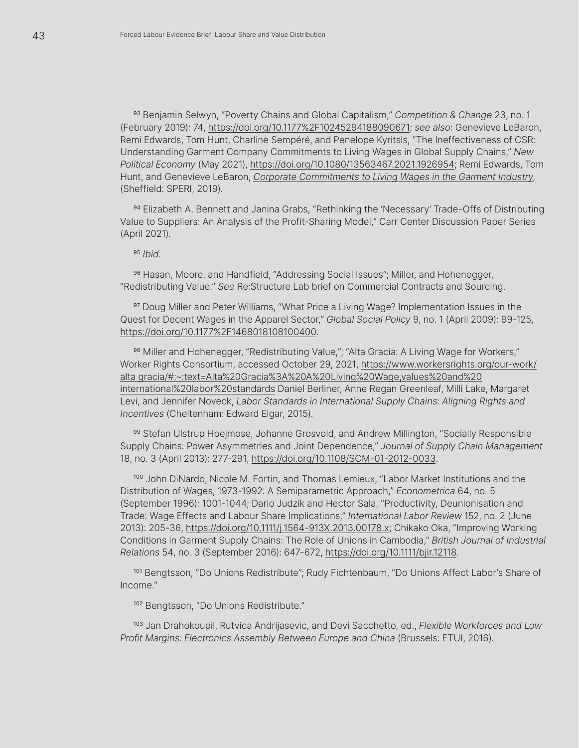[93] Benjamin Selwyn, "Poverty Chains and Global Capitalism," *Competition & Change* 23, no. 1 (February 2019): 74, https://doi.org/10.1177%2F1024529418809067l; *see also*: Genevieve LeBaron, Remi Edwards, Tom Hunt, Charline Sempéré, and Penelope Kyritsis, "The Ineffectiveness of CSR: Understanding Garment Company Commitments to Living Wages in Global Supply Chains," *New Political Economy* (May 2021), https://doi.org/10.1080/13563467.2021.1926954; Remi Edwards, Tom Hunt, and Genevieve LeBaron, *Corporate Commitments to Living Wages in the Garment Industry*, (Sheffield: SPERI, 2019).

[94] Elizabeth A. Bennett and Janina Grabs, "Rethinking the 'Necessary' Trade-Offs of Distributing Value to Suppliers: An Analysis of the Profit-Sharing Model," Carr Center Discussion Paper Series (April 2021).

[95] *Ibid*.

[96] Hasan, Moore, and Handfield, "Addressing Social Issues"; Miller, and Hohenegger, "Redistributing Value." *See* Re:Structure Lab brief on Commercial Contracts and Sourcing.

[97] Doug Miller and Peter Williams, "What Price a Living Wage? Implementation Issues in the Quest for Decent Wages in the Apparel Sector," *Global Social Policy* 9, no. 1 (April 2009): 99-125, https://doi.org/10.1177%2F1468018108100400.

[98] Miller and Hohenegger, "Redistributing Value,"; "Alta Gracia: A Living Wage for Workers," Worker Rights Consortium, accessed October 29, 2021, https://www.workersrights.org/our-work/alta gracia/#:~:text=Alta%20Gracia%3A%20A%20Living%20Wage,values%20and%20international%20labor%20standards Daniel Berliner, Anne Regan Greenleaf, Milli Lake, Margaret Levi, and Jennifer Noveck, *Labor Standards in International Supply Chains: Aligning Rights and Incentives* (Cheltenham: Edward Elgar, 2015).

[99] Stefan Ulstrup Hoejmose, Johanne Grosvold, and Andrew Millington, "Socially Responsible Supply Chains: Power Asymmetries and Joint Dependence," *Journal of Supply Chain Management* 18, no. 3 (April 2013): 277-291, https://doi.org/10.1108/SCM-01-2012-0033.

[100] John DiNardo, Nicole M. Fortin, and Thomas Lemieux, "Labor Market Institutions and the Distribution of Wages, 1973-1992: A Semiparametric Approach," *Econometrica* 64, no. 5 (September 1996): 1001-1044; Dario Judzik and Hector Sala, "Productivity, Deunionisation and Trade: Wage Effects and Labour Share Implications," *International Labor Review* 152, no. 2 (June 2013): 205-36, https://doi.org/10.1111/j.1564-913X.2013.00178.x; Chikako Oka, "Improving Working Conditions in Garment Supply Chains: The Role of Unions in Cambodia," *British Journal of Industrial Relations* 54, no. 3 (September 2016): 647-672, https://doi.org/10.1111/bjir.12118.

[101] Bengtsson, "Do Unions Redistribute"; Rudy Fichtenbaum, "Do Unions Affect Labor's Share of Income."

[102] Bengtsson, "Do Unions Redistribute."

[103] Jan Drahokoupil, Rutvica Andrijasevic, and Devi Sacchetto, ed., *Flexible Workforces and Low Profit Margins: Electronics Assembly Between Europe and China* (Brussels: ETUI, 2016).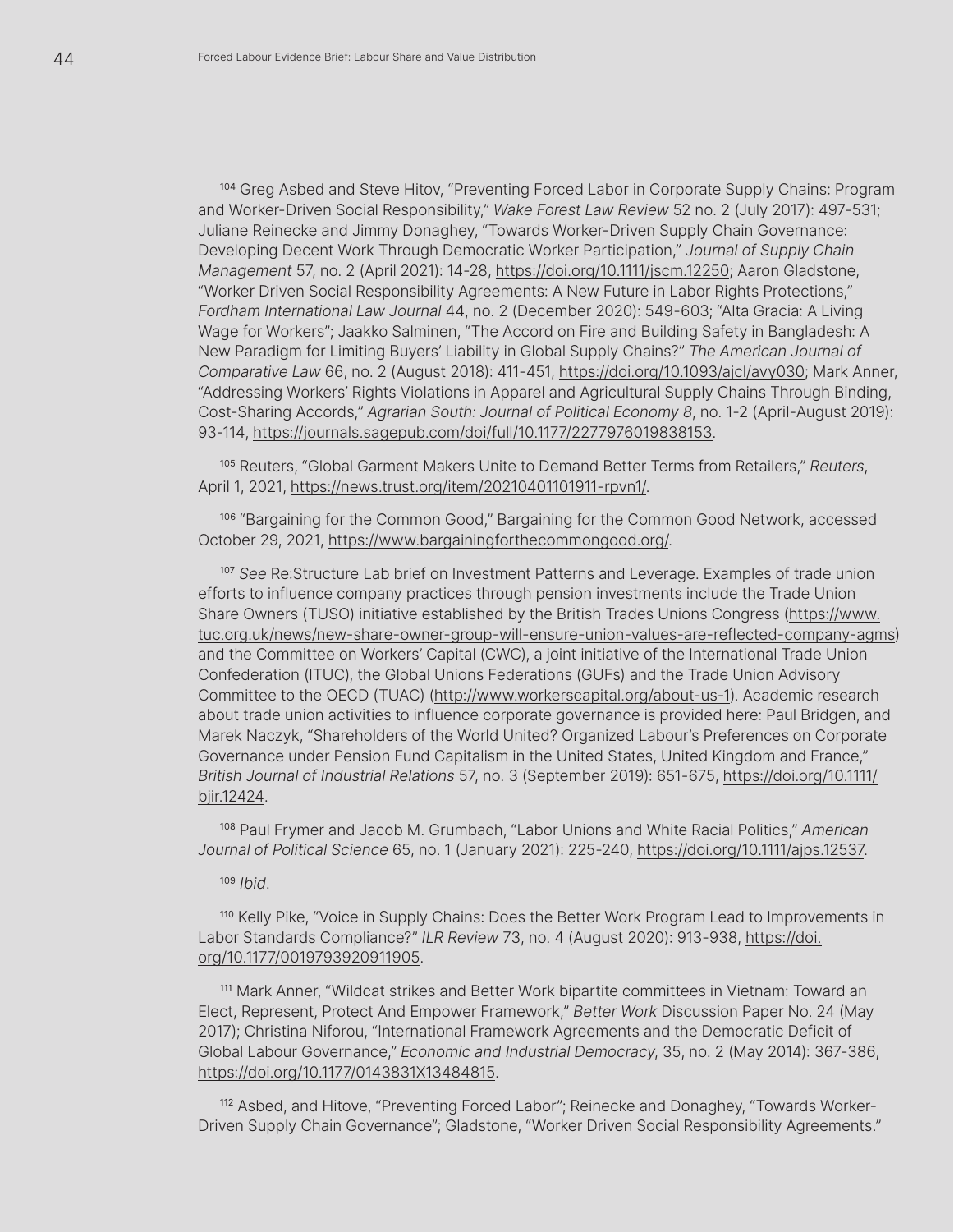[104] Greg Asbed and Steve Hitov, "Preventing Forced Labor in Corporate Supply Chains: Program and Worker-Driven Social Responsibility," *Wake Forest Law Review* 52 no. 2 (July 2017): 497-531; Juliane Reinecke and Jimmy Donaghey, "Towards Worker-Driven Supply Chain Governance: Developing Decent Work Through Democratic Worker Participation," *Journal of Supply Chain Management* 57, no. 2 (April 2021): 14-28, https://doi.org/10.1111/jscm.12250; Aaron Gladstone, "Worker Driven Social Responsibility Agreements: A New Future in Labor Rights Protections," *Fordham International Law Journal* 44, no. 2 (December 2020): 549-603; "Alta Gracia: A Living Wage for Workers"; Jaakko Salminen, "The Accord on Fire and Building Safety in Bangladesh: A New Paradigm for Limiting Buyers' Liability in Global Supply Chains?" *The American Journal of Comparative Law* 66, no. 2 (August 2018): 411-451, https://doi.org/10.1093/ajcl/avy030; Mark Anner, "Addressing Workers' Rights Violations in Apparel and Agricultural Supply Chains Through Binding, Cost-Sharing Accords," *Agrarian South: Journal of Political Economy 8*, no. 1-2 (April-August 2019): 93-114, https://journals.sagepub.com/doi/full/10.1177/2277976019838153.

[105] Reuters, "Global Garment Makers Unite to Demand Better Terms from Retailers," *Reuters*, April 1, 2021, https://news.trust.org/item/20210401101911-rpvn1/.

[106] "Bargaining for the Common Good," Bargaining for the Common Good Network, accessed October 29, 2021, https://www.bargainingforthecommongood.org/.

[107] *See* Re:Structure Lab brief on Investment Patterns and Leverage. Examples of trade union efforts to influence company practices through pension investments include the Trade Union Share Owners (TUSO) initiative established by the British Trades Unions Congress (https://www.tuc.org.uk/news/new-share-owner-group-will-ensure-union-values-are-reflected-company-agms) and the Committee on Workers' Capital (CWC), a joint initiative of the International Trade Union Confederation (ITUC), the Global Unions Federations (GUFs) and the Trade Union Advisory Committee to the OECD (TUAC) (http://www.workerscapital.org/about-us-1). Academic research about trade union activities to influence corporate governance is provided here: Paul Bridgen, and Marek Naczyk, "Shareholders of the World United? Organized Labour's Preferences on Corporate Governance under Pension Fund Capitalism in the United States, United Kingdom and France," *British Journal of Industrial Relations* 57, no. 3 (September 2019): 651-675, https://doi.org/10.1111/bjir.12424.

[108] Paul Frymer and Jacob M. Grumbach, "Labor Unions and White Racial Politics," *American Journal of Political Science* 65, no. 1 (January 2021): 225-240, https://doi.org/10.1111/ajps.12537.

[109] *Ibid*.

[110] Kelly Pike, "Voice in Supply Chains: Does the Better Work Program Lead to Improvements in Labor Standards Compliance?" *ILR Review* 73, no. 4 (August 2020): 913-938, https://doi.org/10.1177/0019793920911905.

[111] Mark Anner, "Wildcat strikes and Better Work bipartite committees in Vietnam: Toward an Elect, Represent, Protect And Empower Framework," *Better Work* Discussion Paper No. 24 (May 2017); Christina Niforou, "International Framework Agreements and the Democratic Deficit of Global Labour Governance," *Economic and Industrial Democracy*, 35, no. 2 (May 2014): 367-386, https://doi.org/10.1177/0143831X13484815.

[112] Asbed, and Hitove, "Preventing Forced Labor"; Reinecke and Donaghey, "Towards Worker-Driven Supply Chain Governance"; Gladstone, "Worker Driven Social Responsibility Agreements."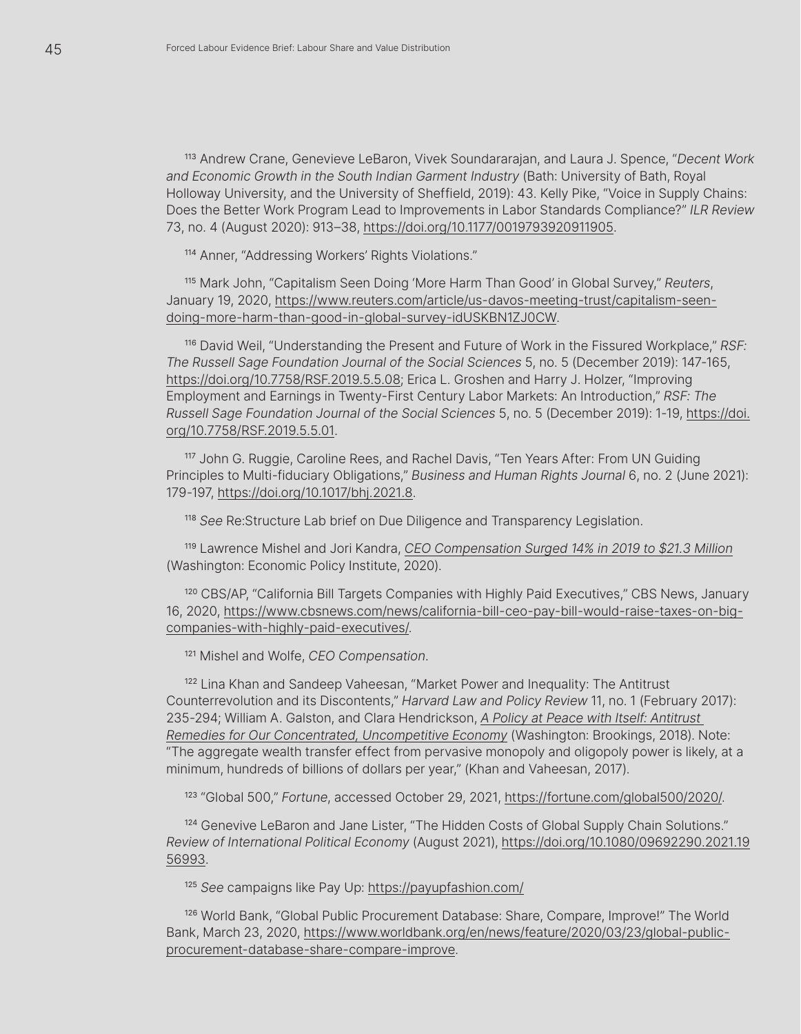[113] Andrew Crane, Genevieve LeBaron, Vivek Soundararajan, and Laura J. Spence, "*Decent Work and Economic Growth in the South Indian Garment Industry* (Bath: University of Bath, Royal Holloway University, and the University of Sheffield, 2019): 43. Kelly Pike, "Voice in Supply Chains: Does the Better Work Program Lead to Improvements in Labor Standards Compliance?" *ILR Review* 73, no. 4 (August 2020): 913–38, https://doi.org/10.1177/0019793920911905.

[114] Anner, "Addressing Workers' Rights Violations."

[115] Mark John, "Capitalism Seen Doing 'More Harm Than Good' in Global Survey," *Reuters*, January 19, 2020, https://www.reuters.com/article/us-davos-meeting-trust/capitalism-seen-doing-more-harm-than-good-in-global-survey-idUSKBN1ZJ0CW.

[116] David Weil, "Understanding the Present and Future of Work in the Fissured Workplace," *RSF: The Russell Sage Foundation Journal of the Social Sciences* 5, no. 5 (December 2019): 147-165, https://doi.org/10.7758/RSF.2019.5.5.08; Erica L. Groshen and Harry J. Holzer, "Improving Employment and Earnings in Twenty-First Century Labor Markets: An Introduction," *RSF: The Russell Sage Foundation Journal of the Social Sciences* 5, no. 5 (December 2019): 1-19, https://doi.org/10.7758/RSF.2019.5.5.01.

[117] John G. Ruggie, Caroline Rees, and Rachel Davis, "Ten Years After: From UN Guiding Principles to Multi-fiduciary Obligations," *Business and Human Rights Journal* 6, no. 2 (June 2021): 179-197, https://doi.org/10.1017/bhj.2021.8.

[118] *See* Re:Structure Lab brief on Due Diligence and Transparency Legislation.

[119] Lawrence Mishel and Jori Kandra, *CEO Compensation Surged 14% in 2019 to $21.3 Million* (Washington: Economic Policy Institute, 2020).

[120] CBS/AP, "California Bill Targets Companies with Highly Paid Executives," CBS News, January 16, 2020, https://www.cbsnews.com/news/california-bill-ceo-pay-bill-would-raise-taxes-on-big-companies-with-highly-paid-executives/.

[121] Mishel and Wolfe, *CEO Compensation*.

[122] Lina Khan and Sandeep Vaheesan, "Market Power and Inequality: The Antitrust Counterrevolution and its Discontents," *Harvard Law and Policy Review* 11, no. 1 (February 2017): 235-294; William A. Galston, and Clara Hendrickson, *A Policy at Peace with Itself: Antitrust Remedies for Our Concentrated, Uncompetitive Economy* (Washington: Brookings, 2018). Note: "The aggregate wealth transfer effect from pervasive monopoly and oligopoly power is likely, at a minimum, hundreds of billions of dollars per year," (Khan and Vaheesan, 2017).

[123] "Global 500," *Fortune*, accessed October 29, 2021, https://fortune.com/global500/2020/.

[124] Genevive LeBaron and Jane Lister, "The Hidden Costs of Global Supply Chain Solutions." *Review of International Political Economy* (August 2021), https://doi.org/10.1080/09692290.2021.1956993.

[125] *See* campaigns like Pay Up: https://payupfashion.com/

[126] World Bank, "Global Public Procurement Database: Share, Compare, Improve!" The World Bank, March 23, 2020, https://www.worldbank.org/en/news/feature/2020/03/23/global-public-procurement-database-share-compare-improve.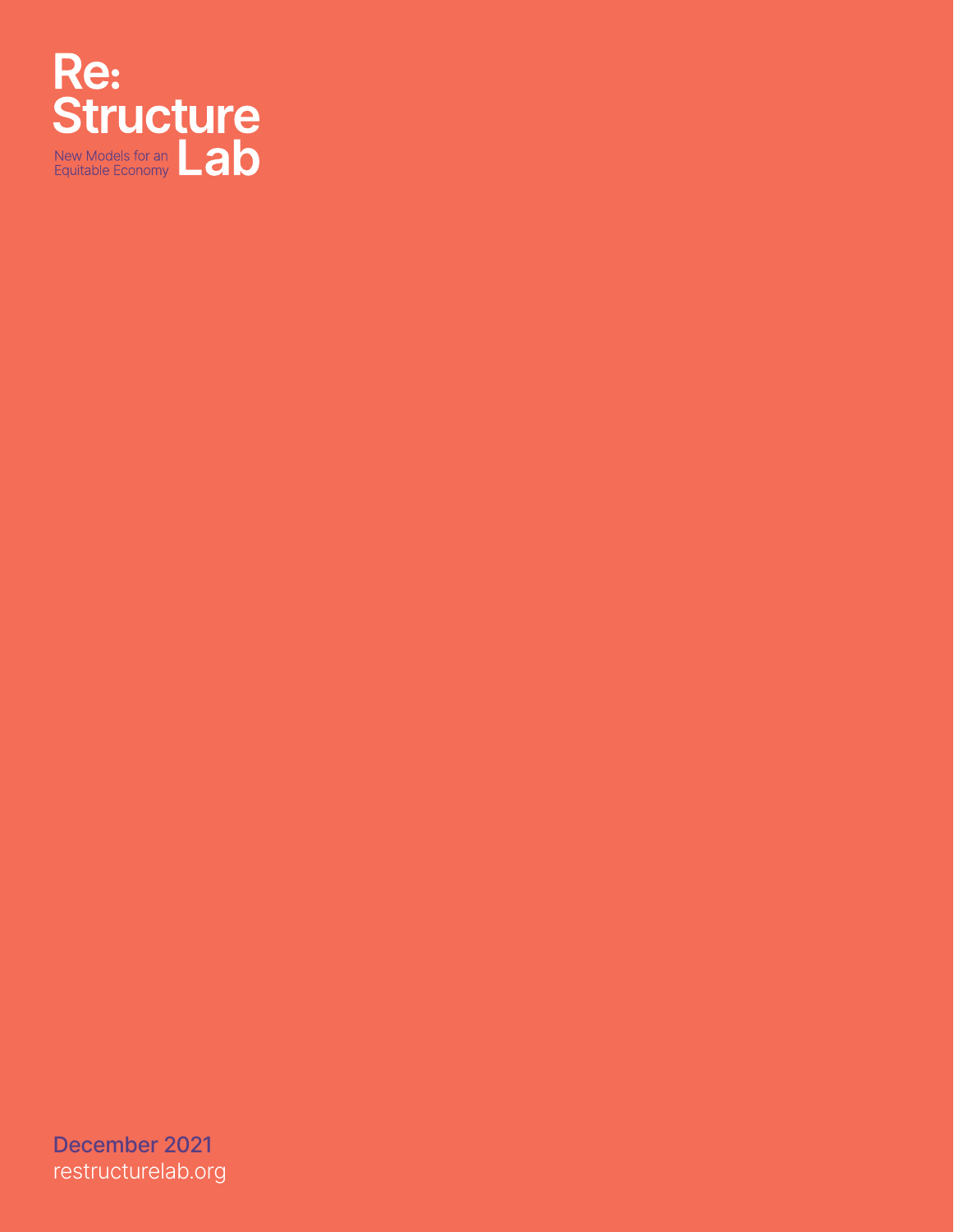Re:
Structure
Lab

New Models for an
Equitable Economy

**December 2021**
restructurelab.org